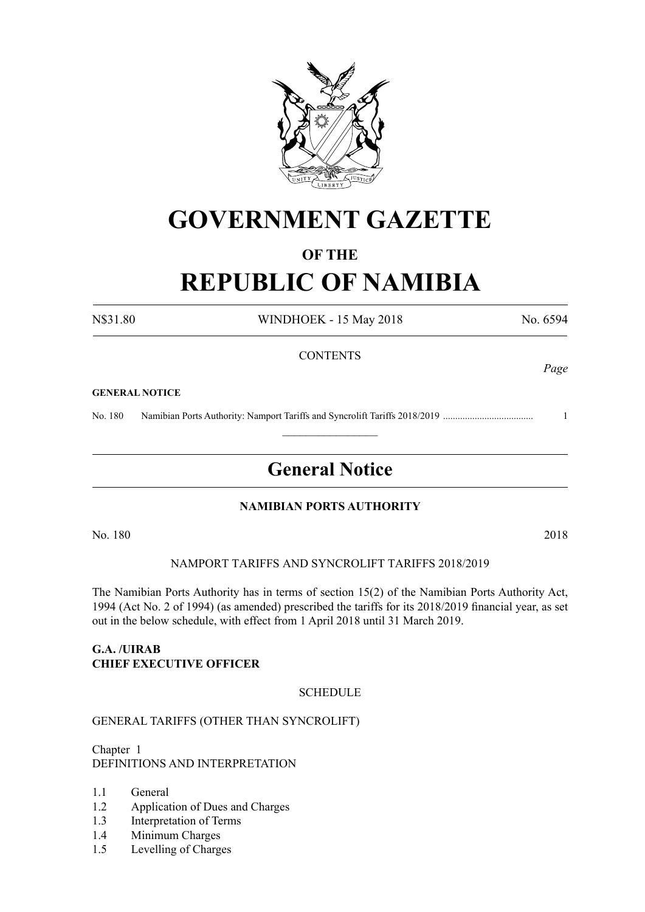# GOVERNMENT GAZETTE

## OF THE

# REPUBLIC OF NAMIBIA

N$31.80 WINDHOEK - 15 May 2018 No. 6594

CONTENTS

*Page*

**GENERAL NOTICE**

No. 180 Namibian Ports Authority: Namport Tariffs and Syncrolift Tariffs 2018/2019 .................................... 1

## General Notice

**NAMIBIAN PORTS AUTHORITY**

No. 180 2018

NAMPORT TARIFFS AND SYNCROLIFT TARIFFS 2018/2019

The Namibian Ports Authority has in terms of section 15(2) of the Namibian Ports Authority Act, 1994 (Act No. 2 of 1994) (as amended) prescribed the tariffs for its 2018/2019 financial year, as set out in the below schedule, with effect from 1 April 2018 until 31 March 2019.

**G.A. /UIRAB**
**CHIEF EXECUTIVE OFFICER**

SCHEDULE

GENERAL TARIFFS (OTHER THAN SYNCROLIFT)

Chapter 1
DEFINITIONS AND INTERPRETATION

1.1 General
1.2 Application of Dues and Charges
1.3 Interpretation of Terms
1.4 Minimum Charges
1.5 Levelling of Charges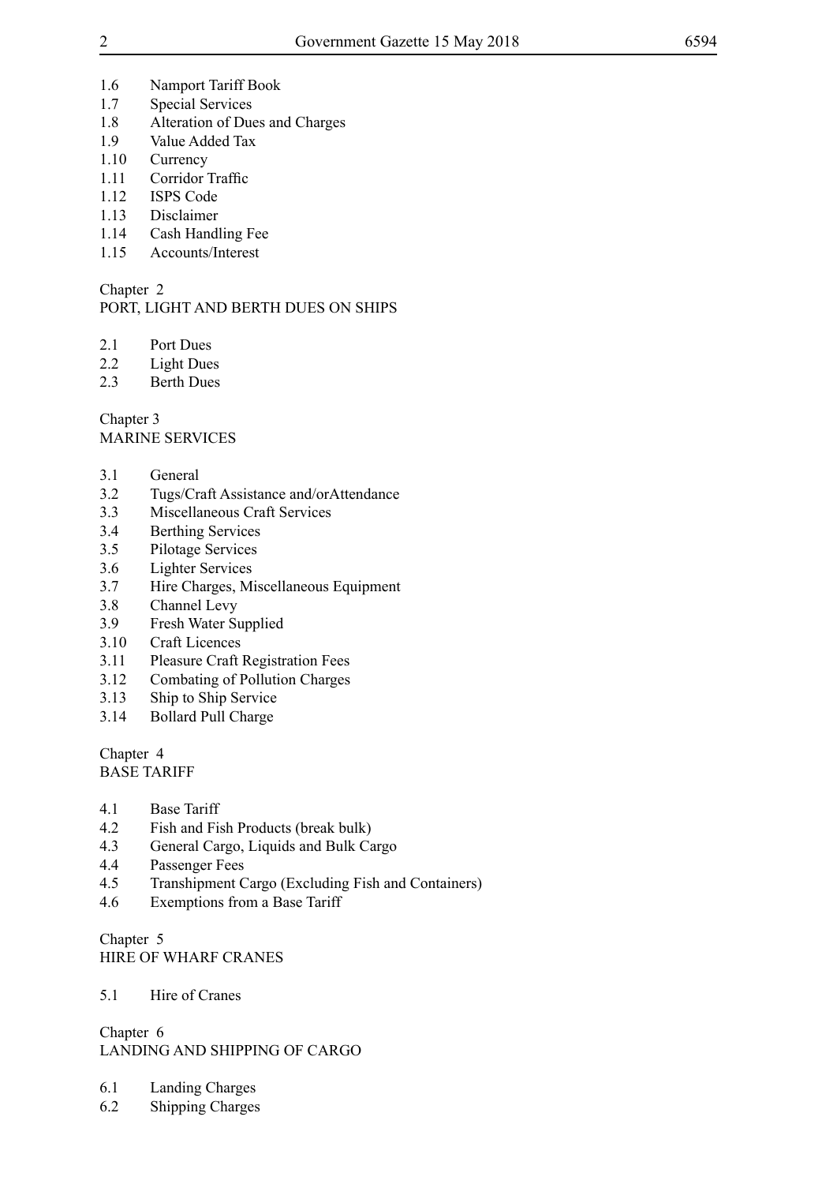1.6 Namport Tariff Book
1.7 Special Services
1.8 Alteration of Dues and Charges
1.9 Value Added Tax
1.10 Currency
1.11 Corridor Traffic
1.12 ISPS Code
1.13 Disclaimer
1.14 Cash Handling Fee
1.15 Accounts/Interest

Chapter 2
PORT, LIGHT AND BERTH DUES ON SHIPS

2.1 Port Dues
2.2 Light Dues
2.3 Berth Dues

Chapter 3
MARINE SERVICES

3.1 General
3.2 Tugs/Craft Assistance and/orAttendance
3.3 Miscellaneous Craft Services
3.4 Berthing Services
3.5 Pilotage Services
3.6 Lighter Services
3.7 Hire Charges, Miscellaneous Equipment
3.8 Channel Levy
3.9 Fresh Water Supplied
3.10 Craft Licences
3.11 Pleasure Craft Registration Fees
3.12 Combating of Pollution Charges
3.13 Ship to Ship Service
3.14 Bollard Pull Charge

Chapter 4
BASE TARIFF

4.1 Base Tariff
4.2 Fish and Fish Products (break bulk)
4.3 General Cargo, Liquids and Bulk Cargo
4.4 Passenger Fees
4.5 Transhipment Cargo (Excluding Fish and Containers)
4.6 Exemptions from a Base Tariff

Chapter 5
HIRE OF WHARF CRANES

5.1 Hire of Cranes

Chapter 6
LANDING AND SHIPPING OF CARGO

6.1 Landing Charges
6.2 Shipping Charges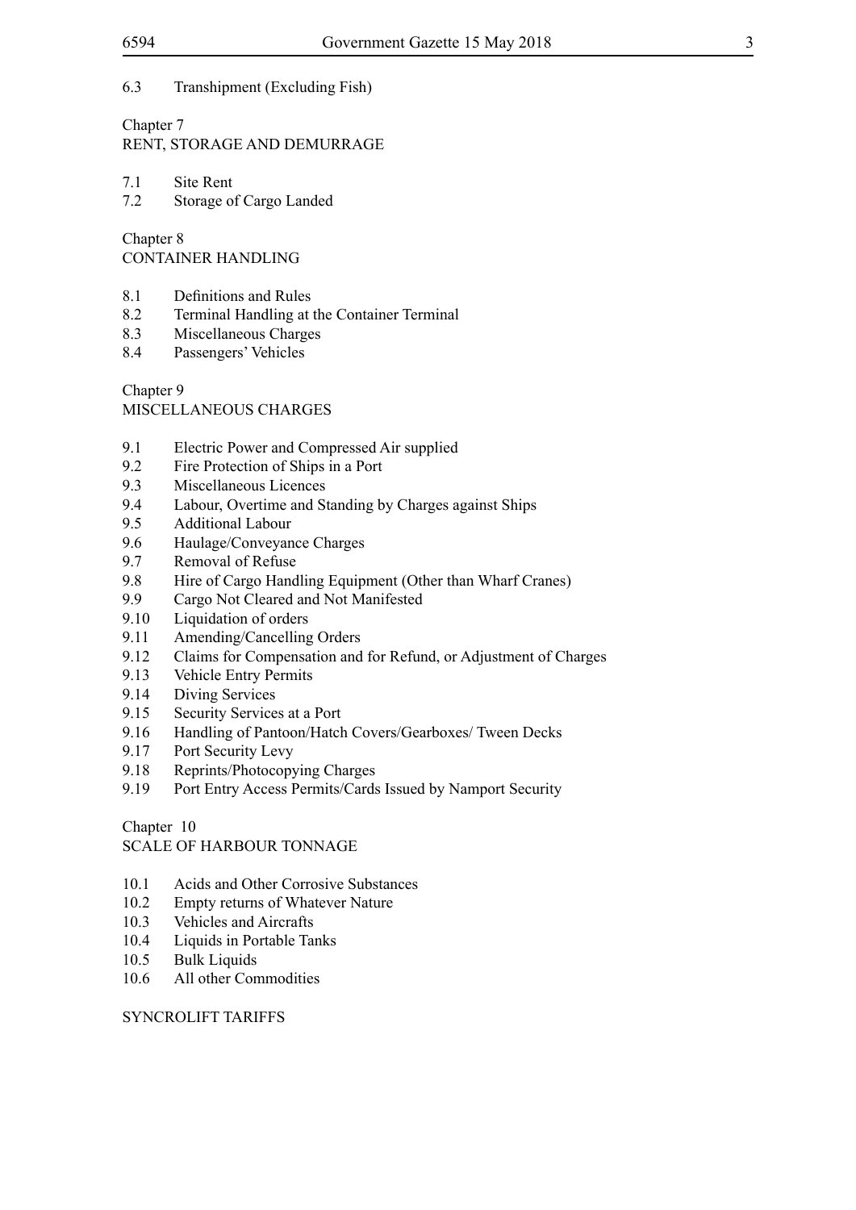6.3 Transhipment (Excluding Fish)

Chapter 7
RENT, STORAGE AND DEMURRAGE

7.1 Site Rent
7.2 Storage of Cargo Landed

Chapter 8
CONTAINER HANDLING

8.1 Definitions and Rules
8.2 Terminal Handling at the Container Terminal
8.3 Miscellaneous Charges
8.4 Passengers' Vehicles

Chapter 9
MISCELLANEOUS CHARGES

9.1 Electric Power and Compressed Air supplied
9.2 Fire Protection of Ships in a Port
9.3 Miscellaneous Licences
9.4 Labour, Overtime and Standing by Charges against Ships
9.5 Additional Labour
9.6 Haulage/Conveyance Charges
9.7 Removal of Refuse
9.8 Hire of Cargo Handling Equipment (Other than Wharf Cranes)
9.9 Cargo Not Cleared and Not Manifested
9.10 Liquidation of orders
9.11 Amending/Cancelling Orders
9.12 Claims for Compensation and for Refund, or Adjustment of Charges
9.13 Vehicle Entry Permits
9.14 Diving Services
9.15 Security Services at a Port
9.16 Handling of Pantoon/Hatch Covers/Gearboxes/ Tween Decks
9.17 Port Security Levy
9.18 Reprints/Photocopying Charges
9.19 Port Entry Access Permits/Cards Issued by Namport Security

Chapter 10
SCALE OF HARBOUR TONNAGE

10.1 Acids and Other Corrosive Substances
10.2 Empty returns of Whatever Nature
10.3 Vehicles and Aircrafts
10.4 Liquids in Portable Tanks
10.5 Bulk Liquids
10.6 All other Commodities

SYNCROLIFT TARIFFS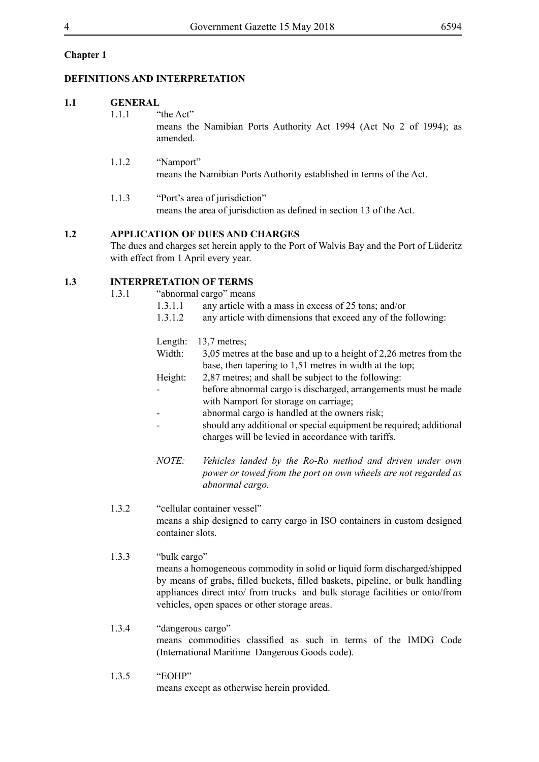## Chapter 1

## DEFINITIONS AND INTERPRETATION

### 1.1 GENERAL

1.1.1 "the Act"

means the Namibian Ports Authority Act 1994 (Act No 2 of 1994); as amended.

1.1.2 "Namport"

means the Namibian Ports Authority established in terms of the Act.

1.1.3 "Port's area of jurisdiction"

means the area of jurisdiction as defined in section 13 of the Act.

### 1.2 APPLICATION OF DUES AND CHARGES

The dues and charges set herein apply to the Port of Walvis Bay and the Port of Lüderitz with effect from 1 April every year.

### 1.3 INTERPRETATION OF TERMS

1.3.1 "abnormal cargo" means

1.3.1.1 any article with a mass in excess of 25 tons; and/or

1.3.1.2 any article with dimensions that exceed any of the following:

Length: 13,7 metres;

Width: 3,05 metres at the base and up to a height of 2,26 metres from the base, then tapering to 1,51 metres in width at the top;

Height: 2,87 metres; and shall be subject to the following:

- before abnormal cargo is discharged, arrangements must be made with Namport for storage on carriage;
- abnormal cargo is handled at the owners risk;
- should any additional or special equipment be required; additional charges will be levied in accordance with tariffs.

*NOTE: Vehicles landed by the Ro-Ro method and driven under own power or towed from the port on own wheels are not regarded as abnormal cargo.*

1.3.2 "cellular container vessel"

means a ship designed to carry cargo in ISO containers in custom designed container slots.

1.3.3 "bulk cargo"

means a homogeneous commodity in solid or liquid form discharged/shipped by means of grabs, filled buckets, filled baskets, pipeline, or bulk handling appliances direct into/ from trucks and bulk storage facilities or onto/from vehicles, open spaces or other storage areas.

1.3.4 "dangerous cargo"

means commodities classified as such in terms of the IMDG Code (International Maritime Dangerous Goods code).

1.3.5 "EOHP"

means except as otherwise herein provided.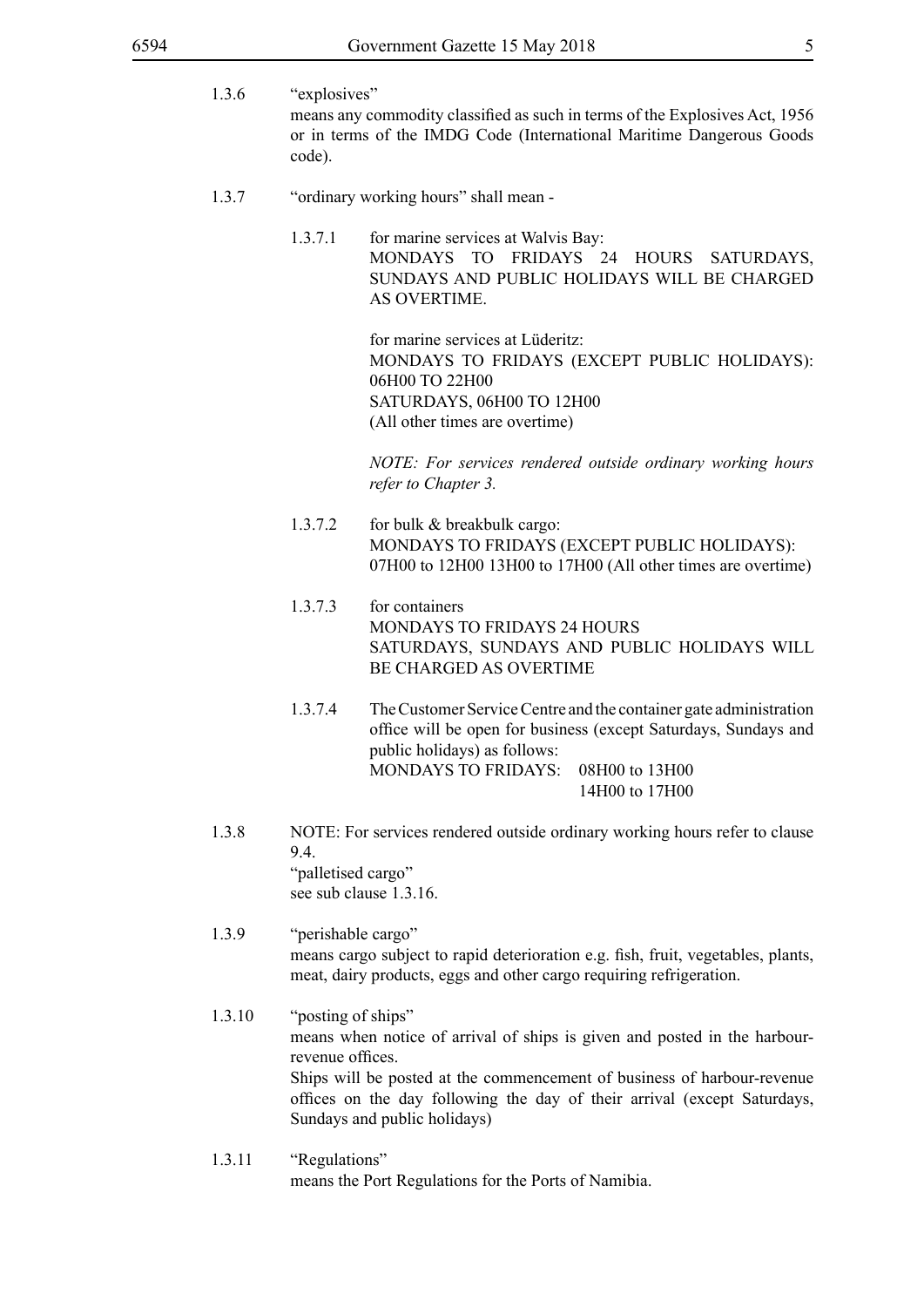1.3.6 "explosives"
means any commodity classified as such in terms of the Explosives Act, 1956 or in terms of the IMDG Code (International Maritime Dangerous Goods code).

1.3.7 "ordinary working hours" shall mean -

1.3.7.1 for marine services at Walvis Bay:
MONDAYS TO FRIDAYS 24 HOURS SATURDAYS, SUNDAYS AND PUBLIC HOLIDAYS WILL BE CHARGED AS OVERTIME.

for marine services at Lüderitz:
MONDAYS TO FRIDAYS (EXCEPT PUBLIC HOLIDAYS): 06H00 TO 22H00
SATURDAYS, 06H00 TO 12H00
(All other times are overtime)

*NOTE: For services rendered outside ordinary working hours refer to Chapter 3.*

1.3.7.2 for bulk & breakbulk cargo:
MONDAYS TO FRIDAYS (EXCEPT PUBLIC HOLIDAYS):
07H00 to 12H00 13H00 to 17H00 (All other times are overtime)

1.3.7.3 for containers
MONDAYS TO FRIDAYS 24 HOURS
SATURDAYS, SUNDAYS AND PUBLIC HOLIDAYS WILL BE CHARGED AS OVERTIME

1.3.7.4 The Customer Service Centre and the container gate administration office will be open for business (except Saturdays, Sundays and public holidays) as follows:
MONDAYS TO FRIDAYS: 08H00 to 13H00
14H00 to 17H00

1.3.8 NOTE: For services rendered outside ordinary working hours refer to clause 9.4.
"palletised cargo"
see sub clause 1.3.16.

1.3.9 "perishable cargo"
means cargo subject to rapid deterioration e.g. fish, fruit, vegetables, plants, meat, dairy products, eggs and other cargo requiring refrigeration.

1.3.10 "posting of ships"
means when notice of arrival of ships is given and posted in the harbour-revenue offices.
Ships will be posted at the commencement of business of harbour-revenue offices on the day following the day of their arrival (except Saturdays, Sundays and public holidays)

1.3.11 "Regulations"
means the Port Regulations for the Ports of Namibia.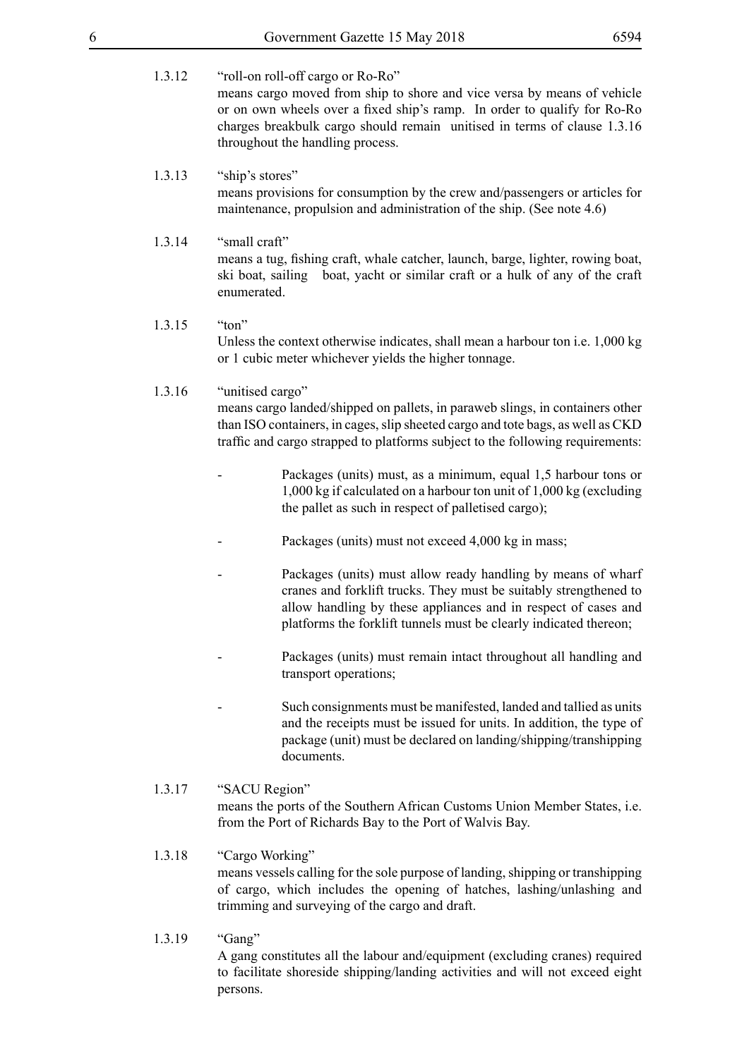1.3.12 "roll-on roll-off cargo or Ro-Ro"
means cargo moved from ship to shore and vice versa by means of vehicle or on own wheels over a fixed ship's ramp. In order to qualify for Ro-Ro charges breakbulk cargo should remain unitised in terms of clause 1.3.16 throughout the handling process.

1.3.13 "ship's stores"
means provisions for consumption by the crew and/passengers or articles for maintenance, propulsion and administration of the ship. (See note 4.6)

1.3.14 "small craft"
means a tug, fishing craft, whale catcher, launch, barge, lighter, rowing boat, ski boat, sailing boat, yacht or similar craft or a hulk of any of the craft enumerated.

1.3.15 "ton"
Unless the context otherwise indicates, shall mean a harbour ton i.e. 1,000 kg or 1 cubic meter whichever yields the higher tonnage.

1.3.16 "unitised cargo"
means cargo landed/shipped on pallets, in paraweb slings, in containers other than ISO containers, in cages, slip sheeted cargo and tote bags, as well as CKD traffic and cargo strapped to platforms subject to the following requirements:

- Packages (units) must, as a minimum, equal 1,5 harbour tons or 1,000 kg if calculated on a harbour ton unit of 1,000 kg (excluding the pallet as such in respect of palletised cargo);
- Packages (units) must not exceed 4,000 kg in mass;
- Packages (units) must allow ready handling by means of wharf cranes and forklift trucks. They must be suitably strengthened to allow handling by these appliances and in respect of cases and platforms the forklift tunnels must be clearly indicated thereon;
- Packages (units) must remain intact throughout all handling and transport operations;
- Such consignments must be manifested, landed and tallied as units and the receipts must be issued for units. In addition, the type of package (unit) must be declared on landing/shipping/transhipping documents.

1.3.17 "SACU Region"
means the ports of the Southern African Customs Union Member States, i.e. from the Port of Richards Bay to the Port of Walvis Bay.

1.3.18 "Cargo Working"
means vessels calling for the sole purpose of landing, shipping or transhipping of cargo, which includes the opening of hatches, lashing/unlashing and trimming and surveying of the cargo and draft.

1.3.19 "Gang"
A gang constitutes all the labour and/equipment (excluding cranes) required to facilitate shoreside shipping/landing activities and will not exceed eight persons.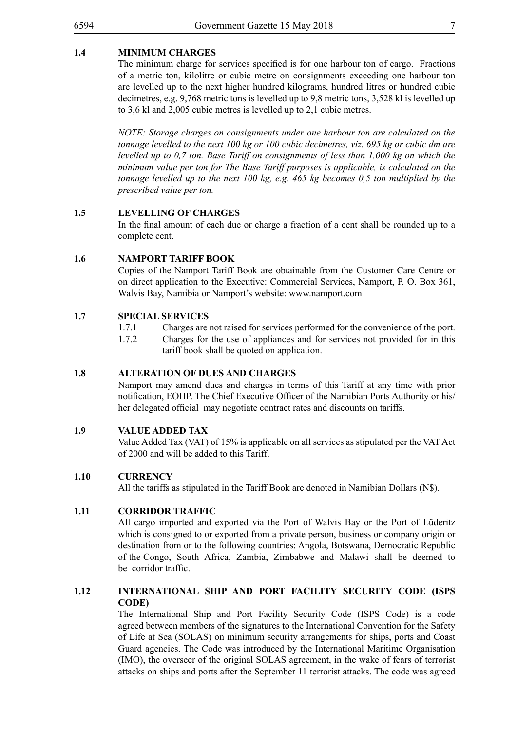### 1.4 MINIMUM CHARGES

The minimum charge for services specified is for one harbour ton of cargo. Fractions of a metric ton, kilolitre or cubic metre on consignments exceeding one harbour ton are levelled up to the next higher hundred kilograms, hundred litres or hundred cubic decimetres, e.g. 9,768 metric tons is levelled up to 9,8 metric tons, 3,528 kl is levelled up to 3,6 kl and 2,005 cubic metres is levelled up to 2,1 cubic metres.

*NOTE: Storage charges on consignments under one harbour ton are calculated on the tonnage levelled to the next 100 kg or 100 cubic decimetres, viz. 695 kg or cubic dm are levelled up to 0,7 ton. Base Tariff on consignments of less than 1,000 kg on which the minimum value per ton for The Base Tariff purposes is applicable, is calculated on the tonnage levelled up to the next 100 kg, e.g. 465 kg becomes 0,5 ton multiplied by the prescribed value per ton.*

### 1.5 LEVELLING OF CHARGES

In the final amount of each due or charge a fraction of a cent shall be rounded up to a complete cent.

### 1.6 NAMPORT TARIFF BOOK

Copies of the Namport Tariff Book are obtainable from the Customer Care Centre or on direct application to the Executive: Commercial Services, Namport, P. O. Box 361, Walvis Bay, Namibia or Namport's website: www.namport.com

### 1.7 SPECIAL SERVICES

1.7.1 Charges are not raised for services performed for the convenience of the port.

1.7.2 Charges for the use of appliances and for services not provided for in this tariff book shall be quoted on application.

### 1.8 ALTERATION OF DUES AND CHARGES

Namport may amend dues and charges in terms of this Tariff at any time with prior notification, EOHP. The Chief Executive Officer of the Namibian Ports Authority or his/her delegated official may negotiate contract rates and discounts on tariffs.

### 1.9 VALUE ADDED TAX

Value Added Tax (VAT) of 15% is applicable on all services as stipulated per the VAT Act of 2000 and will be added to this Tariff.

### 1.10 CURRENCY

All the tariffs as stipulated in the Tariff Book are denoted in Namibian Dollars (N$).

### 1.11 CORRIDOR TRAFFIC

All cargo imported and exported via the Port of Walvis Bay or the Port of Lüderitz which is consigned to or exported from a private person, business or company origin or destination from or to the following countries: Angola, Botswana, Democratic Republic of the Congo, South Africa, Zambia, Zimbabwe and Malawi shall be deemed to be corridor traffic.

### 1.12 INTERNATIONAL SHIP AND PORT FACILITY SECURITY CODE (ISPS CODE)

The International Ship and Port Facility Security Code (ISPS Code) is a code agreed between members of the signatures to the International Convention for the Safety of Life at Sea (SOLAS) on minimum security arrangements for ships, ports and Coast Guard agencies. The Code was introduced by the International Maritime Organisation (IMO), the overseer of the original SOLAS agreement, in the wake of fears of terrorist attacks on ships and ports after the September 11 terrorist attacks. The code was agreed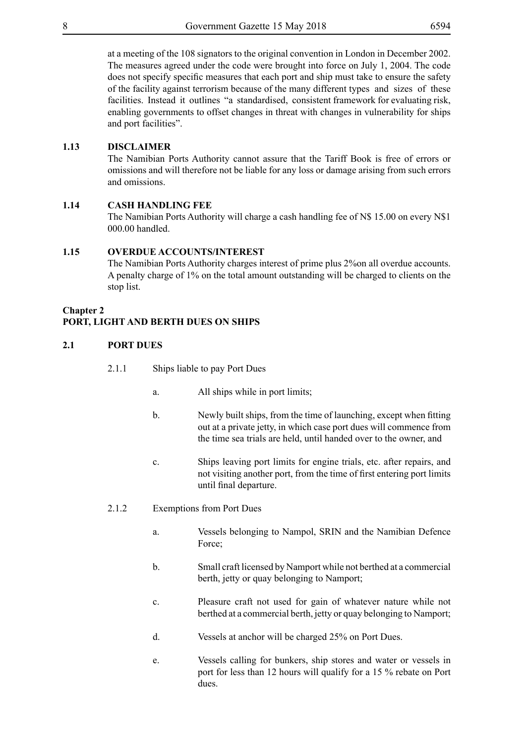at a meeting of the 108 signators to the original convention in London in December 2002. The measures agreed under the code were brought into force on July 1, 2004. The code does not specify specific measures that each port and ship must take to ensure the safety of the facility against terrorism because of the many different types and sizes of these facilities. Instead it outlines "a standardised, consistent framework for evaluating risk, enabling governments to offset changes in threat with changes in vulnerability for ships and port facilities".

### 1.13 DISCLAIMER

The Namibian Ports Authority cannot assure that the Tariff Book is free of errors or omissions and will therefore not be liable for any loss or damage arising from such errors and omissions.

### 1.14 CASH HANDLING FEE

The Namibian Ports Authority will charge a cash handling fee of N$ 15.00 on every N$1 000.00 handled.

### 1.15 OVERDUE ACCOUNTS/INTEREST

The Namibian Ports Authority charges interest of prime plus 2%on all overdue accounts. A penalty charge of 1% on the total amount outstanding will be charged to clients on the stop list.

## Chapter 2
## PORT, LIGHT AND BERTH DUES ON SHIPS

### 2.1 PORT DUES

2.1.1 Ships liable to pay Port Dues

a. All ships while in port limits;

b. Newly built ships, from the time of launching, except when fitting out at a private jetty, in which case port dues will commence from the time sea trials are held, until handed over to the owner, and

c. Ships leaving port limits for engine trials, etc. after repairs, and not visiting another port, from the time of first entering port limits until final departure.

2.1.2 Exemptions from Port Dues

a. Vessels belonging to Nampol, SRIN and the Namibian Defence Force;

b. Small craft licensed by Namport while not berthed at a commercial berth, jetty or quay belonging to Namport;

c. Pleasure craft not used for gain of whatever nature while not berthed at a commercial berth, jetty or quay belonging to Namport;

d. Vessels at anchor will be charged 25% on Port Dues.

e. Vessels calling for bunkers, ship stores and water or vessels in port for less than 12 hours will qualify for a 15 % rebate on Port dues.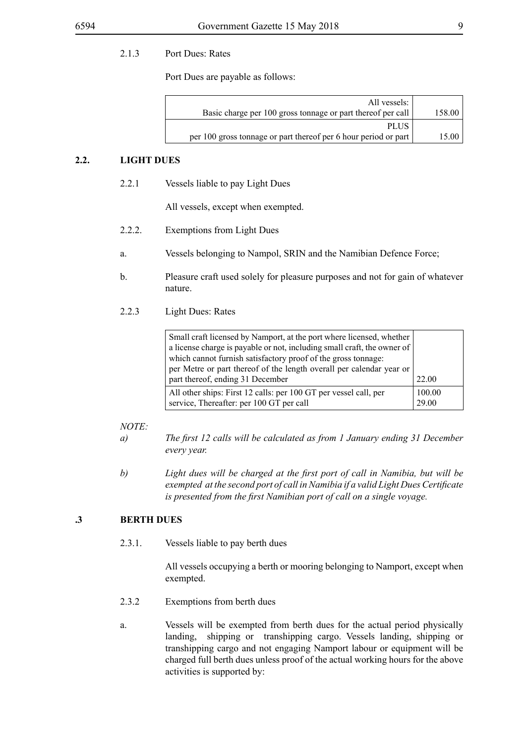2.1.3 Port Dues: Rates

Port Dues are payable as follows:

| | |
|---|---|
| All vessels:<br>Basic charge per 100 gross tonnage or part thereof per call | 158.00 |
| PLUS<br>per 100 gross tonnage or part thereof per 6 hour period or part | 15.00 |

## 2.2. LIGHT DUES

2.2.1 Vessels liable to pay Light Dues

All vessels, except when exempted.

2.2.2. Exemptions from Light Dues

a. Vessels belonging to Nampol, SRIN and the Namibian Defence Force;

b. Pleasure craft used solely for pleasure purposes and not for gain of whatever nature.

2.2.3 Light Dues: Rates

| | |
|---|---|
| Small craft licensed by Namport, at the port where licensed, whether a license charge is payable or not, including small craft, the owner of which cannot furnish satisfactory proof of the gross tonnage:<br>per Metre or part thereof of the length overall per calendar year or part thereof, ending 31 December | 22.00 |
| All other ships: First 12 calls: per 100 GT per vessel call, per service, Thereafter: per 100 GT per call | 100.00<br>29.00 |

*NOTE:*

*a) The first 12 calls will be calculated as from 1 January ending 31 December every year.*

*b) Light dues will be charged at the first port of call in Namibia, but will be exempted at the second port of call in Namibia if a valid Light Dues Certificate is presented from the first Namibian port of call on a single voyage.*

## .3 BERTH DUES

2.3.1. Vessels liable to pay berth dues

All vessels occupying a berth or mooring belonging to Namport, except when exempted.

2.3.2 Exemptions from berth dues

a. Vessels will be exempted from berth dues for the actual period physically landing, shipping or transhipping cargo. Vessels landing, shipping or transhipping cargo and not engaging Namport labour or equipment will be charged full berth dues unless proof of the actual working hours for the above activities is supported by: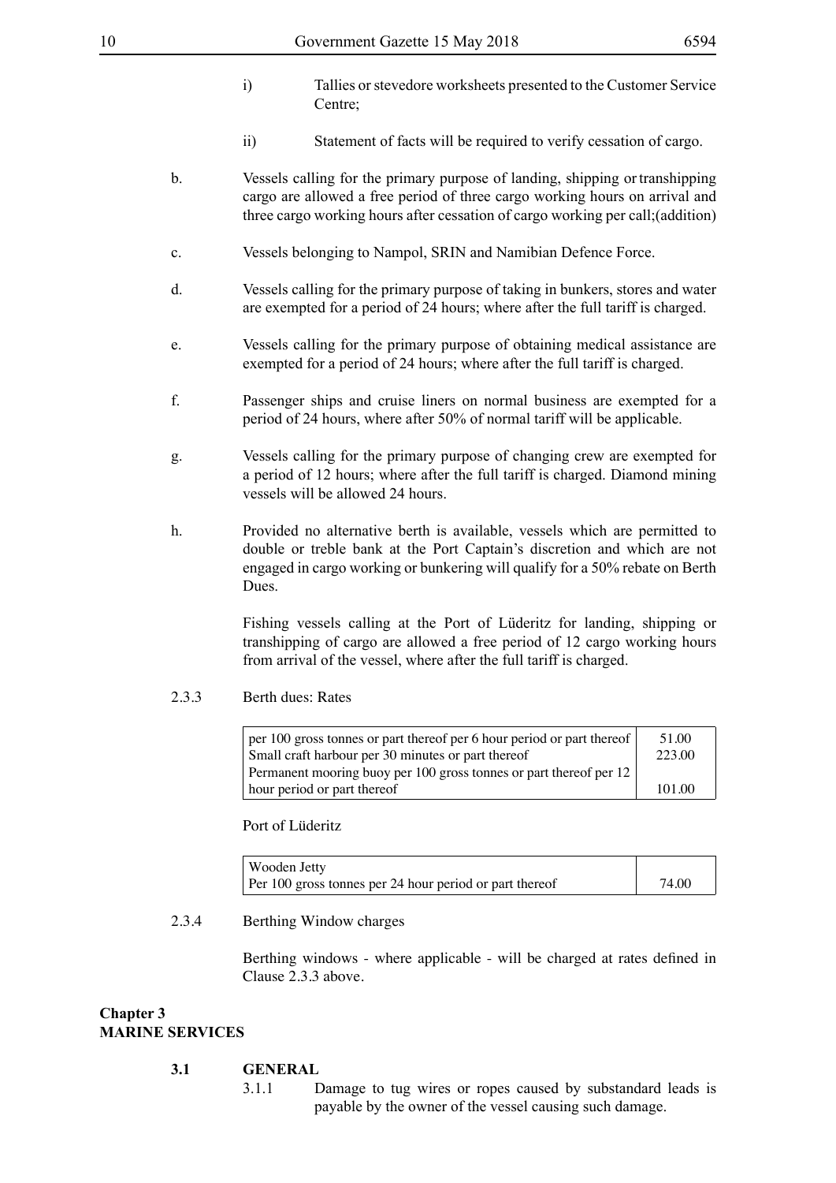i) Tallies or stevedore worksheets presented to the Customer Service Centre;

ii) Statement of facts will be required to verify cessation of cargo.

b. Vessels calling for the primary purpose of landing, shipping or transhipping cargo are allowed a free period of three cargo working hours on arrival and three cargo working hours after cessation of cargo working per call;(addition)

c. Vessels belonging to Nampol, SRIN and Namibian Defence Force.

d. Vessels calling for the primary purpose of taking in bunkers, stores and water are exempted for a period of 24 hours; where after the full tariff is charged.

e. Vessels calling for the primary purpose of obtaining medical assistance are exempted for a period of 24 hours; where after the full tariff is charged.

f. Passenger ships and cruise liners on normal business are exempted for a period of 24 hours, where after 50% of normal tariff will be applicable.

g. Vessels calling for the primary purpose of changing crew are exempted for a period of 12 hours; where after the full tariff is charged. Diamond mining vessels will be allowed 24 hours.

h. Provided no alternative berth is available, vessels which are permitted to double or treble bank at the Port Captain's discretion and which are not engaged in cargo working or bunkering will qualify for a 50% rebate on Berth Dues.

Fishing vessels calling at the Port of Lüderitz for landing, shipping or transhipping of cargo are allowed a free period of 12 cargo working hours from arrival of the vessel, where after the full tariff is charged.

2.3.3 Berth dues: Rates

| | |
|---|---|
| per 100 gross tonnes or part thereof per 6 hour period or part thereof | 51.00 |
| Small craft harbour per 30 minutes or part thereof | 223.00 |
| Permanent mooring buoy per 100 gross tonnes or part thereof per 12 hour period or part thereof | 101.00 |

Port of Lüderitz

| | |
|---|---|
| Wooden Jetty<br>Per 100 gross tonnes per 24 hour period or part thereof | 74.00 |

2.3.4 Berthing Window charges

Berthing windows - where applicable - will be charged at rates defined in Clause 2.3.3 above.

## Chapter 3
## MARINE SERVICES

### 3.1 GENERAL

3.1.1 Damage to tug wires or ropes caused by substandard leads is payable by the owner of the vessel causing such damage.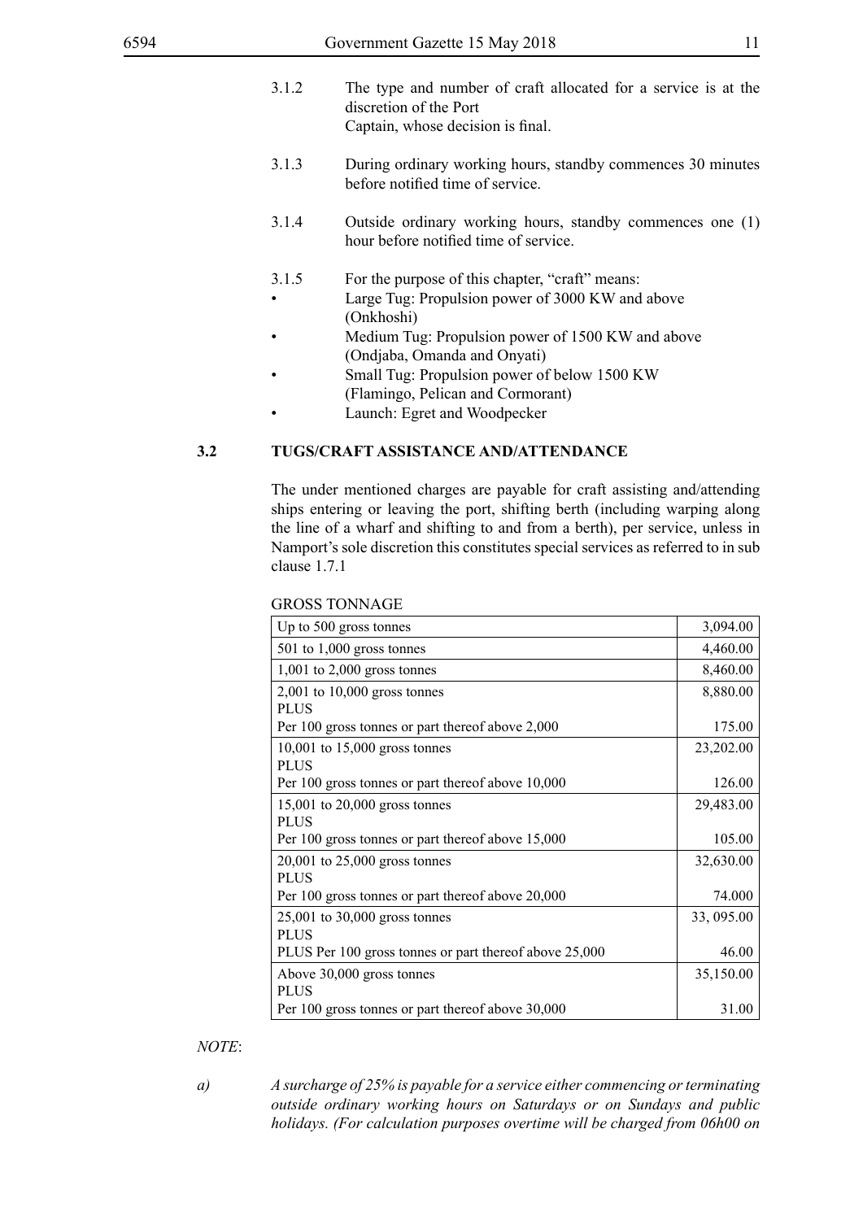3.1.2 The type and number of craft allocated for a service is at the discretion of the Port
Captain, whose decision is final.

3.1.3 During ordinary working hours, standby commences 30 minutes before notified time of service.

3.1.4 Outside ordinary working hours, standby commences one (1) hour before notified time of service.

3.1.5 For the purpose of this chapter, "craft" means:

- Large Tug: Propulsion power of 3000 KW and above (Onkhoshi)
- Medium Tug: Propulsion power of 1500 KW and above (Ondjaba, Omanda and Onyati)
- Small Tug: Propulsion power of below 1500 KW (Flamingo, Pelican and Cormorant)
- Launch: Egret and Woodpecker

## 3.2 TUGS/CRAFT ASSISTANCE AND/ATTENDANCE

The under mentioned charges are payable for craft assisting and/attending ships entering or leaving the port, shifting berth (including warping along the line of a wharf and shifting to and from a berth), per service, unless in Namport's sole discretion this constitutes special services as referred to in sub clause 1.7.1

GROSS TONNAGE

| | |
|---|---|
| Up to 500 gross tonnes | 3,094.00 |
| 501 to 1,000 gross tonnes | 4,460.00 |
| 1,001 to 2,000 gross tonnes | 8,460.00 |
| 2,001 to 10,000 gross tonnes<br>PLUS<br>Per 100 gross tonnes or part thereof above 2,000 | 8,880.00<br><br>175.00 |
| 10,001 to 15,000 gross tonnes<br>PLUS<br>Per 100 gross tonnes or part thereof above 10,000 | 23,202.00<br><br>126.00 |
| 15,001 to 20,000 gross tonnes<br>PLUS<br>Per 100 gross tonnes or part thereof above 15,000 | 29,483.00<br><br>105.00 |
| 20,001 to 25,000 gross tonnes<br>PLUS<br>Per 100 gross tonnes or part thereof above 20,000 | 32,630.00<br><br>74.000 |
| 25,001 to 30,000 gross tonnes<br>PLUS<br>PLUS Per 100 gross tonnes or part thereof above 25,000 | 33, 095.00<br><br>46.00 |
| Above 30,000 gross tonnes<br>PLUS<br>Per 100 gross tonnes or part thereof above 30,000 | 35,150.00<br><br>31.00 |

*NOTE*:

*a) A surcharge of 25% is payable for a service either commencing or terminating outside ordinary working hours on Saturdays or on Sundays and public holidays. (For calculation purposes overtime will be charged from 06h00 on*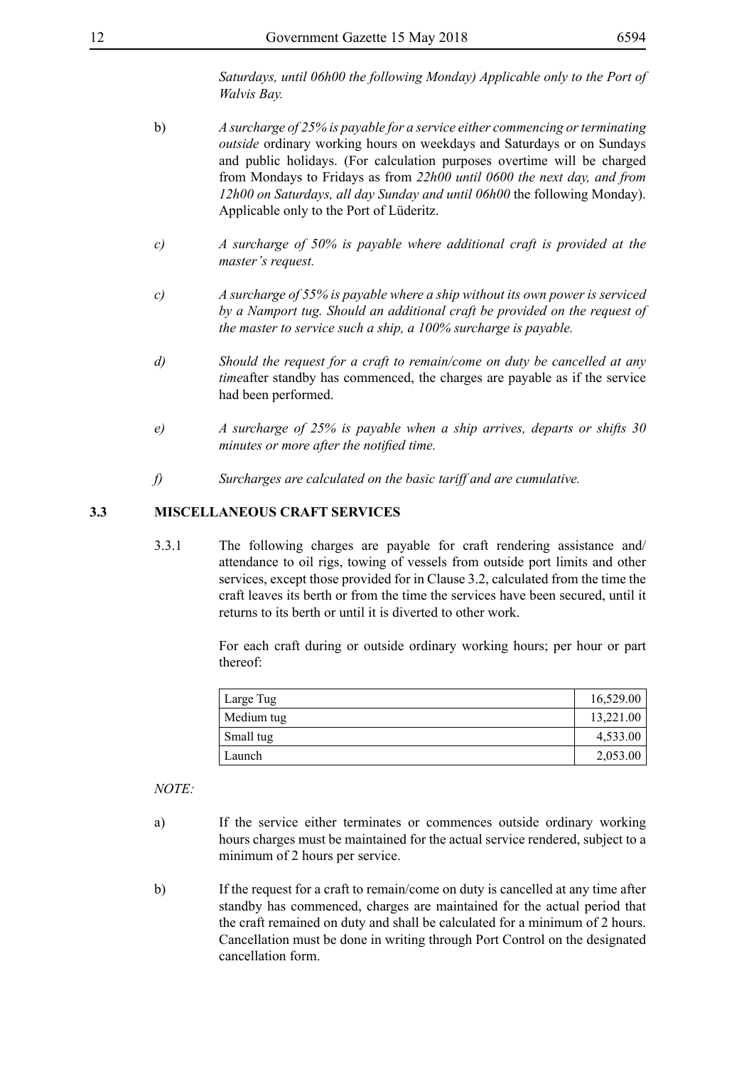*Saturdays, until 06h00 the following Monday) Applicable only to the Port of Walvis Bay.*

b) *A surcharge of 25% is payable for a service either commencing or terminating outside* ordinary working hours on weekdays and Saturdays or on Sundays and public holidays. (For calculation purposes overtime will be charged from Mondays to Fridays as from *22h00 until 0600 the next day, and from 12h00 on Saturdays, all day Sunday and until 06h00* the following Monday). Applicable only to the Port of Lüderitz.

*c) A surcharge of 50% is payable where additional craft is provided at the master's request.*

*c) A surcharge of 55% is payable where a ship without its own power is serviced by a Namport tug. Should an additional craft be provided on the request of the master to service such a ship, a 100% surcharge is payable.*

*d) Should the request for a craft to remain/come on duty be cancelled at any time*after standby has commenced, the charges are payable as if the service had been performed.

*e) A surcharge of 25% is payable when a ship arrives, departs or shifts 30 minutes or more after the notified time.*

*f) Surcharges are calculated on the basic tariff and are cumulative.*

## 3.3 MISCELLANEOUS CRAFT SERVICES

3.3.1 The following charges are payable for craft rendering assistance and/attendance to oil rigs, towing of vessels from outside port limits and other services, except those provided for in Clause 3.2, calculated from the time the craft leaves its berth or from the time the services have been secured, until it returns to its berth or until it is diverted to other work.

For each craft during or outside ordinary working hours; per hour or part thereof:

| | |
|---|---|
| Large Tug | 16,529.00 |
| Medium tug | 13,221.00 |
| Small tug | 4,533.00 |
| Launch | 2,053.00 |

*NOTE:*

a) If the service either terminates or commences outside ordinary working hours charges must be maintained for the actual service rendered, subject to a minimum of 2 hours per service.

b) If the request for a craft to remain/come on duty is cancelled at any time after standby has commenced, charges are maintained for the actual period that the craft remained on duty and shall be calculated for a minimum of 2 hours. Cancellation must be done in writing through Port Control on the designated cancellation form.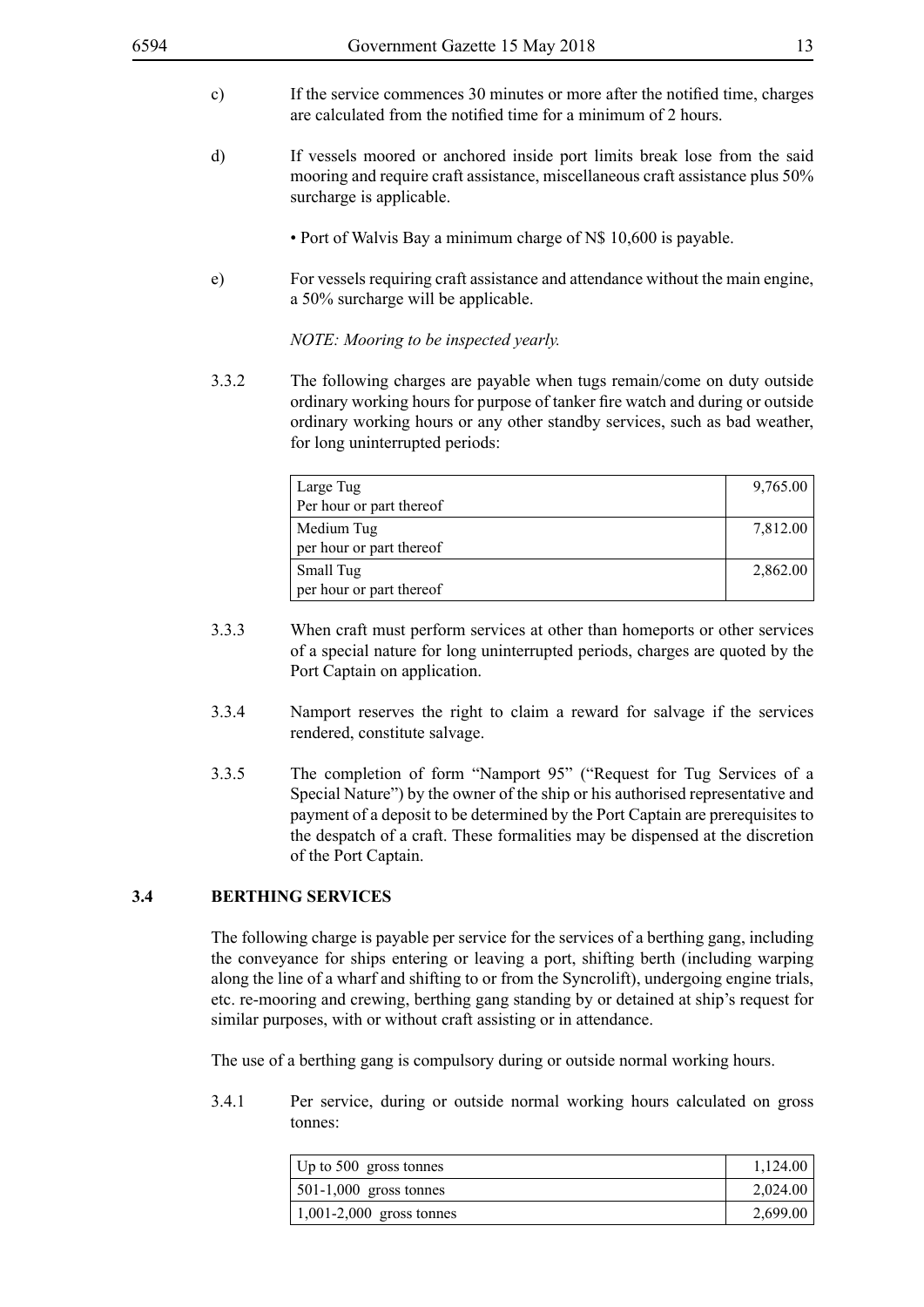c) If the service commences 30 minutes or more after the notified time, charges are calculated from the notified time for a minimum of 2 hours.

d) If vessels moored or anchored inside port limits break lose from the said mooring and require craft assistance, miscellaneous craft assistance plus 50% surcharge is applicable.

- Port of Walvis Bay a minimum charge of N$ 10,600 is payable.

e) For vessels requiring craft assistance and attendance without the main engine, a 50% surcharge will be applicable.

*NOTE: Mooring to be inspected yearly.*

3.3.2 The following charges are payable when tugs remain/come on duty outside ordinary working hours for purpose of tanker fire watch and during or outside ordinary working hours or any other standby services, such as bad weather, for long uninterrupted periods:

| | |
|---|---|
| Large Tug<br>Per hour or part thereof | 9,765.00 |
| Medium Tug<br>per hour or part thereof | 7,812.00 |
| Small Tug<br>per hour or part thereof | 2,862.00 |

3.3.3 When craft must perform services at other than homeports or other services of a special nature for long uninterrupted periods, charges are quoted by the Port Captain on application.

3.3.4 Namport reserves the right to claim a reward for salvage if the services rendered, constitute salvage.

3.3.5 The completion of form "Namport 95" ("Request for Tug Services of a Special Nature") by the owner of the ship or his authorised representative and payment of a deposit to be determined by the Port Captain are prerequisites to the despatch of a craft. These formalities may be dispensed at the discretion of the Port Captain.

## 3.4 BERTHING SERVICES

The following charge is payable per service for the services of a berthing gang, including the conveyance for ships entering or leaving a port, shifting berth (including warping along the line of a wharf and shifting to or from the Syncrolift), undergoing engine trials, etc. re-mooring and crewing, berthing gang standing by or detained at ship's request for similar purposes, with or without craft assisting or in attendance.

The use of a berthing gang is compulsory during or outside normal working hours.

3.4.1 Per service, during or outside normal working hours calculated on gross tonnes:

| | |
|---|---|
| Up to 500 gross tonnes | 1,124.00 |
| 501-1,000 gross tonnes | 2,024.00 |
| 1,001-2,000 gross tonnes | 2,699.00 |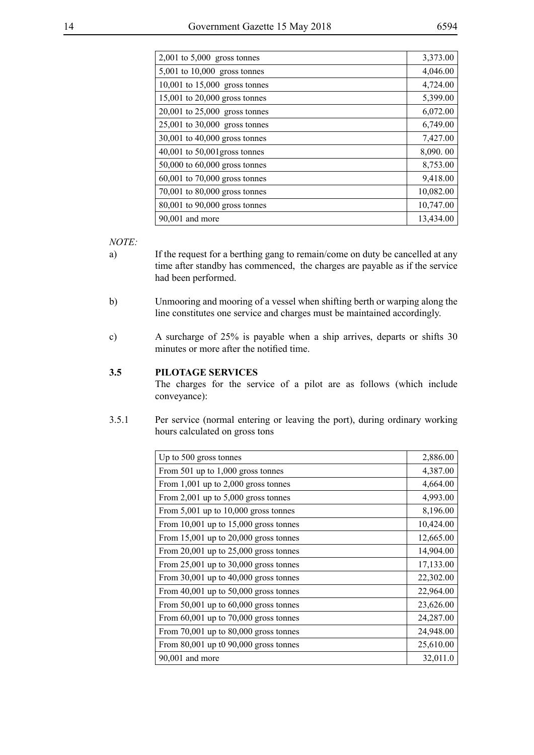| | |
|---|---|
| 2,001 to 5,000  gross tonnes | 3,373.00 |
| 5,001 to 10,000  gross tonnes | 4,046.00 |
| 10,001 to 15,000  gross tonnes | 4,724.00 |
| 15,001 to 20,000 gross tonnes | 5,399.00 |
| 20,001 to 25,000  gross tonnes | 6,072.00 |
| 25,001 to 30,000  gross tonnes | 6,749.00 |
| 30,001 to 40,000 gross tonnes | 7,427.00 |
| 40,001 to 50,001gross tonnes | 8,090. 00 |
| 50,000 to 60,000 gross tonnes | 8,753.00 |
| 60,001 to 70,000 gross tonnes | 9,418.00 |
| 70,001 to 80,000 gross tonnes | 10,082.00 |
| 80,001 to 90,000 gross tonnes | 10,747.00 |
| 90,001 and more | 13,434.00 |

*NOTE:*

a) If the request for a berthing gang to remain/come on duty be cancelled at any time after standby has commenced, the charges are payable as if the service had been performed.

b) Unmooring and mooring of a vessel when shifting berth or warping along the line constitutes one service and charges must be maintained accordingly.

c) A surcharge of 25% is payable when a ship arrives, departs or shifts 30 minutes or more after the notified time.

**3.5 PILOTAGE SERVICES**

The charges for the service of a pilot are as follows (which include conveyance):

3.5.1 Per service (normal entering or leaving the port), during ordinary working hours calculated on gross tons

| | |
|---|---|
| Up to 500 gross tonnes | 2,886.00 |
| From 501 up to 1,000 gross tonnes | 4,387.00 |
| From 1,001 up to 2,000 gross tonnes | 4,664.00 |
| From 2,001 up to 5,000 gross tonnes | 4,993.00 |
| From 5,001 up to 10,000 gross tonnes | 8,196.00 |
| From 10,001 up to 15,000 gross tonnes | 10,424.00 |
| From 15,001 up to 20,000 gross tonnes | 12,665.00 |
| From 20,001 up to 25,000 gross tonnes | 14,904.00 |
| From 25,001 up to 30,000 gross tonnes | 17,133.00 |
| From 30,001 up to 40,000 gross tonnes | 22,302.00 |
| From 40,001 up to 50,000 gross tonnes | 22,964.00 |
| From 50,001 up to 60,000 gross tonnes | 23,626.00 |
| From 60,001 up to 70,000 gross tonnes | 24,287.00 |
| From 70,001 up to 80,000 gross tonnes | 24,948.00 |
| From 80,001 up t0 90,000 gross tonnes | 25,610.00 |
| 90,001 and more | 32,011.0 |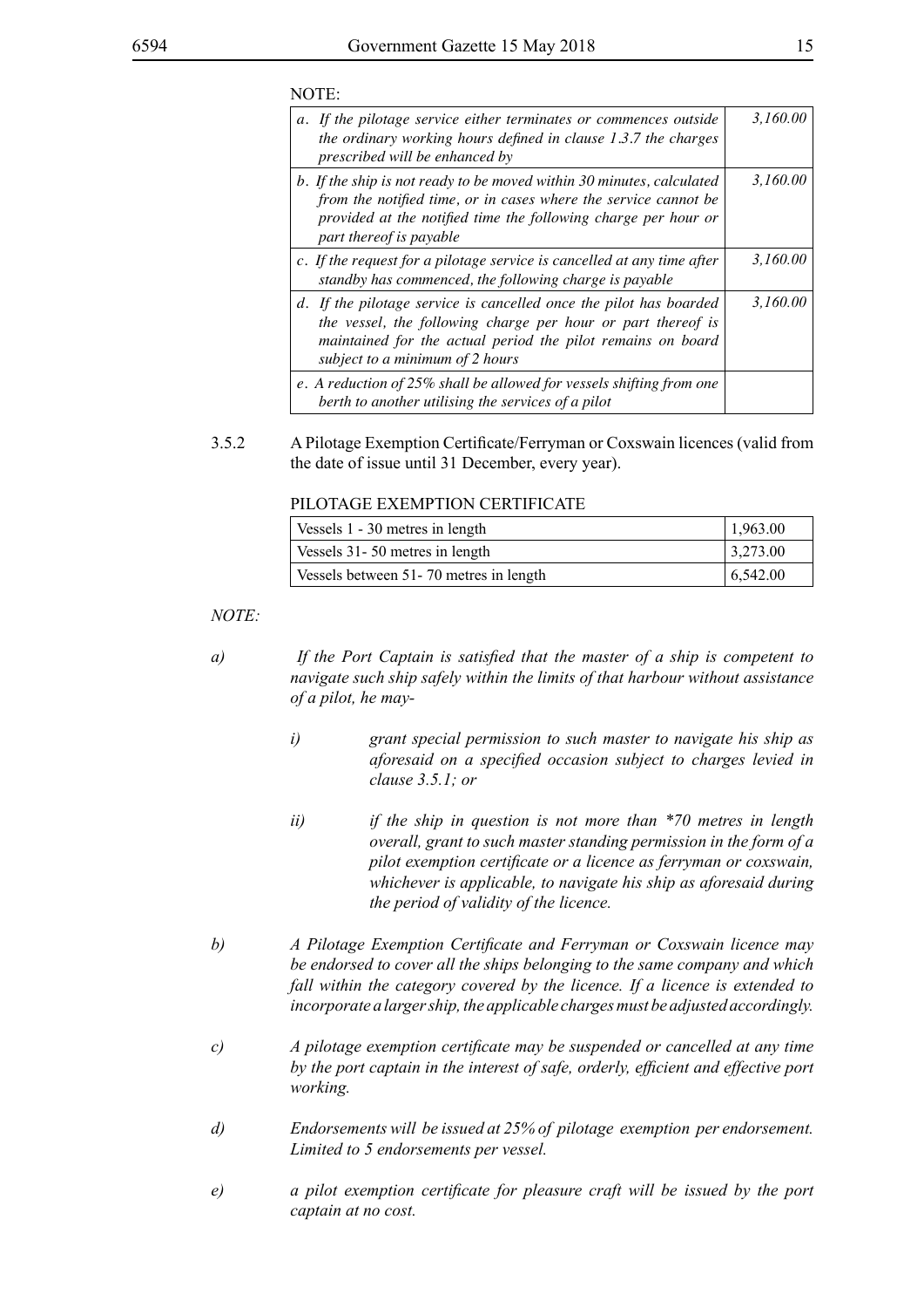NOTE:

| | |
|---|---|
| *a. If the pilotage service either terminates or commences outside the ordinary working hours defined in clause 1.3.7 the charges prescribed will be enhanced by* | *3,160.00* |
| *b. If the ship is not ready to be moved within 30 minutes, calculated from the notified time, or in cases where the service cannot be provided at the notified time the following charge per hour or part thereof is payable* | *3,160.00* |
| *c. If the request for a pilotage service is cancelled at any time after standby has commenced, the following charge is payable* | *3,160.00* |
| *d. If the pilotage service is cancelled once the pilot has boarded the vessel, the following charge per hour or part thereof is maintained for the actual period the pilot remains on board subject to a minimum of 2 hours* | *3,160.00* |
| *e. A reduction of 25% shall be allowed for vessels shifting from one berth to another utilising the services of a pilot* | |

3.5.2 A Pilotage Exemption Certificate/Ferryman or Coxswain licences (valid from the date of issue until 31 December, every year).

PILOTAGE EXEMPTION CERTIFICATE

| | |
|---|---|
| Vessels 1 - 30 metres in length | 1,963.00 |
| Vessels 31- 50 metres in length | 3,273.00 |
| Vessels between 51- 70 metres in length | 6,542.00 |

*NOTE:*

*a) If the Port Captain is satisfied that the master of a ship is competent to navigate such ship safely within the limits of that harbour without assistance of a pilot, he may-*

*i) grant special permission to such master to navigate his ship as aforesaid on a specified occasion subject to charges levied in clause 3.5.1; or*

*ii) if the ship in question is not more than *70 metres in length overall, grant to such master standing permission in the form of a pilot exemption certificate or a licence as ferryman or coxswain, whichever is applicable, to navigate his ship as aforesaid during the period of validity of the licence.*

*b) A Pilotage Exemption Certificate and Ferryman or Coxswain licence may be endorsed to cover all the ships belonging to the same company and which fall within the category covered by the licence. If a licence is extended to incorporate a larger ship, the applicable charges must be adjusted accordingly.*

*c) A pilotage exemption certificate may be suspended or cancelled at any time by the port captain in the interest of safe, orderly, efficient and effective port working.*

*d) Endorsements will be issued at 25% of pilotage exemption per endorsement. Limited to 5 endorsements per vessel.*

*e) a pilot exemption certificate for pleasure craft will be issued by the port captain at no cost.*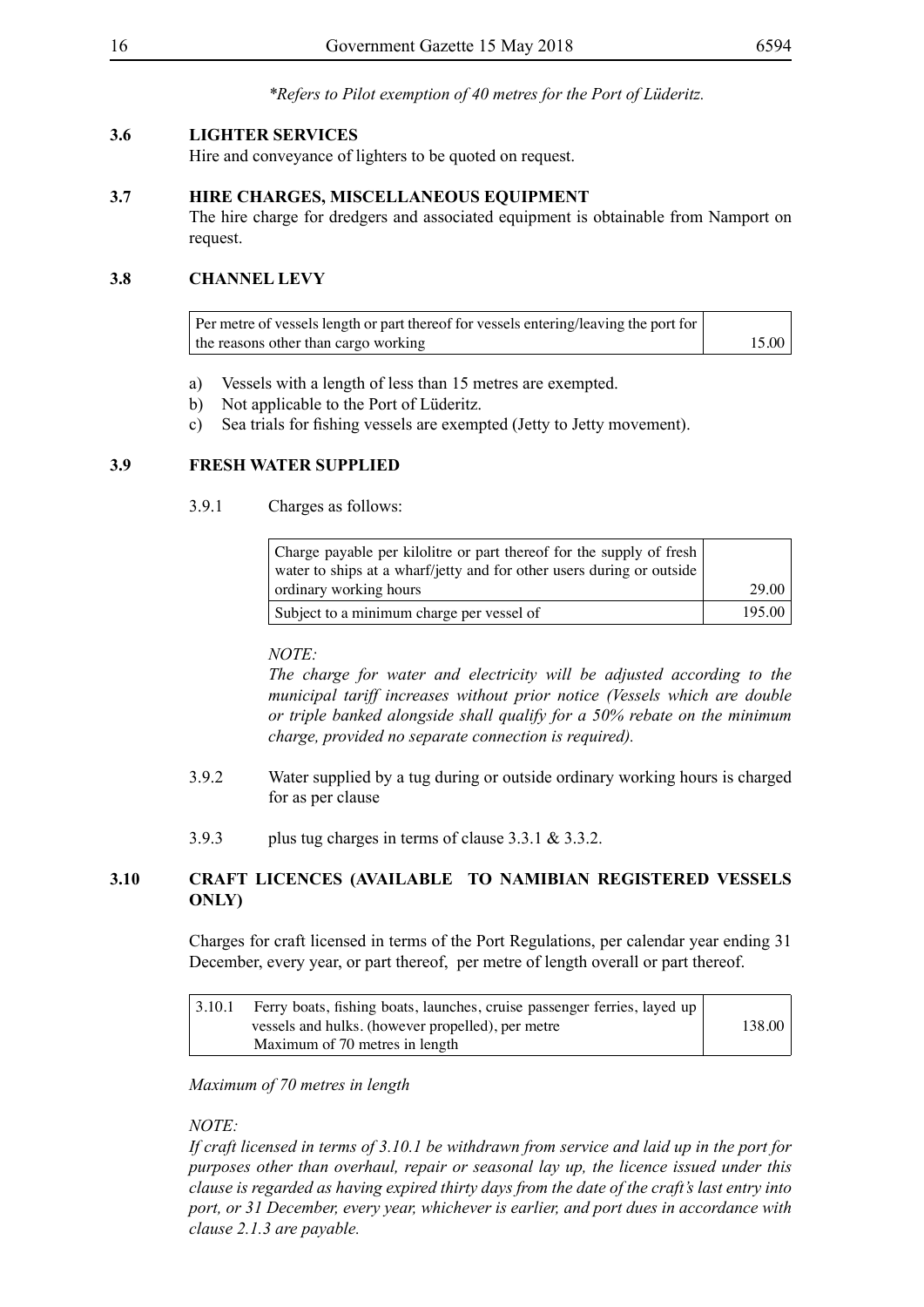*\*Refers to Pilot exemption of 40 metres for the Port of Lüderitz.*

### 3.6 LIGHTER SERVICES

Hire and conveyance of lighters to be quoted on request.

### 3.7 HIRE CHARGES, MISCELLANEOUS EQUIPMENT

The hire charge for dredgers and associated equipment is obtainable from Namport on request.

### 3.8 CHANNEL LEVY

| | |
|---|---|
| Per metre of vessels length or part thereof for vessels entering/leaving the port for the reasons other than cargo working | 15.00 |

a) Vessels with a length of less than 15 metres are exempted.
b) Not applicable to the Port of Lüderitz.
c) Sea trials for fishing vessels are exempted (Jetty to Jetty movement).

### 3.9 FRESH WATER SUPPLIED

3.9.1 Charges as follows:

| | |
|---|---|
| Charge payable per kilolitre or part thereof for the supply of fresh water to ships at a wharf/jetty and for other users during or outside ordinary working hours | 29.00 |
| Subject to a minimum charge per vessel of | 195.00 |

*NOTE:*

*The charge for water and electricity will be adjusted according to the municipal tariff increases without prior notice (Vessels which are double or triple banked alongside shall qualify for a 50% rebate on the minimum charge, provided no separate connection is required).*

3.9.2 Water supplied by a tug during or outside ordinary working hours is charged for as per clause

3.9.3 plus tug charges in terms of clause 3.3.1 & 3.3.2.

### 3.10 CRAFT LICENCES (AVAILABLE TO NAMIBIAN REGISTERED VESSELS ONLY)

Charges for craft licensed in terms of the Port Regulations, per calendar year ending 31 December, every year, or part thereof, per metre of length overall or part thereof.

| | |
|---|---|
| 3.10.1 Ferry boats, fishing boats, launches, cruise passenger ferries, layed up vessels and hulks. (however propelled), per metre Maximum of 70 metres in length | 138.00 |

*Maximum of 70 metres in length*

*NOTE:*

*If craft licensed in terms of 3.10.1 be withdrawn from service and laid up in the port for purposes other than overhaul, repair or seasonal lay up, the licence issued under this clause is regarded as having expired thirty days from the date of the craft's last entry into port, or 31 December, every year, whichever is earlier, and port dues in accordance with clause 2.1.3 are payable.*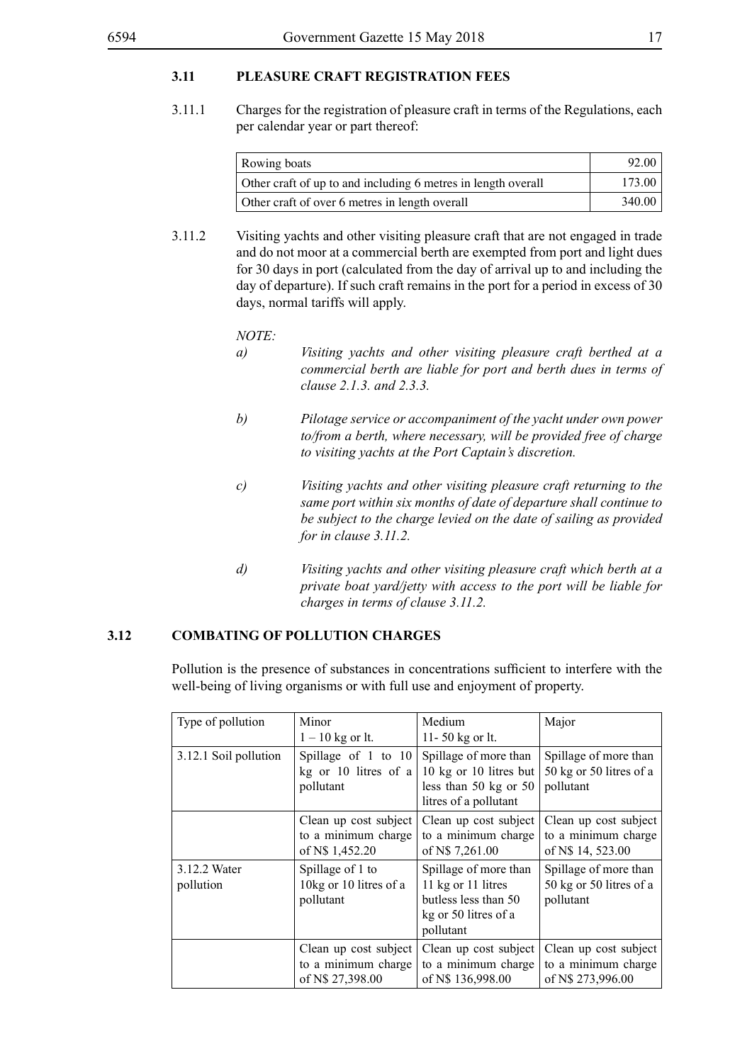### 3.11 PLEASURE CRAFT REGISTRATION FEES

3.11.1 Charges for the registration of pleasure craft in terms of the Regulations, each per calendar year or part thereof:

| | |
|---|---|
| Rowing boats | 92.00 |
| Other craft of up to and including 6 metres in length overall | 173.00 |
| Other craft of over 6 metres in length overall | 340.00 |

3.11.2 Visiting yachts and other visiting pleasure craft that are not engaged in trade and do not moor at a commercial berth are exempted from port and light dues for 30 days in port (calculated from the day of arrival up to and including the day of departure). If such craft remains in the port for a period in excess of 30 days, normal tariffs will apply.

*NOTE:*

*a) Visiting yachts and other visiting pleasure craft berthed at a commercial berth are liable for port and berth dues in terms of clause 2.1.3. and 2.3.3.*

*b) Pilotage service or accompaniment of the yacht under own power to/from a berth, where necessary, will be provided free of charge to visiting yachts at the Port Captain's discretion.*

*c) Visiting yachts and other visiting pleasure craft returning to the same port within six months of date of departure shall continue to be subject to the charge levied on the date of sailing as provided for in clause 3.11.2.*

*d) Visiting yachts and other visiting pleasure craft which berth at a private boat yard/jetty with access to the port will be liable for charges in terms of clause 3.11.2.*

### 3.12 COMBATING OF POLLUTION CHARGES

Pollution is the presence of substances in concentrations sufficient to interfere with the well-being of living organisms or with full use and enjoyment of property.

| Type of pollution | Minor<br>1 – 10 kg or lt. | Medium<br>11- 50 kg or lt. | Major |
|---|---|---|---|
| 3.12.1 Soil pollution | Spillage of 1 to 10 kg or 10 litres of a pollutant | Spillage of more than 10 kg or 10 litres but less than 50 kg or 50 litres of a pollutant | Spillage of more than 50 kg or 50 litres of a pollutant |
| | Clean up cost subject to a minimum charge of N$ 1,452.20 | Clean up cost subject to a minimum charge of N$ 7,261.00 | Clean up cost subject to a minimum charge of N$ 14, 523.00 |
| 3.12.2 Water pollution | Spillage of 1 to 10kg or 10 litres of a pollutant | Spillage of more than 11 kg or 11 litres butless less than 50 kg or 50 litres of a pollutant | Spillage of more than 50 kg or 50 litres of a pollutant |
| | Clean up cost subject to a minimum charge of N$ 27,398.00 | Clean up cost subject to a minimum charge of N$ 136,998.00 | Clean up cost subject to a minimum charge of N$ 273,996.00 |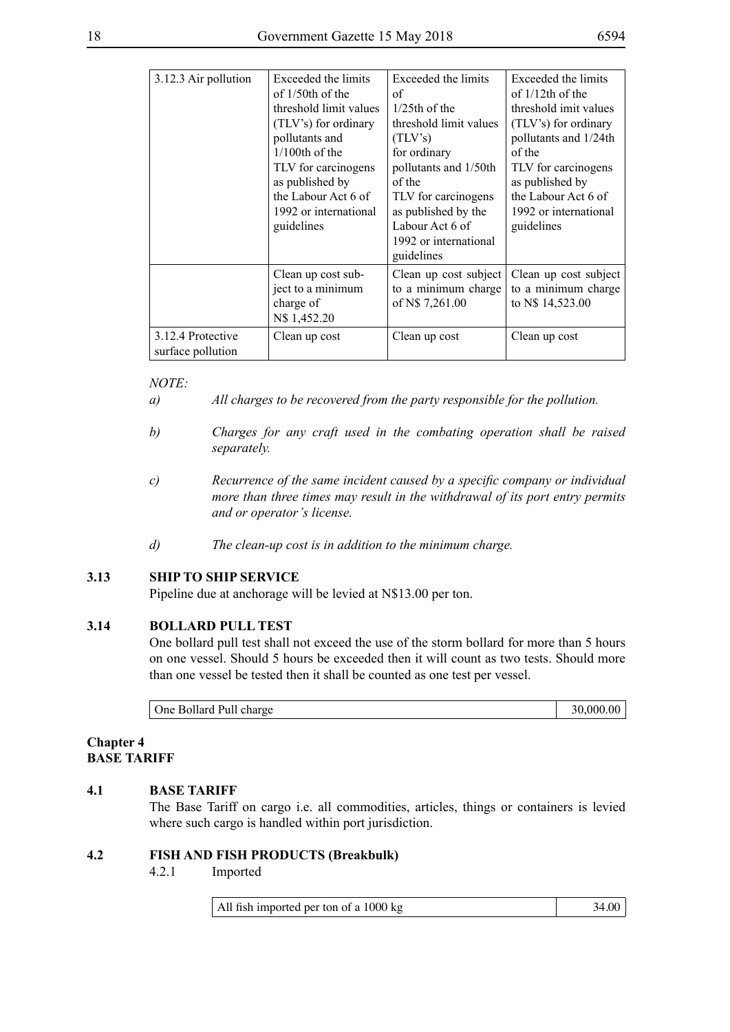| | | | |
|---|---|---|---|
| 3.12.3 Air pollution | Exceeded the limits of 1/50th of the threshold limit values (TLV's) for ordinary pollutants and 1/100th of the TLV for carcinogens as published by the Labour Act 6 of 1992 or international guidelines | Exceeded the limits of 1/25th of the threshold limit values (TLV's) for ordinary pollutants and 1/50th of the TLV for carcinogens as published by the Labour Act 6 of 1992 or international guidelines | Exceeded the limits of 1/12th of the threshold imit values (TLV's) for ordinary pollutants and 1/24th of the TLV for carcinogens as published by the Labour Act 6 of 1992 or international guidelines |
| | Clean up cost subject to a minimum charge of N$ 1,452.20 | Clean up cost subject to a minimum charge of N$ 7,261.00 | Clean up cost subject to a minimum charge to N$ 14,523.00 |
| 3.12.4 Protective surface pollution | Clean up cost | Clean up cost | Clean up cost |

*NOTE:*

*a) All charges to be recovered from the party responsible for the pollution.*

*b) Charges for any craft used in the combating operation shall be raised separately.*

*c) Recurrence of the same incident caused by a specific company or individual more than three times may result in the withdrawal of its port entry permits and or operator's license.*

*d) The clean-up cost is in addition to the minimum charge.*

### 3.13 SHIP TO SHIP SERVICE

Pipeline due at anchorage will be levied at N$13.00 per ton.

### 3.14 BOLLARD PULL TEST

One bollard pull test shall not exceed the use of the storm bollard for more than 5 hours on one vessel. Should 5 hours be exceeded then it will count as two tests. Should more than one vessel be tested then it shall be counted as one test per vessel.

| | |
|---|---|
| One Bollard Pull charge | 30,000.00 |

## Chapter 4
## BASE TARIFF

### 4.1 BASE TARIFF

The Base Tariff on cargo i.e. all commodities, articles, things or containers is levied where such cargo is handled within port jurisdiction.

### 4.2 FISH AND FISH PRODUCTS (Breakbulk)

4.2.1 Imported

| | |
|---|---|
| All fish imported per ton of a 1000 kg | 34.00 |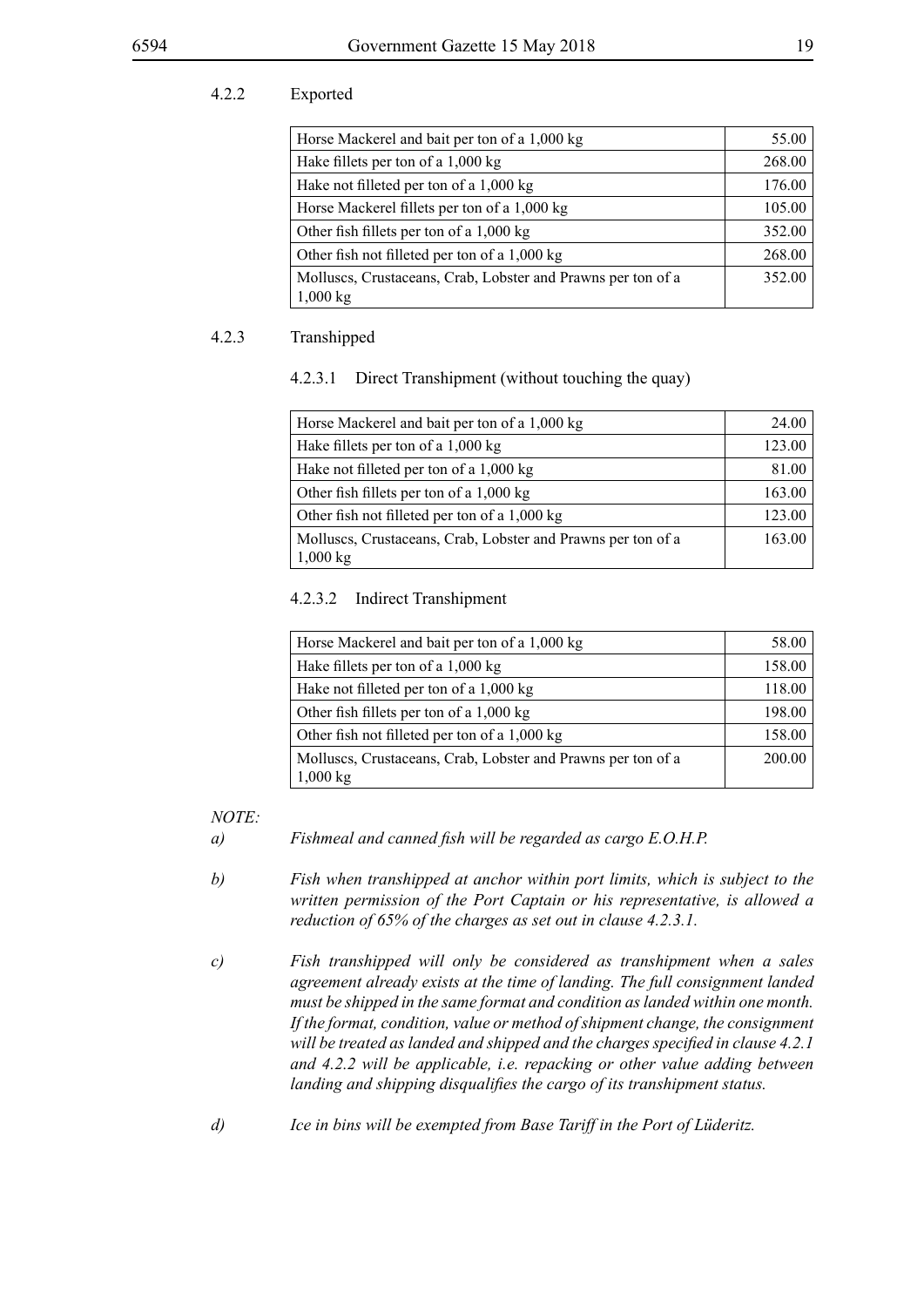#### 4.2.2 Exported

| | |
|---|---:|
| Horse Mackerel and bait per ton of a 1,000 kg | 55.00 |
| Hake fillets per ton of a 1,000 kg | 268.00 |
| Hake not filleted per ton of a 1,000 kg | 176.00 |
| Horse Mackerel fillets per ton of a 1,000 kg | 105.00 |
| Other fish fillets per ton of a 1,000 kg | 352.00 |
| Other fish not filleted per ton of a 1,000 kg | 268.00 |
| Molluscs, Crustaceans, Crab, Lobster and Prawns per ton of a 1,000 kg | 352.00 |

#### 4.2.3 Transhipped

##### 4.2.3.1 Direct Transhipment (without touching the quay)

| | |
|---|---:|
| Horse Mackerel and bait per ton of a 1,000 kg | 24.00 |
| Hake fillets per ton of a 1,000 kg | 123.00 |
| Hake not filleted per ton of a 1,000 kg | 81.00 |
| Other fish fillets per ton of a 1,000 kg | 163.00 |
| Other fish not filleted per ton of a 1,000 kg | 123.00 |
| Molluscs, Crustaceans, Crab, Lobster and Prawns per ton of a 1,000 kg | 163.00 |

##### 4.2.3.2 Indirect Transhipment

| | |
|---|---:|
| Horse Mackerel and bait per ton of a 1,000 kg | 58.00 |
| Hake fillets per ton of a 1,000 kg | 158.00 |
| Hake not filleted per ton of a 1,000 kg | 118.00 |
| Other fish fillets per ton of a 1,000 kg | 198.00 |
| Other fish not filleted per ton of a 1,000 kg | 158.00 |
| Molluscs, Crustaceans, Crab, Lobster and Prawns per ton of a 1,000 kg | 200.00 |

*NOTE:*

*a) Fishmeal and canned fish will be regarded as cargo E.O.H.P.*

*b) Fish when transhipped at anchor within port limits, which is subject to the written permission of the Port Captain or his representative, is allowed a reduction of 65% of the charges as set out in clause 4.2.3.1.*

*c) Fish transhipped will only be considered as transhipment when a sales agreement already exists at the time of landing. The full consignment landed must be shipped in the same format and condition as landed within one month. If the format, condition, value or method of shipment change, the consignment will be treated as landed and shipped and the charges specified in clause 4.2.1 and 4.2.2 will be applicable, i.e. repacking or other value adding between landing and shipping disqualifies the cargo of its transhipment status.*

*d) Ice in bins will be exempted from Base Tariff in the Port of Lüderitz.*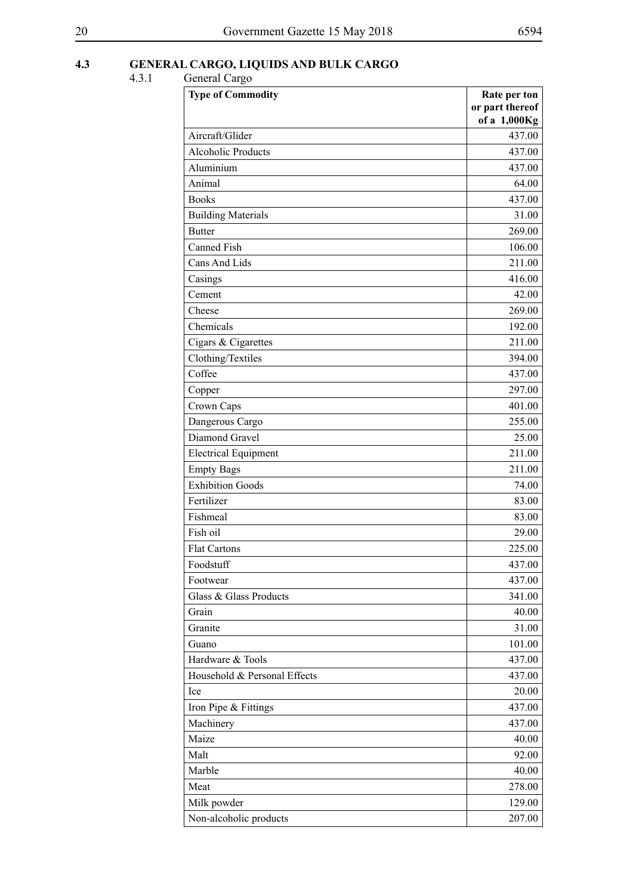## 4.3 GENERAL CARGO, LIQUIDS AND BULK CARGO

### 4.3.1 General Cargo

| Type of Commodity | Rate per ton or part thereof of a 1,000Kg |
|---|---|
| Aircraft/Glider | 437.00 |
| Alcoholic Products | 437.00 |
| Aluminium | 437.00 |
| Animal | 64.00 |
| Books | 437.00 |
| Building Materials | 31.00 |
| Butter | 269.00 |
| Canned Fish | 106.00 |
| Cans And Lids | 211.00 |
| Casings | 416.00 |
| Cement | 42.00 |
| Cheese | 269.00 |
| Chemicals | 192.00 |
| Cigars & Cigarettes | 211.00 |
| Clothing/Textiles | 394.00 |
| Coffee | 437.00 |
| Copper | 297.00 |
| Crown Caps | 401.00 |
| Dangerous Cargo | 255.00 |
| Diamond Gravel | 25.00 |
| Electrical Equipment | 211.00 |
| Empty Bags | 211.00 |
| Exhibition Goods | 74.00 |
| Fertilizer | 83.00 |
| Fishmeal | 83.00 |
| Fish oil | 29.00 |
| Flat Cartons | 225.00 |
| Foodstuff | 437.00 |
| Footwear | 437.00 |
| Glass & Glass Products | 341.00 |
| Grain | 40.00 |
| Granite | 31.00 |
| Guano | 101.00 |
| Hardware & Tools | 437.00 |
| Household & Personal Effects | 437.00 |
| Ice | 20.00 |
| Iron Pipe & Fittings | 437.00 |
| Machinery | 437.00 |
| Maize | 40.00 |
| Malt | 92.00 |
| Marble | 40.00 |
| Meat | 278.00 |
| Milk powder | 129.00 |
| Non-alcoholic products | 207.00 |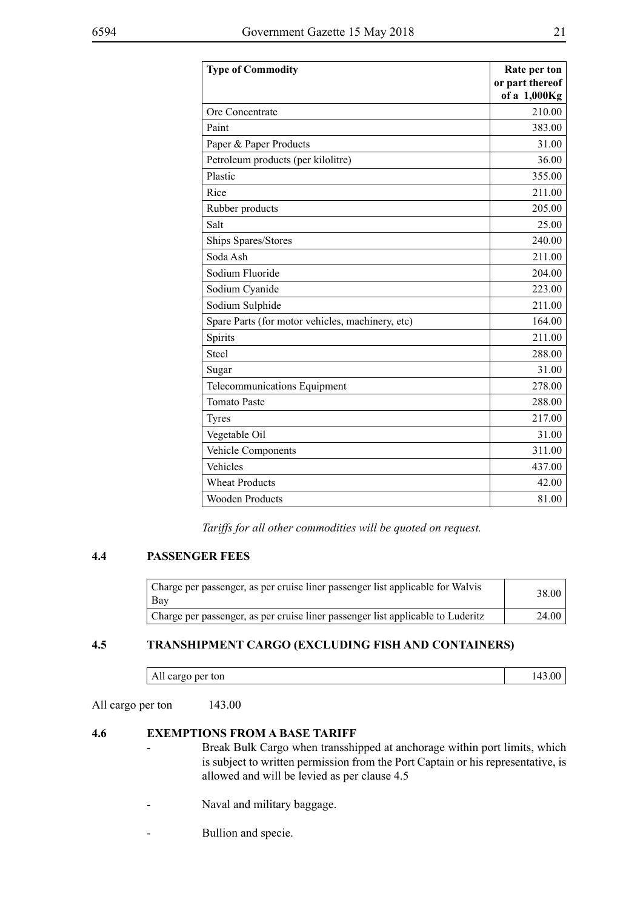| Type of Commodity | Rate per ton or part thereof of a 1,000Kg |
|---|---|
| Ore Concentrate | 210.00 |
| Paint | 383.00 |
| Paper & Paper Products | 31.00 |
| Petroleum products (per kilolitre) | 36.00 |
| Plastic | 355.00 |
| Rice | 211.00 |
| Rubber products | 205.00 |
| Salt | 25.00 |
| Ships Spares/Stores | 240.00 |
| Soda Ash | 211.00 |
| Sodium Fluoride | 204.00 |
| Sodium Cyanide | 223.00 |
| Sodium Sulphide | 211.00 |
| Spare Parts (for motor vehicles, machinery, etc) | 164.00 |
| Spirits | 211.00 |
| Steel | 288.00 |
| Sugar | 31.00 |
| Telecommunications Equipment | 278.00 |
| Tomato Paste | 288.00 |
| Tyres | 217.00 |
| Vegetable Oil | 31.00 |
| Vehicle Components | 311.00 |
| Vehicles | 437.00 |
| Wheat Products | 42.00 |
| Wooden Products | 81.00 |

*Tariffs for all other commodities will be quoted on request.*

## 4.4 PASSENGER FEES

| | |
|---|---|
| Charge per passenger, as per cruise liner passenger list applicable for Walvis Bay | 38.00 |
| Charge per passenger, as per cruise liner passenger list applicable to Luderitz | 24.00 |

## 4.5 TRANSHIPMENT CARGO (EXCLUDING FISH AND CONTAINERS)

| | |
|---|---|
| All cargo per ton | 143.00 |

All cargo per ton 143.00

## 4.6 EXEMPTIONS FROM A BASE TARIFF

- Break Bulk Cargo when transshipped at anchorage within port limits, which is subject to written permission from the Port Captain or his representative, is allowed and will be levied as per clause 4.5
- Naval and military baggage.
- Bullion and specie.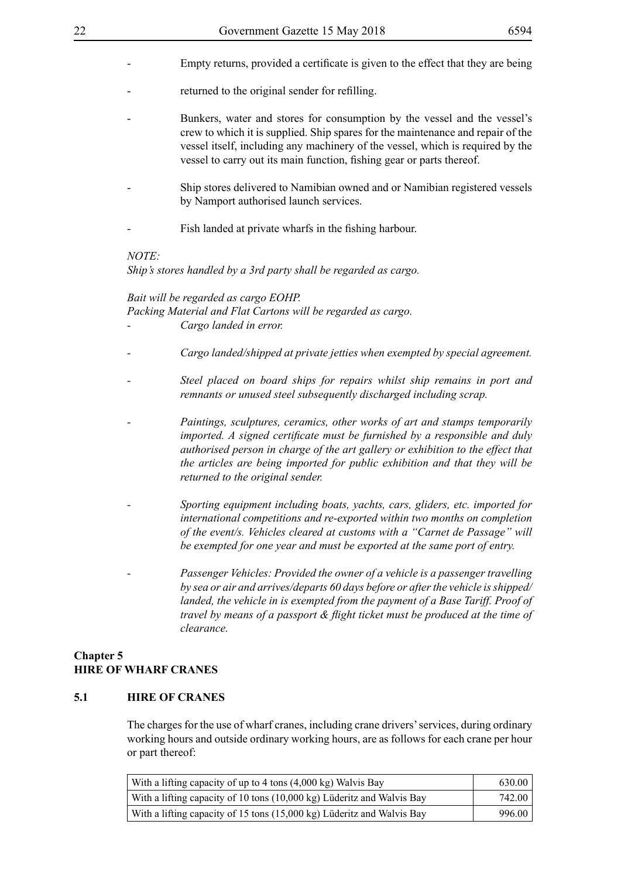- Empty returns, provided a certificate is given to the effect that they are being
- returned to the original sender for refilling.
- Bunkers, water and stores for consumption by the vessel and the vessel's crew to which it is supplied. Ship spares for the maintenance and repair of the vessel itself, including any machinery of the vessel, which is required by the vessel to carry out its main function, fishing gear or parts thereof.
- Ship stores delivered to Namibian owned and or Namibian registered vessels by Namport authorised launch services.
- Fish landed at private wharfs in the fishing harbour.

*NOTE:*
*Ship's stores handled by a 3rd party shall be regarded as cargo.*

*Bait will be regarded as cargo EOHP.*
*Packing Material and Flat Cartons will be regarded as cargo.*

- *Cargo landed in error.*
- *Cargo landed/shipped at private jetties when exempted by special agreement.*
- *Steel placed on board ships for repairs whilst ship remains in port and remnants or unused steel subsequently discharged including scrap.*
- *Paintings, sculptures, ceramics, other works of art and stamps temporarily imported. A signed certificate must be furnished by a responsible and duly authorised person in charge of the art gallery or exhibition to the effect that the articles are being imported for public exhibition and that they will be returned to the original sender.*
- *Sporting equipment including boats, yachts, cars, gliders, etc. imported for international competitions and re-exported within two months on completion of the event/s. Vehicles cleared at customs with a "Carnet de Passage" will be exempted for one year and must be exported at the same port of entry.*
- *Passenger Vehicles: Provided the owner of a vehicle is a passenger travelling by sea or air and arrives/departs 60 days before or after the vehicle is shipped/landed, the vehicle in is exempted from the payment of a Base Tariff. Proof of travel by means of a passport & flight ticket must be produced at the time of clearance.*

## Chapter 5
## HIRE OF WHARF CRANES

### 5.1 HIRE OF CRANES

The charges for the use of wharf cranes, including crane drivers' services, during ordinary working hours and outside ordinary working hours, are as follows for each crane per hour or part thereof:

| | |
|---|---|
| With a lifting capacity of up to 4 tons (4,000 kg) Walvis Bay | 630.00 |
| With a lifting capacity of 10 tons (10,000 kg) Lüderitz and Walvis Bay | 742.00 |
| With a lifting capacity of 15 tons (15,000 kg) Lüderitz and Walvis Bay | 996.00 |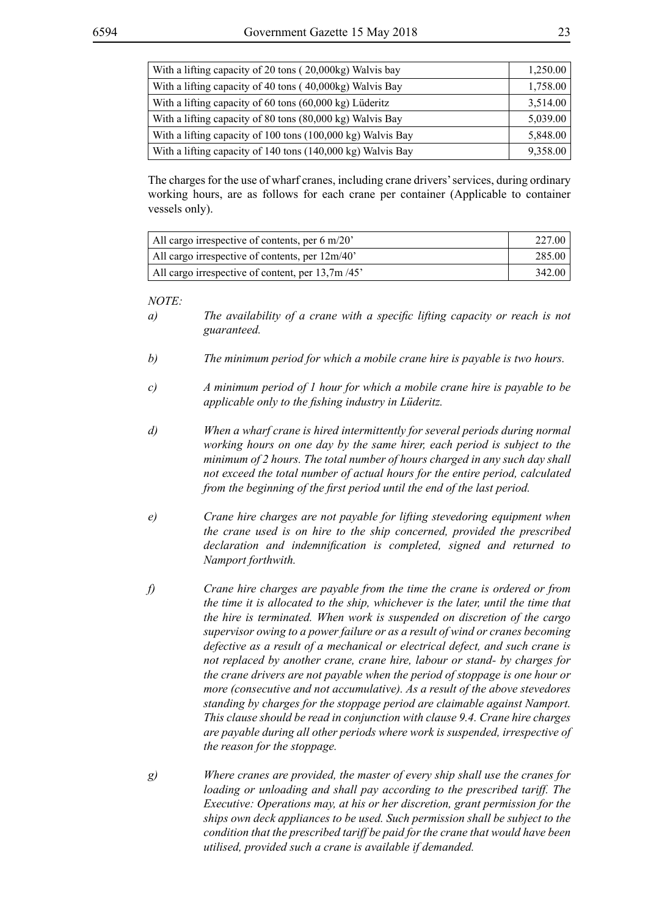| | |
|---|---|
| With a lifting capacity of 20 tons ( 20,000kg) Walvis bay | 1,250.00 |
| With a lifting capacity of 40 tons ( 40,000kg) Walvis Bay | 1,758.00 |
| With a lifting capacity of 60 tons (60,000 kg) Lüderitz | 3,514.00 |
| With a lifting capacity of 80 tons (80,000 kg) Walvis Bay | 5,039.00 |
| With a lifting capacity of 100 tons (100,000 kg) Walvis Bay | 5,848.00 |
| With a lifting capacity of 140 tons (140,000 kg) Walvis Bay | 9,358.00 |

The charges for the use of wharf cranes, including crane drivers' services, during ordinary working hours, are as follows for each crane per container (Applicable to container vessels only).

| | |
|---|---|
| All cargo irrespective of contents, per 6 m/20' | 227.00 |
| All cargo irrespective of contents, per 12m/40' | 285.00 |
| All cargo irrespective of content, per 13,7m /45' | 342.00 |

*NOTE:*

*a)* *The availability of a crane with a specific lifting capacity or reach is not guaranteed.*

*b)* *The minimum period for which a mobile crane hire is payable is two hours.*

*c)* *A minimum period of 1 hour for which a mobile crane hire is payable to be applicable only to the fishing industry in Lüderitz.*

*d)* *When a wharf crane is hired intermittently for several periods during normal working hours on one day by the same hirer, each period is subject to the minimum of 2 hours. The total number of hours charged in any such day shall not exceed the total number of actual hours for the entire period, calculated from the beginning of the first period until the end of the last period.*

*e)* *Crane hire charges are not payable for lifting stevedoring equipment when the crane used is on hire to the ship concerned, provided the prescribed declaration and indemnification is completed, signed and returned to Namport forthwith.*

*f)* *Crane hire charges are payable from the time the crane is ordered or from the time it is allocated to the ship, whichever is the later, until the time that the hire is terminated. When work is suspended on discretion of the cargo supervisor owing to a power failure or as a result of wind or cranes becoming defective as a result of a mechanical or electrical defect, and such crane is not replaced by another crane, crane hire, labour or stand- by charges for the crane drivers are not payable when the period of stoppage is one hour or more (consecutive and not accumulative). As a result of the above stevedores standing by charges for the stoppage period are claimable against Namport. This clause should be read in conjunction with clause 9.4. Crane hire charges are payable during all other periods where work is suspended, irrespective of the reason for the stoppage.*

*g)* *Where cranes are provided, the master of every ship shall use the cranes for loading or unloading and shall pay according to the prescribed tariff. The Executive: Operations may, at his or her discretion, grant permission for the ships own deck appliances to be used. Such permission shall be subject to the condition that the prescribed tariff be paid for the crane that would have been utilised, provided such a crane is available if demanded.*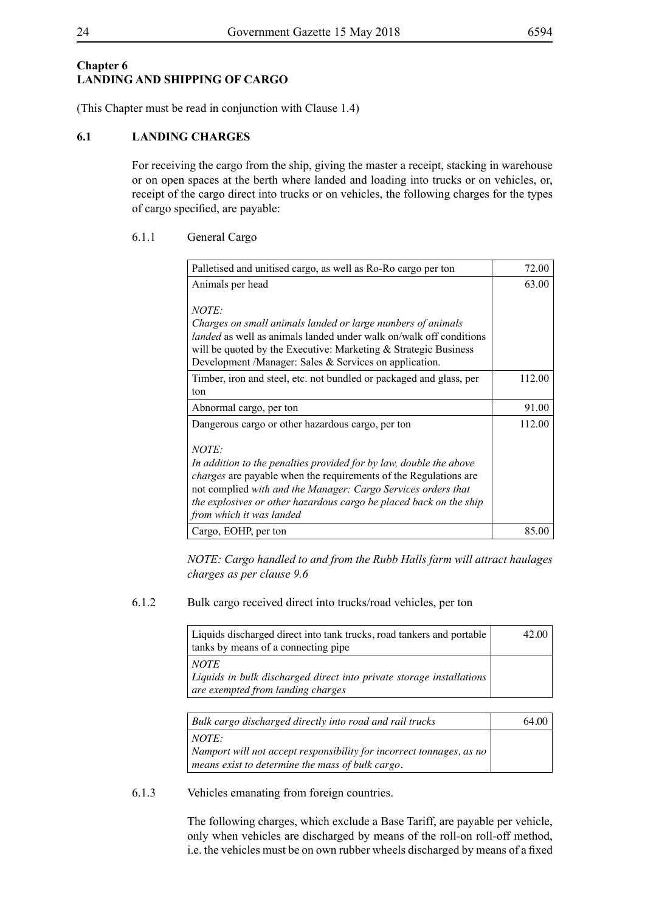## Chapter 6
## LANDING AND SHIPPING OF CARGO

(This Chapter must be read in conjunction with Clause 1.4)

### 6.1 LANDING CHARGES

For receiving the cargo from the ship, giving the master a receipt, stacking in warehouse or on open spaces at the berth where landed and loading into trucks or on vehicles, or, receipt of the cargo direct into trucks or on vehicles, the following charges for the types of cargo specified, are payable:

6.1.1 General Cargo

| | |
|---|---|
| Palletised and unitised cargo, as well as Ro-Ro cargo per ton | 72.00 |
| Animals per head<br><br>*NOTE:*<br>*Charges on small animals landed or large numbers of animals landed* as well as animals landed under walk on/walk off conditions will be quoted by the Executive: Marketing & Strategic Business Development /Manager: Sales & Services on application. | 63.00 |
| Timber, iron and steel, etc. not bundled or packaged and glass, per ton | 112.00 |
| Abnormal cargo, per ton | 91.00 |
| Dangerous cargo or other hazardous cargo, per ton<br><br>*NOTE:*<br>*In addition to the penalties provided for by law, double the above charges* are payable when the requirements of the Regulations are not complied *with and the Manager: Cargo Services orders that the explosives or other hazardous cargo be placed back on the ship from which it was landed* | 112.00 |
| Cargo, EOHP, per ton | 85.00 |

*NOTE: Cargo handled to and from the Rubb Halls farm will attract haulages charges as per clause 9.6*

6.1.2 Bulk cargo received direct into trucks/road vehicles, per ton

| | |
|---|---|
| Liquids discharged direct into tank trucks, road tankers and portable tanks by means of a connecting pipe | 42.00 |
| *NOTE*<br>*Liquids in bulk discharged direct into private storage installations are exempted from landing charges* | |

| | |
|---|---|
| *Bulk cargo discharged directly into road and rail trucks* | 64.00 |
| *NOTE:*<br>*Namport will not accept responsibility for incorrect tonnages, as no means exist to determine the mass of bulk cargo.* | |

6.1.3 Vehicles emanating from foreign countries.

The following charges, which exclude a Base Tariff, are payable per vehicle, only when vehicles are discharged by means of the roll-on roll-off method, i.e. the vehicles must be on own rubber wheels discharged by means of a fixed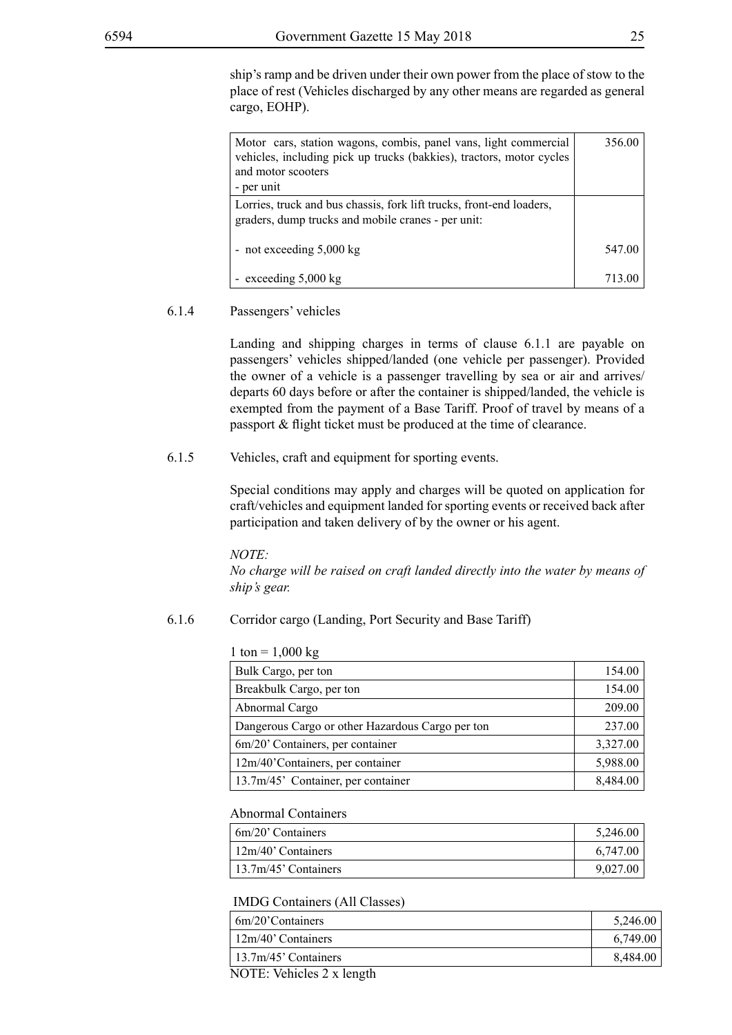ship's ramp and be driven under their own power from the place of stow to the place of rest (Vehicles discharged by any other means are regarded as general cargo, EOHP).

| | |
|---|---|
| Motor cars, station wagons, combis, panel vans, light commercial vehicles, including pick up trucks (bakkies), tractors, motor cycles and motor scooters<br>- per unit | 356.00 |
| Lorries, truck and bus chassis, fork lift trucks, front-end loaders, graders, dump trucks and mobile cranes - per unit: | |
| - not exceeding 5,000 kg | 547.00 |
| - exceeding 5,000 kg | 713.00 |

6.1.4 Passengers' vehicles

Landing and shipping charges in terms of clause 6.1.1 are payable on passengers' vehicles shipped/landed (one vehicle per passenger). Provided the owner of a vehicle is a passenger travelling by sea or air and arrives/departs 60 days before or after the container is shipped/landed, the vehicle is exempted from the payment of a Base Tariff. Proof of travel by means of a passport & flight ticket must be produced at the time of clearance.

6.1.5 Vehicles, craft and equipment for sporting events.

Special conditions may apply and charges will be quoted on application for craft/vehicles and equipment landed for sporting events or received back after participation and taken delivery of by the owner or his agent.

*NOTE:*
*No charge will be raised on craft landed directly into the water by means of ship's gear.*

6.1.6 Corridor cargo (Landing, Port Security and Base Tariff)

1 ton = 1,000 kg

| | |
|---|---|
| Bulk Cargo, per ton | 154.00 |
| Breakbulk Cargo, per ton | 154.00 |
| Abnormal Cargo | 209.00 |
| Dangerous Cargo or other Hazardous Cargo per ton | 237.00 |
| 6m/20' Containers, per container | 3,327.00 |
| 12m/40'Containers, per container | 5,988.00 |
| 13.7m/45' Container, per container | 8,484.00 |

Abnormal Containers

| | |
|---|---|
| 6m/20' Containers | 5,246.00 |
| 12m/40' Containers | 6,747.00 |
| 13.7m/45' Containers | 9,027.00 |

IMDG Containers (All Classes)

| | |
|---|---|
| 6m/20'Containers | 5,246.00 |
| 12m/40' Containers | 6,749.00 |
| 13.7m/45' Containers | 8,484.00 |

NOTE: Vehicles 2 x length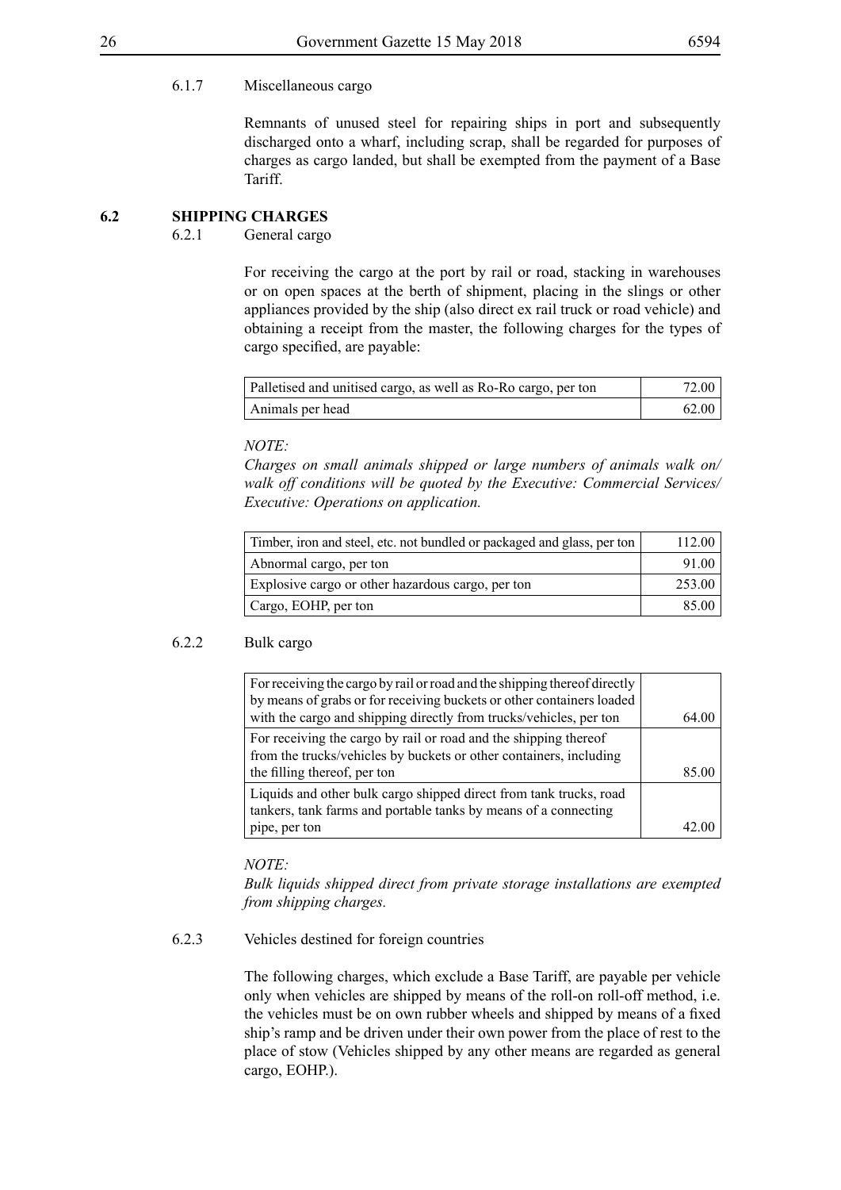#### 6.1.7 Miscellaneous cargo

Remnants of unused steel for repairing ships in port and subsequently discharged onto a wharf, including scrap, shall be regarded for purposes of charges as cargo landed, but shall be exempted from the payment of a Base Tariff.

### 6.2 SHIPPING CHARGES

#### 6.2.1 General cargo

For receiving the cargo at the port by rail or road, stacking in warehouses or on open spaces at the berth of shipment, placing in the slings or other appliances provided by the ship (also direct ex rail truck or road vehicle) and obtaining a receipt from the master, the following charges for the types of cargo specified, are payable:

| | |
|---|---|
| Palletised and unitised cargo, as well as Ro-Ro cargo, per ton | 72.00 |
| Animals per head | 62.00 |

*NOTE:*
*Charges on small animals shipped or large numbers of animals walk on/ walk off conditions will be quoted by the Executive: Commercial Services/ Executive: Operations on application.*

| | |
|---|---|
| Timber, iron and steel, etc. not bundled or packaged and glass, per ton | 112.00 |
| Abnormal cargo, per ton | 91.00 |
| Explosive cargo or other hazardous cargo, per ton | 253.00 |
| Cargo, EOHP, per ton | 85.00 |

#### 6.2.2 Bulk cargo

| | |
|---|---|
| For receiving the cargo by rail or road and the shipping thereof directly by means of grabs or for receiving buckets or other containers loaded with the cargo and shipping directly from trucks/vehicles, per ton | 64.00 |
| For receiving the cargo by rail or road and the shipping thereof from the trucks/vehicles by buckets or other containers, including the filling thereof, per ton | 85.00 |
| Liquids and other bulk cargo shipped direct from tank trucks, road tankers, tank farms and portable tanks by means of a connecting pipe, per ton | 42.00 |

*NOTE:*
*Bulk liquids shipped direct from private storage installations are exempted from shipping charges.*

#### 6.2.3 Vehicles destined for foreign countries

The following charges, which exclude a Base Tariff, are payable per vehicle only when vehicles are shipped by means of the roll-on roll-off method, i.e. the vehicles must be on own rubber wheels and shipped by means of a fixed ship's ramp and be driven under their own power from the place of rest to the place of stow (Vehicles shipped by any other means are regarded as general cargo, EOHP.).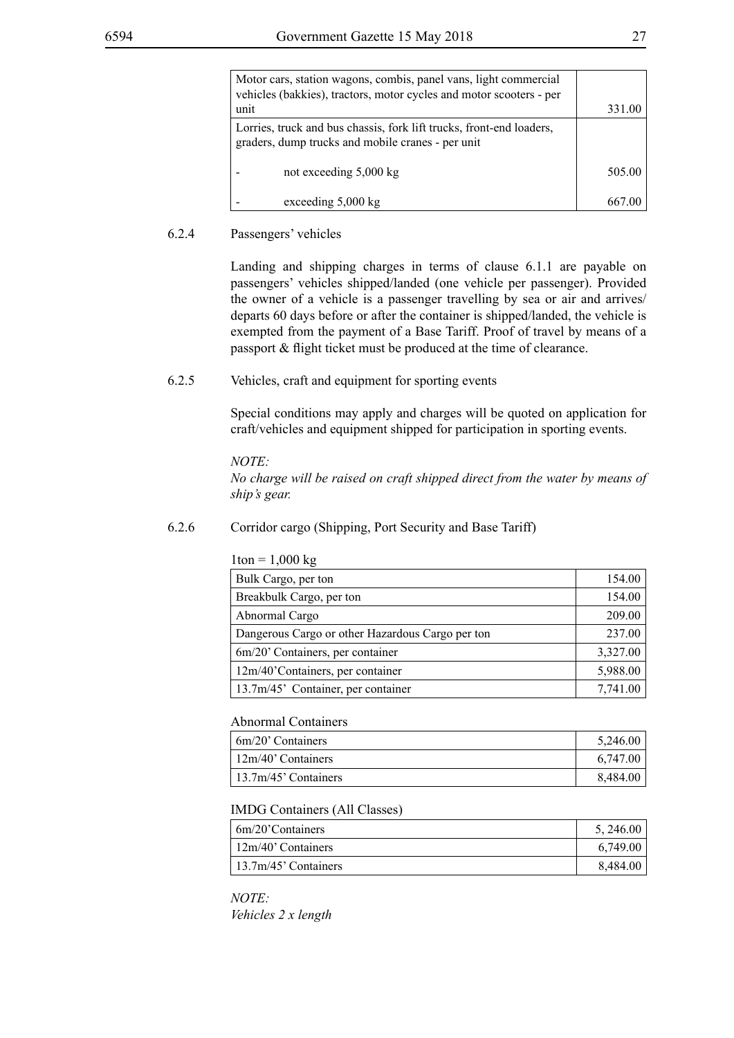| | |
|---|---|
| Motor cars, station wagons, combis, panel vans, light commercial vehicles (bakkies), tractors, motor cycles and motor scooters - per unit | 331.00 |
| Lorries, truck and bus chassis, fork lift trucks, front-end loaders, graders, dump trucks and mobile cranes - per unit | |
| - not exceeding 5,000 kg | 505.00 |
| - exceeding 5,000 kg | 667.00 |

6.2.4 Passengers' vehicles

Landing and shipping charges in terms of clause 6.1.1 are payable on passengers' vehicles shipped/landed (one vehicle per passenger). Provided the owner of a vehicle is a passenger travelling by sea or air and arrives/departs 60 days before or after the container is shipped/landed, the vehicle is exempted from the payment of a Base Tariff. Proof of travel by means of a passport & flight ticket must be produced at the time of clearance.

6.2.5 Vehicles, craft and equipment for sporting events

Special conditions may apply and charges will be quoted on application for craft/vehicles and equipment shipped for participation in sporting events.

*NOTE:*
*No charge will be raised on craft shipped direct from the water by means of ship's gear.*

6.2.6 Corridor cargo (Shipping, Port Security and Base Tariff)

1ton = 1,000 kg

| | |
|---|---|
| Bulk Cargo, per ton | 154.00 |
| Breakbulk Cargo, per ton | 154.00 |
| Abnormal Cargo | 209.00 |
| Dangerous Cargo or other Hazardous Cargo per ton | 237.00 |
| 6m/20' Containers, per container | 3,327.00 |
| 12m/40'Containers, per container | 5,988.00 |
| 13.7m/45' Container, per container | 7,741.00 |

Abnormal Containers

| | |
|---|---|
| 6m/20' Containers | 5,246.00 |
| 12m/40' Containers | 6,747.00 |
| 13.7m/45' Containers | 8,484.00 |

IMDG Containers (All Classes)

| | |
|---|---|
| 6m/20'Containers | 5, 246.00 |
| 12m/40' Containers | 6,749.00 |
| 13.7m/45' Containers | 8,484.00 |

*NOTE:*
*Vehicles 2 x length*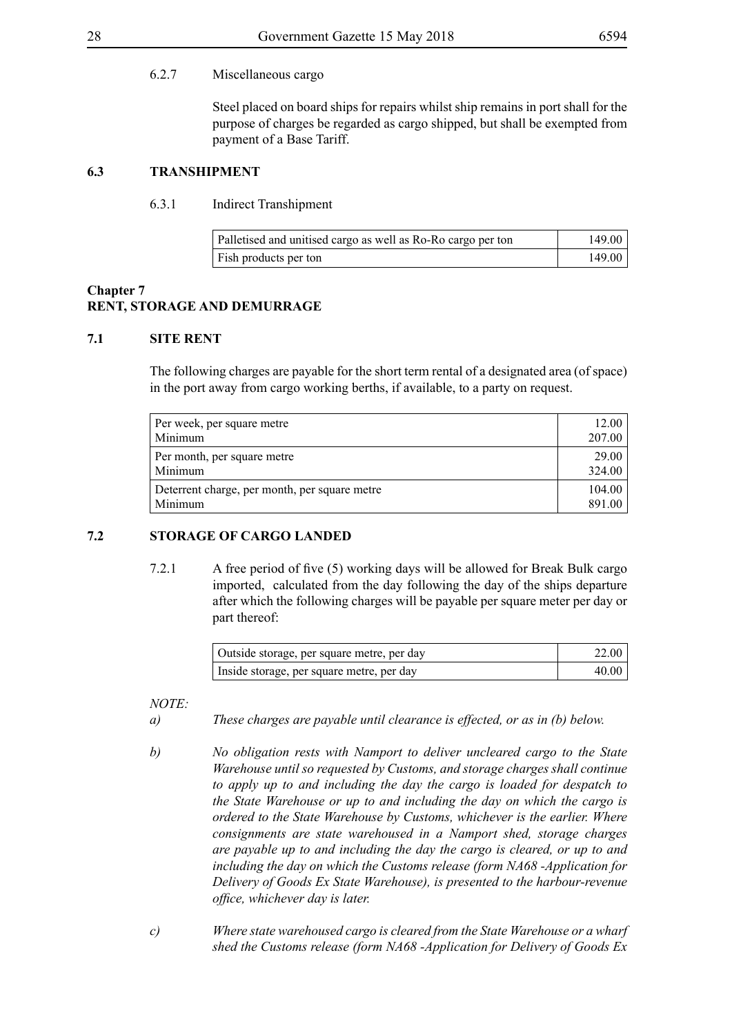6.2.7 Miscellaneous cargo

Steel placed on board ships for repairs whilst ship remains in port shall for the purpose of charges be regarded as cargo shipped, but shall be exempted from payment of a Base Tariff.

### 6.3 TRANSHIPMENT

6.3.1 Indirect Transhipment

| | |
|---|---|
| Palletised and unitised cargo as well as Ro-Ro cargo per ton | 149.00 |
| Fish products per ton | 149.00 |

## Chapter 7
## RENT, STORAGE AND DEMURRAGE

### 7.1 SITE RENT

The following charges are payable for the short term rental of a designated area (of space) in the port away from cargo working berths, if available, to a party on request.

| | |
|---|---|
| Per week, per square metre<br>Minimum | 12.00<br>207.00 |
| Per month, per square metre<br>Minimum | 29.00<br>324.00 |
| Deterrent charge, per month, per square metre<br>Minimum | 104.00<br>891.00 |

### 7.2 STORAGE OF CARGO LANDED

7.2.1 A free period of five (5) working days will be allowed for Break Bulk cargo imported, calculated from the day following the day of the ships departure after which the following charges will be payable per square meter per day or part thereof:

| | |
|---|---|
| Outside storage, per square metre, per day | 22.00 |
| Inside storage, per square metre, per day | 40.00 |

*NOTE:*

*a) These charges are payable until clearance is effected, or as in (b) below.*

*b) No obligation rests with Namport to deliver uncleared cargo to the State Warehouse until so requested by Customs, and storage charges shall continue to apply up to and including the day the cargo is loaded for despatch to the State Warehouse or up to and including the day on which the cargo is ordered to the State Warehouse by Customs, whichever is the earlier. Where consignments are state warehoused in a Namport shed, storage charges are payable up to and including the day the cargo is cleared, or up to and including the day on which the Customs release (form NA68 -Application for Delivery of Goods Ex State Warehouse), is presented to the harbour-revenue office, whichever day is later.*

*c) Where state warehoused cargo is cleared from the State Warehouse or a wharf shed the Customs release (form NA68 -Application for Delivery of Goods Ex*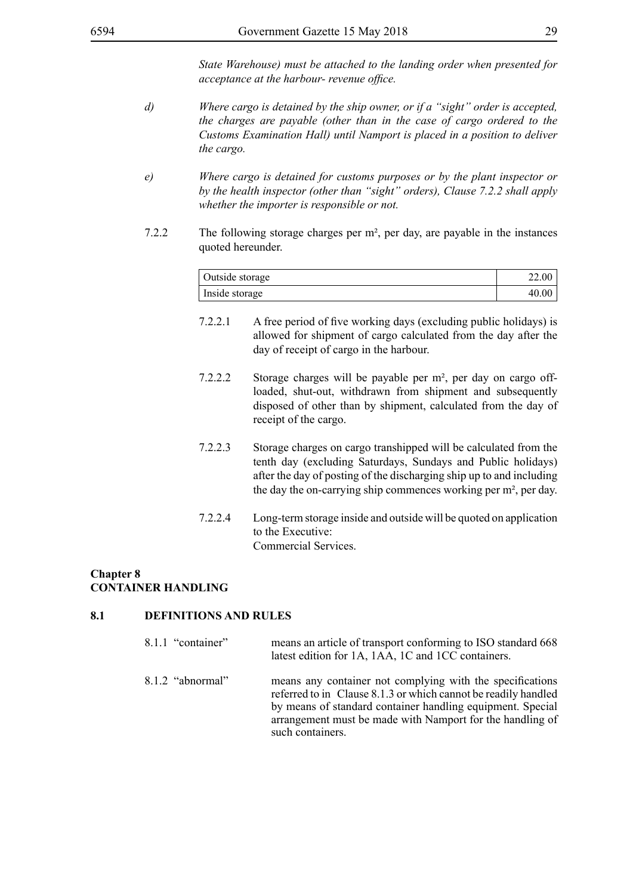*State Warehouse) must be attached to the landing order when presented for acceptance at the harbour- revenue office.*

*d)* *Where cargo is detained by the ship owner, or if a "sight" order is accepted, the charges are payable (other than in the case of cargo ordered to the Customs Examination Hall) until Namport is placed in a position to deliver the cargo.*

*e)* *Where cargo is detained for customs purposes or by the plant inspector or by the health inspector (other than "sight" orders), Clause 7.2.2 shall apply whether the importer is responsible or not.*

7.2.2 The following storage charges per m², per day, are payable in the instances quoted hereunder.

| | |
|---|---|
| Outside storage | 22.00 |
| Inside storage | 40.00 |

7.2.2.1 A free period of five working days (excluding public holidays) is allowed for shipment of cargo calculated from the day after the day of receipt of cargo in the harbour.

7.2.2.2 Storage charges will be payable per m², per day on cargo off-loaded, shut-out, withdrawn from shipment and subsequently disposed of other than by shipment, calculated from the day of receipt of the cargo.

7.2.2.3 Storage charges on cargo transhipped will be calculated from the tenth day (excluding Saturdays, Sundays and Public holidays) after the day of posting of the discharging ship up to and including the day the on-carrying ship commences working per m², per day.

7.2.2.4 Long-term storage inside and outside will be quoted on application to the Executive:
Commercial Services.

## Chapter 8
## CONTAINER HANDLING

### 8.1 DEFINITIONS AND RULES

8.1.1 "container" means an article of transport conforming to ISO standard 668 latest edition for 1A, 1AA, 1C and 1CC containers.

8.1.2 "abnormal" means any container not complying with the specifications referred to in Clause 8.1.3 or which cannot be readily handled by means of standard container handling equipment. Special arrangement must be made with Namport for the handling of such containers.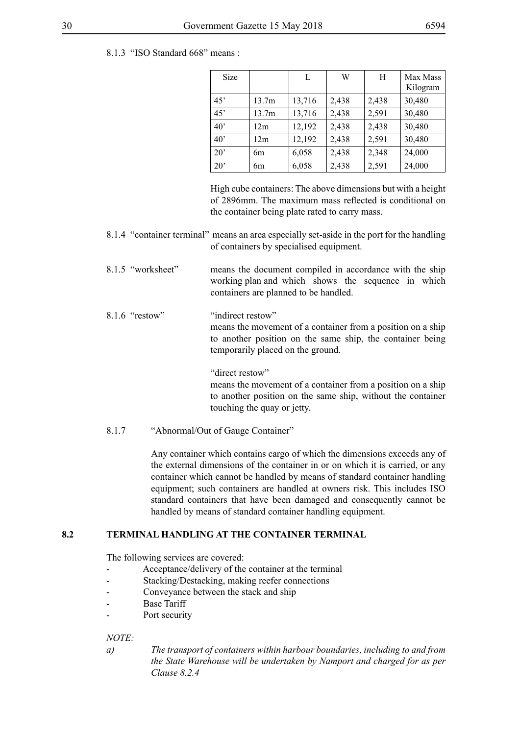8.1.3 "ISO Standard 668" means :

| Size | | L | W | H | Max Mass Kilogram |
|---|---|---|---|---|---|
| 45' | 13.7m | 13,716 | 2,438 | 2,438 | 30,480 |
| 45' | 13.7m | 13,716 | 2,438 | 2,591 | 30,480 |
| 40' | 12m | 12,192 | 2,438 | 2,438 | 30,480 |
| 40' | 12m | 12,192 | 2,438 | 2,591 | 30,480 |
| 20' | 6m | 6,058 | 2,438 | 2,348 | 24,000 |
| 20' | 6m | 6,058 | 2,438 | 2,591 | 24,000 |

High cube containers: The above dimensions but with a height of 2896mm. The maximum mass reflected is conditional on the container being plate rated to carry mass.

8.1.4 "container terminal" means an area especially set-aside in the port for the handling of containers by specialised equipment.

8.1.5 "worksheet" means the document compiled in accordance with the ship working plan and which shows the sequence in which containers are planned to be handled.

8.1.6 "restow" "indirect restow"
means the movement of a container from a position on a ship to another position on the same ship, the container being temporarily placed on the ground.

"direct restow"
means the movement of a container from a position on a ship to another position on the same ship, without the container touching the quay or jetty.

8.1.7 "Abnormal/Out of Gauge Container"

Any container which contains cargo of which the dimensions exceeds any of the external dimensions of the container in or on which it is carried, or any container which cannot be handled by means of standard container handling equipment; such containers are handled at owners risk. This includes ISO standard containers that have been damaged and consequently cannot be handled by means of standard container handling equipment.

## 8.2 TERMINAL HANDLING AT THE CONTAINER TERMINAL

The following services are covered:

- Acceptance/delivery of the container at the terminal
- Stacking/Destacking, making reefer connections
- Conveyance between the stack and ship
- Base Tariff
- Port security

*NOTE:*

*a) The transport of containers within harbour boundaries, including to and from the State Warehouse will be undertaken by Namport and charged for as per Clause 8.2.4*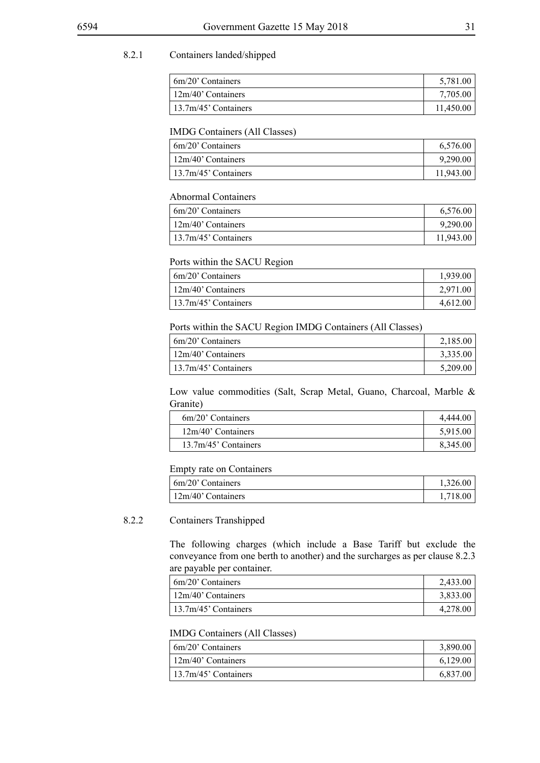### 8.2.1 Containers landed/shipped

| | |
|---|---|
| 6m/20' Containers | 5,781.00 |
| 12m/40' Containers | 7,705.00 |
| 13.7m/45' Containers | 11,450.00 |

IMDG Containers (All Classes)

| | |
|---|---|
| 6m/20' Containers | 6,576.00 |
| 12m/40' Containers | 9,290.00 |
| 13.7m/45' Containers | 11,943.00 |

Abnormal Containers

| | |
|---|---|
| 6m/20' Containers | 6,576.00 |
| 12m/40' Containers | 9,290.00 |
| 13.7m/45' Containers | 11,943.00 |

Ports within the SACU Region

| | |
|---|---|
| 6m/20' Containers | 1,939.00 |
| 12m/40' Containers | 2,971.00 |
| 13.7m/45' Containers | 4,612.00 |

Ports within the SACU Region IMDG Containers (All Classes)

| | |
|---|---|
| 6m/20' Containers | 2,185.00 |
| 12m/40' Containers | 3,335.00 |
| 13.7m/45' Containers | 5,209.00 |

Low value commodities (Salt, Scrap Metal, Guano, Charcoal, Marble & Granite)

| | |
|---|---|
| 6m/20' Containers | 4,444.00 |
| 12m/40' Containers | 5,915.00 |
| 13.7m/45' Containers | 8,345.00 |

Empty rate on Containers

| | |
|---|---|
| 6m/20' Containers | 1,326.00 |
| 12m/40' Containers | 1,718.00 |

### 8.2.2 Containers Transhipped

The following charges (which include a Base Tariff but exclude the conveyance from one berth to another) and the surcharges as per clause 8.2.3 are payable per container.

| | |
|---|---|
| 6m/20' Containers | 2,433.00 |
| 12m/40' Containers | 3,833.00 |
| 13.7m/45' Containers | 4,278.00 |

IMDG Containers (All Classes)

| | |
|---|---|
| 6m/20' Containers | 3,890.00 |
| 12m/40' Containers | 6,129.00 |
| 13.7m/45' Containers | 6,837.00 |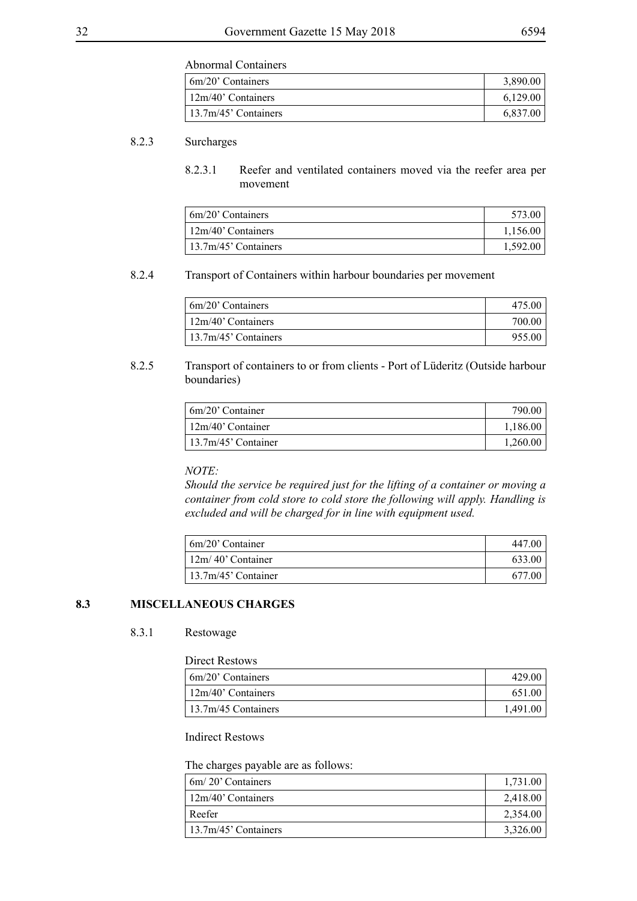Abnormal Containers

| | |
|---|---:|
| 6m/20' Containers | 3,890.00 |
| 12m/40' Containers | 6,129.00 |
| 13.7m/45' Containers | 6,837.00 |

8.2.3 Surcharges

8.2.3.1 Reefer and ventilated containers moved via the reefer area per movement

| | |
|---|---:|
| 6m/20' Containers | 573.00 |
| 12m/40' Containers | 1,156.00 |
| 13.7m/45' Containers | 1,592.00 |

8.2.4 Transport of Containers within harbour boundaries per movement

| | |
|---|---:|
| 6m/20' Containers | 475.00 |
| 12m/40' Containers | 700.00 |
| 13.7m/45' Containers | 955.00 |

8.2.5 Transport of containers to or from clients - Port of Lüderitz (Outside harbour boundaries)

| | |
|---|---:|
| 6m/20' Container | 790.00 |
| 12m/40' Container | 1,186.00 |
| 13.7m/45' Container | 1,260.00 |

*NOTE:*
*Should the service be required just for the lifting of a container or moving a container from cold store to cold store the following will apply. Handling is excluded and will be charged for in line with equipment used.*

| | |
|---|---:|
| 6m/20' Container | 447.00 |
| 12m/ 40' Container | 633.00 |
| 13.7m/45' Container | 677.00 |

## 8.3 MISCELLANEOUS CHARGES

8.3.1 Restowage

Direct Restows

| | |
|---|---:|
| 6m/20' Containers | 429.00 |
| 12m/40' Containers | 651.00 |
| 13.7m/45 Containers | 1,491.00 |

Indirect Restows

The charges payable are as follows:

| | |
|---|---:|
| 6m/ 20' Containers | 1,731.00 |
| 12m/40' Containers | 2,418.00 |
| Reefer | 2,354.00 |
| 13.7m/45' Containers | 3,326.00 |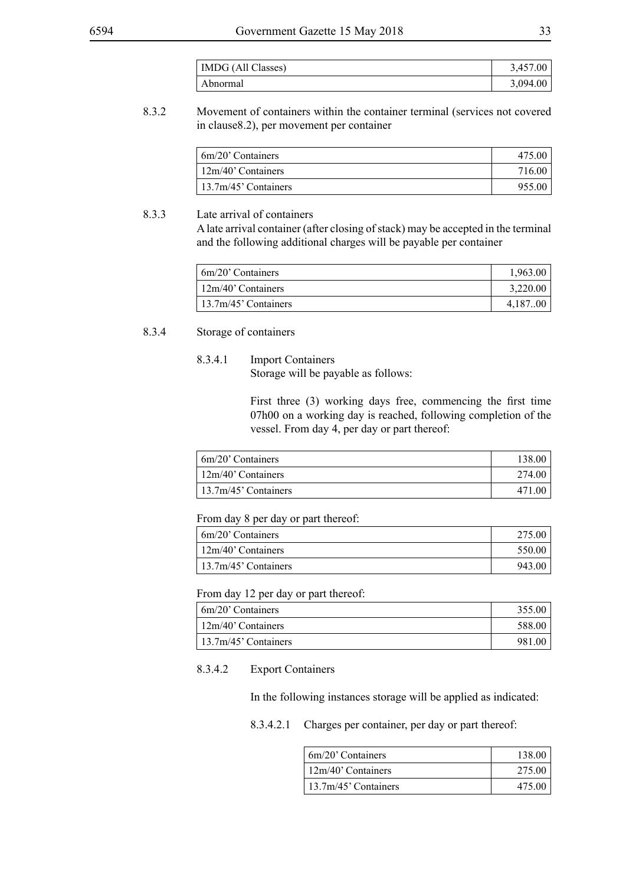| IMDG (All Classes) | 3,457.00 |
|---|---|
| Abnormal | 3,094.00 |

8.3.2 Movement of containers within the container terminal (services not covered in clause8.2), per movement per container

| 6m/20' Containers | 475.00 |
|---|---|
| 12m/40' Containers | 716.00 |
| 13.7m/45' Containers | 955.00 |

8.3.3 Late arrival of containers

A late arrival container (after closing of stack) may be accepted in the terminal and the following additional charges will be payable per container

| 6m/20' Containers | 1,963.00 |
|---|---|
| 12m/40' Containers | 3,220.00 |
| 13.7m/45' Containers | 4,187..00 |

8.3.4 Storage of containers

8.3.4.1 Import Containers

Storage will be payable as follows:

First three (3) working days free, commencing the first time 07h00 on a working day is reached, following completion of the vessel. From day 4, per day or part thereof:

| 6m/20' Containers | 138.00 |
|---|---|
| 12m/40' Containers | 274.00 |
| 13.7m/45' Containers | 471.00 |

From day 8 per day or part thereof:

| 6m/20' Containers | 275.00 |
|---|---|
| 12m/40' Containers | 550.00 |
| 13.7m/45' Containers | 943.00 |

From day 12 per day or part thereof:

| 6m/20' Containers | 355.00 |
|---|---|
| 12m/40' Containers | 588.00 |
| 13.7m/45' Containers | 981.00 |

8.3.4.2 Export Containers

In the following instances storage will be applied as indicated:

8.3.4.2.1 Charges per container, per day or part thereof:

| 6m/20' Containers | 138.00 |
|---|---|
| 12m/40' Containers | 275.00 |
| 13.7m/45' Containers | 475.00 |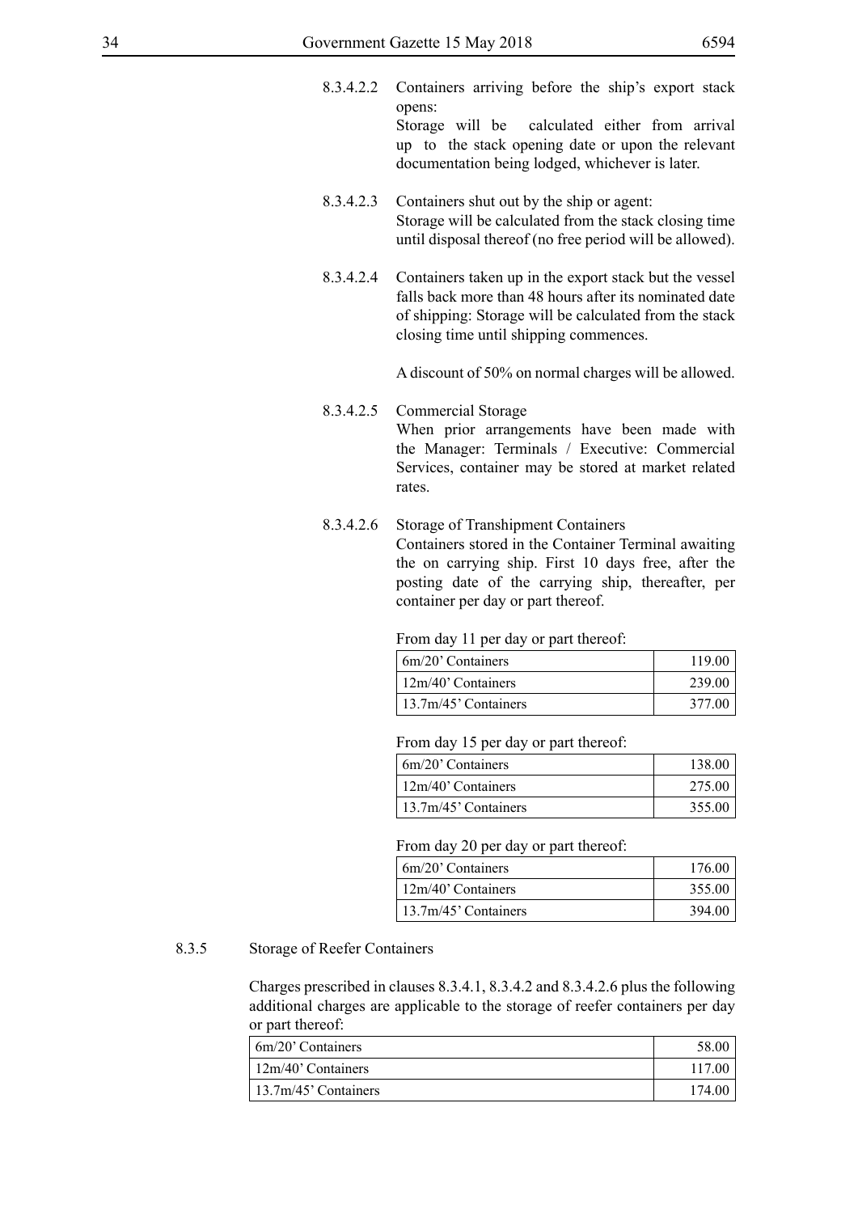8.3.4.2.2 Containers arriving before the ship's export stack opens:
Storage will be calculated either from arrival up to the stack opening date or upon the relevant documentation being lodged, whichever is later.

8.3.4.2.3 Containers shut out by the ship or agent:
Storage will be calculated from the stack closing time until disposal thereof (no free period will be allowed).

8.3.4.2.4 Containers taken up in the export stack but the vessel falls back more than 48 hours after its nominated date of shipping: Storage will be calculated from the stack closing time until shipping commences.

A discount of 50% on normal charges will be allowed.

8.3.4.2.5 Commercial Storage
When prior arrangements have been made with the Manager: Terminals / Executive: Commercial Services, container may be stored at market related rates.

8.3.4.2.6 Storage of Transhipment Containers
Containers stored in the Container Terminal awaiting the on carrying ship. First 10 days free, after the posting date of the carrying ship, thereafter, per container per day or part thereof.

From day 11 per day or part thereof:

| | |
|---|---|
| 6m/20' Containers | 119.00 |
| 12m/40' Containers | 239.00 |
| 13.7m/45' Containers | 377.00 |

From day 15 per day or part thereof:

| | |
|---|---|
| 6m/20' Containers | 138.00 |
| 12m/40' Containers | 275.00 |
| 13.7m/45' Containers | 355.00 |

From day 20 per day or part thereof:

| | |
|---|---|
| 6m/20' Containers | 176.00 |
| 12m/40' Containers | 355.00 |
| 13.7m/45' Containers | 394.00 |

8.3.5 Storage of Reefer Containers

Charges prescribed in clauses 8.3.4.1, 8.3.4.2 and 8.3.4.2.6 plus the following additional charges are applicable to the storage of reefer containers per day or part thereof:

| | |
|---|---|
| 6m/20' Containers | 58.00 |
| 12m/40' Containers | 117.00 |
| 13.7m/45' Containers | 174.00 |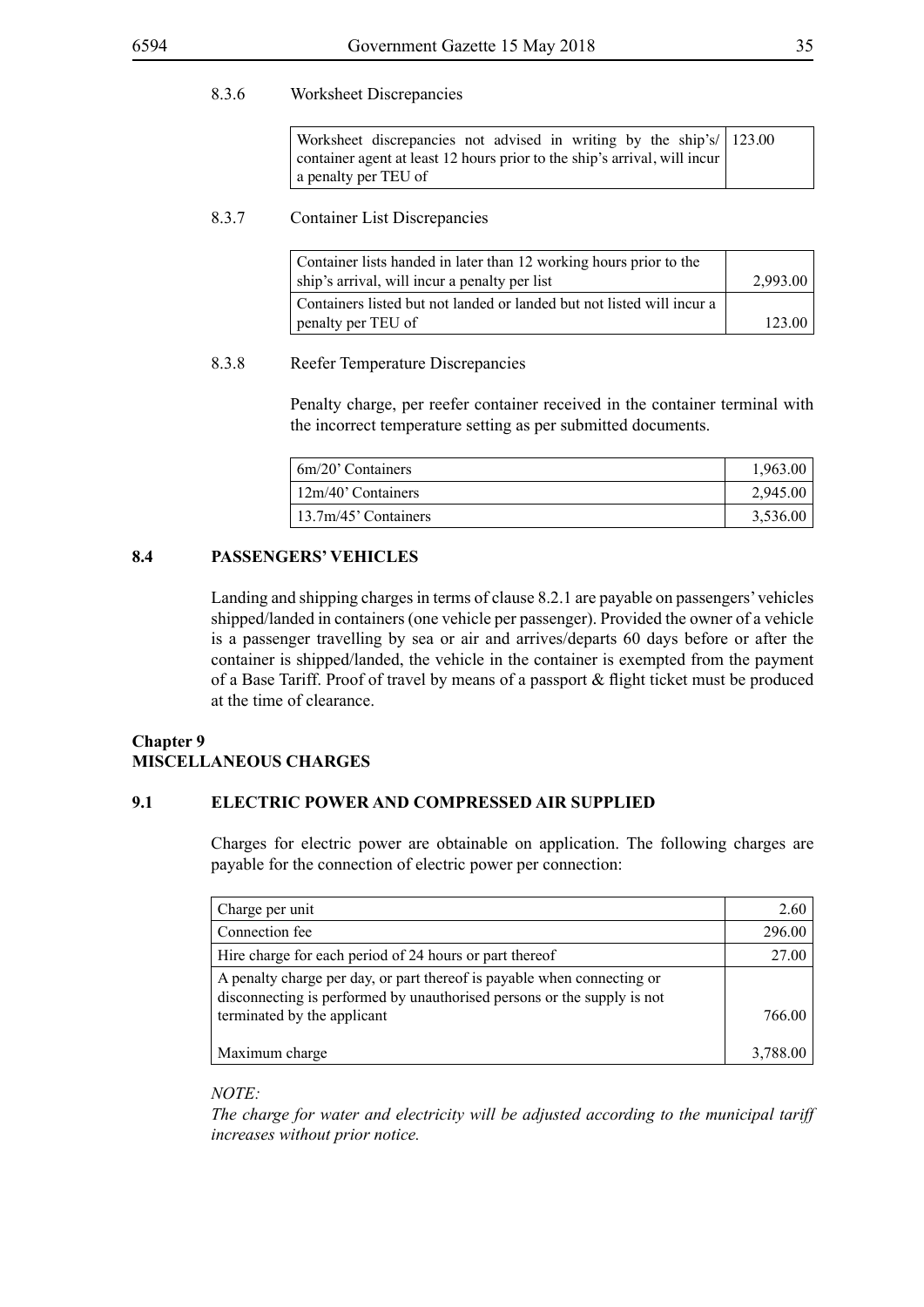#### 8.3.6 Worksheet Discrepancies

| | |
|---|---|
| Worksheet discrepancies not advised in writing by the ship's/ container agent at least 12 hours prior to the ship's arrival, will incur a penalty per TEU of | 123.00 |

#### 8.3.7 Container List Discrepancies

| | |
|---|---|
| Container lists handed in later than 12 working hours prior to the ship's arrival, will incur a penalty per list | 2,993.00 |
| Containers listed but not landed or landed but not listed will incur a penalty per TEU of | 123.00 |

#### 8.3.8 Reefer Temperature Discrepancies

Penalty charge, per reefer container received in the container terminal with the incorrect temperature setting as per submitted documents.

| | |
|---|---|
| 6m/20' Containers | 1,963.00 |
| 12m/40' Containers | 2,945.00 |
| 13.7m/45' Containers | 3,536.00 |

### 8.4 PASSENGERS' VEHICLES

Landing and shipping charges in terms of clause 8.2.1 are payable on passengers' vehicles shipped/landed in containers (one vehicle per passenger). Provided the owner of a vehicle is a passenger travelling by sea or air and arrives/departs 60 days before or after the container is shipped/landed, the vehicle in the container is exempted from the payment of a Base Tariff. Proof of travel by means of a passport & flight ticket must be produced at the time of clearance.

## Chapter 9
## MISCELLANEOUS CHARGES

### 9.1 ELECTRIC POWER AND COMPRESSED AIR SUPPLIED

Charges for electric power are obtainable on application. The following charges are payable for the connection of electric power per connection:

| | |
|---|---|
| Charge per unit | 2.60 |
| Connection fee | 296.00 |
| Hire charge for each period of 24 hours or part thereof | 27.00 |
| A penalty charge per day, or part thereof is payable when connecting or disconnecting is performed by unauthorised persons or the supply is not terminated by the applicant | 766.00 |
| Maximum charge | 3,788.00 |

*NOTE:*
*The charge for water and electricity will be adjusted according to the municipal tariff increases without prior notice.*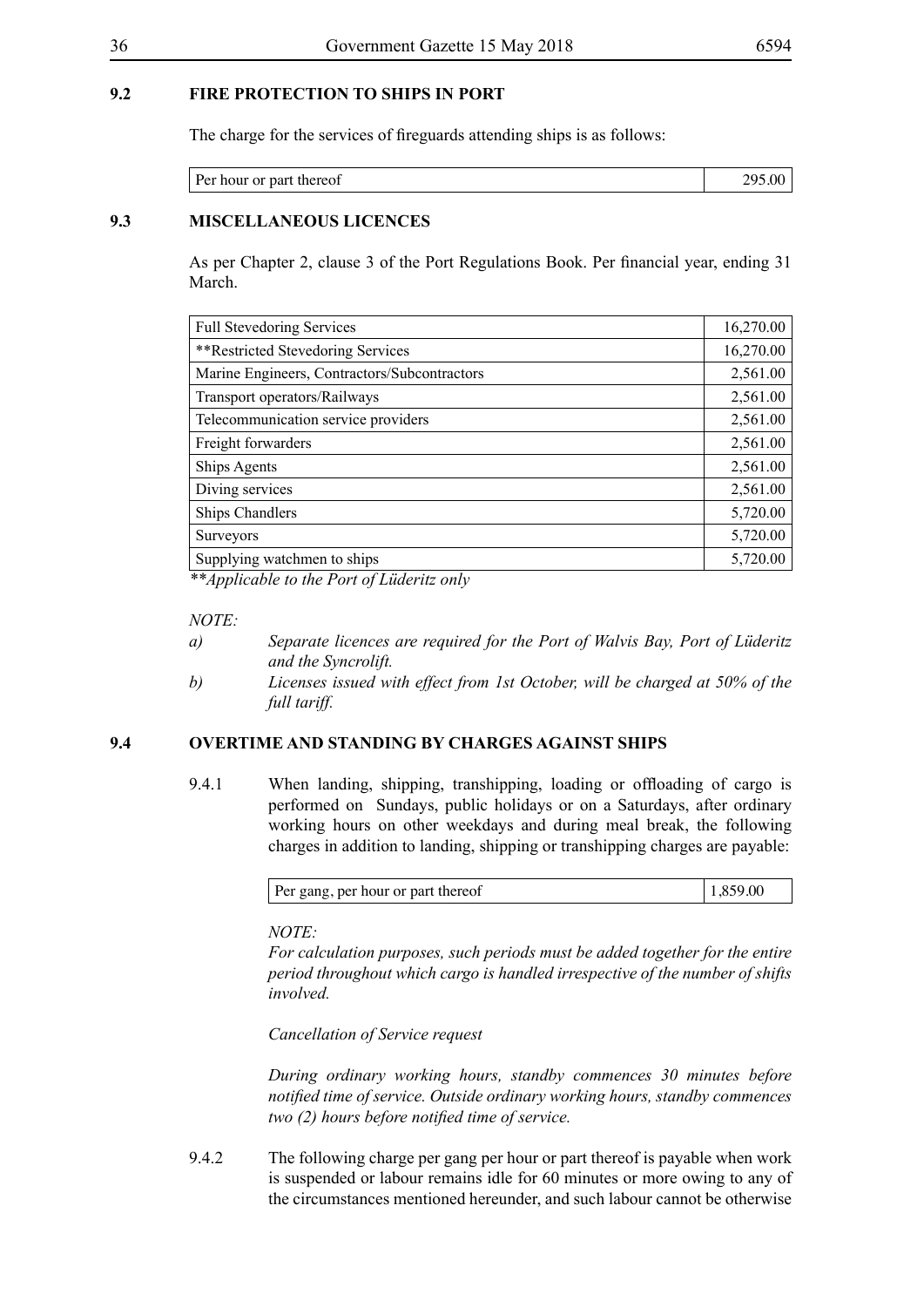## 9.2 FIRE PROTECTION TO SHIPS IN PORT

The charge for the services of fireguards attending ships is as follows:

| | |
|---|---|
| Per hour or part thereof | 295.00 |

## 9.3 MISCELLANEOUS LICENCES

As per Chapter 2, clause 3 of the Port Regulations Book. Per financial year, ending 31 March.

| | |
|---|---|
| Full Stevedoring Services | 16,270.00 |
| **Restricted Stevedoring Services | 16,270.00 |
| Marine Engineers, Contractors/Subcontractors | 2,561.00 |
| Transport operators/Railways | 2,561.00 |
| Telecommunication service providers | 2,561.00 |
| Freight forwarders | 2,561.00 |
| Ships Agents | 2,561.00 |
| Diving services | 2,561.00 |
| Ships Chandlers | 5,720.00 |
| Surveyors | 5,720.00 |
| Supplying watchmen to ships | 5,720.00 |

*\*\*Applicable to the Port of Lüderitz only*

*NOTE:*

*a) Separate licences are required for the Port of Walvis Bay, Port of Lüderitz and the Syncrolift.*

*b) Licenses issued with effect from 1st October, will be charged at 50% of the full tariff.*

## 9.4 OVERTIME AND STANDING BY CHARGES AGAINST SHIPS

9.4.1 When landing, shipping, transhipping, loading or offloading of cargo is performed on Sundays, public holidays or on a Saturdays, after ordinary working hours on other weekdays and during meal break, the following charges in addition to landing, shipping or transhipping charges are payable:

| | |
|---|---|
| Per gang, per hour or part thereof | 1,859.00 |

*NOTE:*

*For calculation purposes, such periods must be added together for the entire period throughout which cargo is handled irrespective of the number of shifts involved.*

*Cancellation of Service request*

*During ordinary working hours, standby commences 30 minutes before notified time of service. Outside ordinary working hours, standby commences two (2) hours before notified time of service.*

9.4.2 The following charge per gang per hour or part thereof is payable when work is suspended or labour remains idle for 60 minutes or more owing to any of the circumstances mentioned hereunder, and such labour cannot be otherwise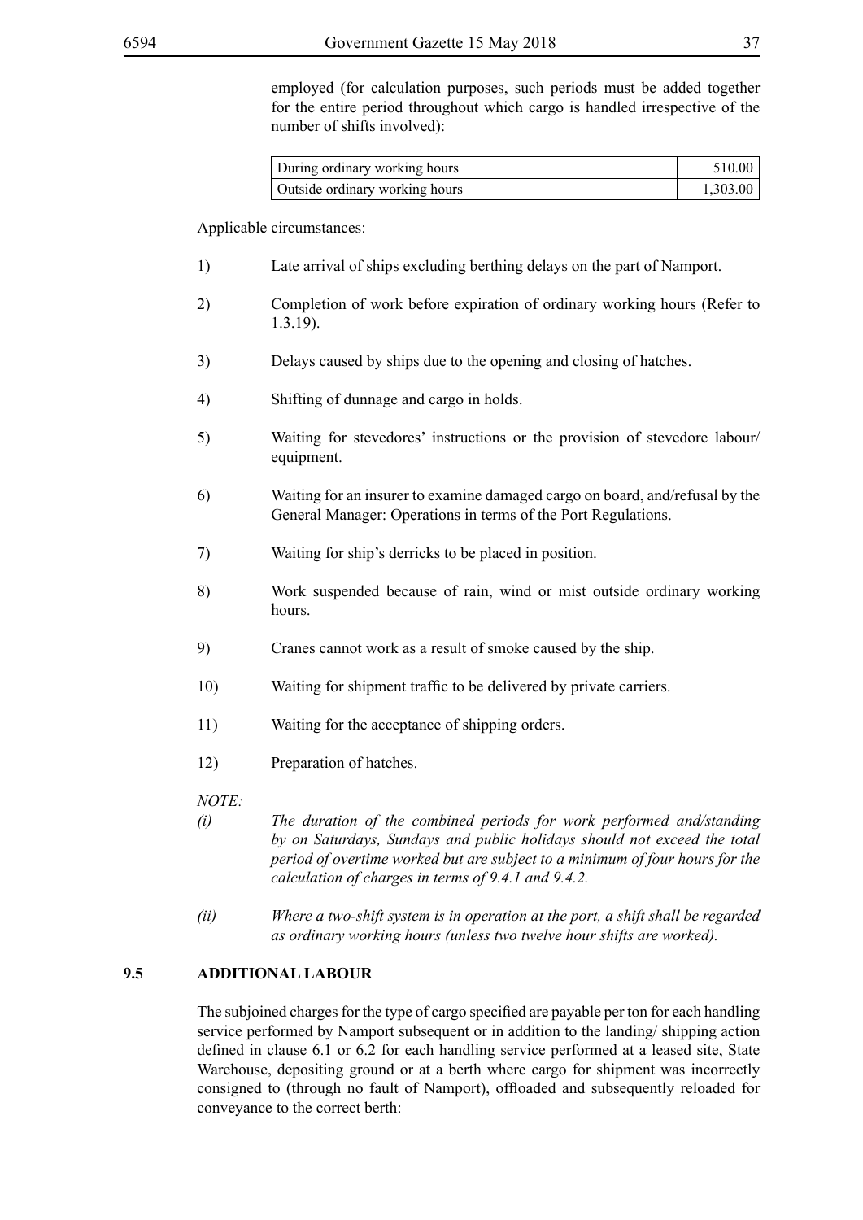employed (for calculation purposes, such periods must be added together for the entire period throughout which cargo is handled irrespective of the number of shifts involved):

| | |
|---|---|
| During ordinary working hours | 510.00 |
| Outside ordinary working hours | 1,303.00 |

Applicable circumstances:

1) Late arrival of ships excluding berthing delays on the part of Namport.

2) Completion of work before expiration of ordinary working hours (Refer to 1.3.19).

3) Delays caused by ships due to the opening and closing of hatches.

4) Shifting of dunnage and cargo in holds.

5) Waiting for stevedores' instructions or the provision of stevedore labour/equipment.

6) Waiting for an insurer to examine damaged cargo on board, and/refusal by the General Manager: Operations in terms of the Port Regulations.

7) Waiting for ship's derricks to be placed in position.

8) Work suspended because of rain, wind or mist outside ordinary working hours.

9) Cranes cannot work as a result of smoke caused by the ship.

10) Waiting for shipment traffic to be delivered by private carriers.

11) Waiting for the acceptance of shipping orders.

12) Preparation of hatches.

*NOTE:*

*(i) The duration of the combined periods for work performed and/standing by on Saturdays, Sundays and public holidays should not exceed the total period of overtime worked but are subject to a minimum of four hours for the calculation of charges in terms of 9.4.1 and 9.4.2.*

*(ii) Where a two-shift system is in operation at the port, a shift shall be regarded as ordinary working hours (unless two twelve hour shifts are worked).*

## 9.5 ADDITIONAL LABOUR

The subjoined charges for the type of cargo specified are payable per ton for each handling service performed by Namport subsequent or in addition to the landing/ shipping action defined in clause 6.1 or 6.2 for each handling service performed at a leased site, State Warehouse, depositing ground or at a berth where cargo for shipment was incorrectly consigned to (through no fault of Namport), offloaded and subsequently reloaded for conveyance to the correct berth: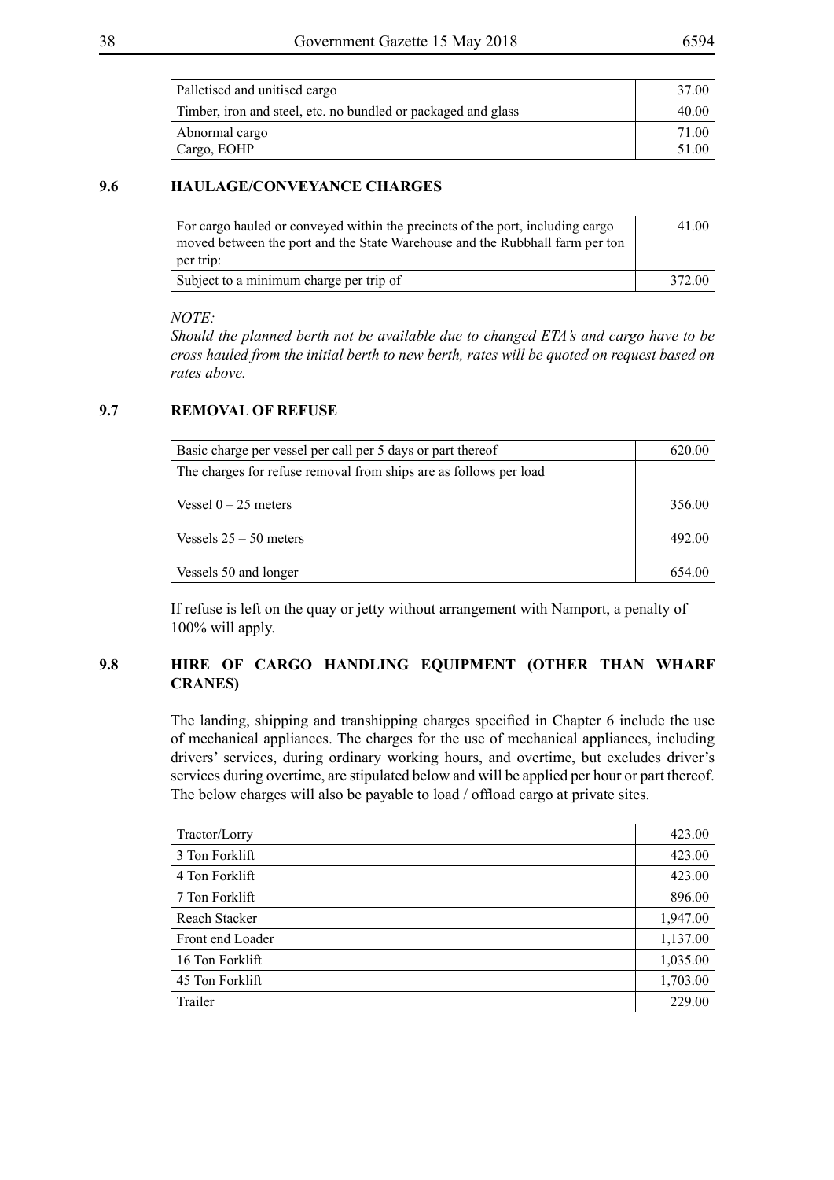| | |
|---|---|
| Palletised and unitised cargo | 37.00 |
| Timber, iron and steel, etc. no bundled or packaged and glass | 40.00 |
| Abnormal cargo<br>Cargo, EOHP | 71.00<br>51.00 |

## 9.6 HAULAGE/CONVEYANCE CHARGES

| | |
|---|---|
| For cargo hauled or conveyed within the precincts of the port, including cargo moved between the port and the State Warehouse and the Rubbhall farm per ton per trip: | 41.00 |
| Subject to a minimum charge per trip of | 372.00 |

*NOTE:*

*Should the planned berth not be available due to changed ETA's and cargo have to be cross hauled from the initial berth to new berth, rates will be quoted on request based on rates above.*

## 9.7 REMOVAL OF REFUSE

| | |
|---|---|
| Basic charge per vessel per call per 5 days or part thereof | 620.00 |
| The charges for refuse removal from ships are as follows per load | |
| Vessel 0 – 25 meters | 356.00 |
| Vessels 25 – 50 meters | 492.00 |
| Vessels 50 and longer | 654.00 |

If refuse is left on the quay or jetty without arrangement with Namport, a penalty of 100% will apply.

## 9.8 HIRE OF CARGO HANDLING EQUIPMENT (OTHER THAN WHARF CRANES)

The landing, shipping and transhipping charges specified in Chapter 6 include the use of mechanical appliances. The charges for the use of mechanical appliances, including drivers' services, during ordinary working hours, and overtime, but excludes driver's services during overtime, are stipulated below and will be applied per hour or part thereof. The below charges will also be payable to load / offload cargo at private sites.

| | |
|---|---|
| Tractor/Lorry | 423.00 |
| 3 Ton Forklift | 423.00 |
| 4 Ton Forklift | 423.00 |
| 7 Ton Forklift | 896.00 |
| Reach Stacker | 1,947.00 |
| Front end Loader | 1,137.00 |
| 16 Ton Forklift | 1,035.00 |
| 45 Ton Forklift | 1,703.00 |
| Trailer | 229.00 |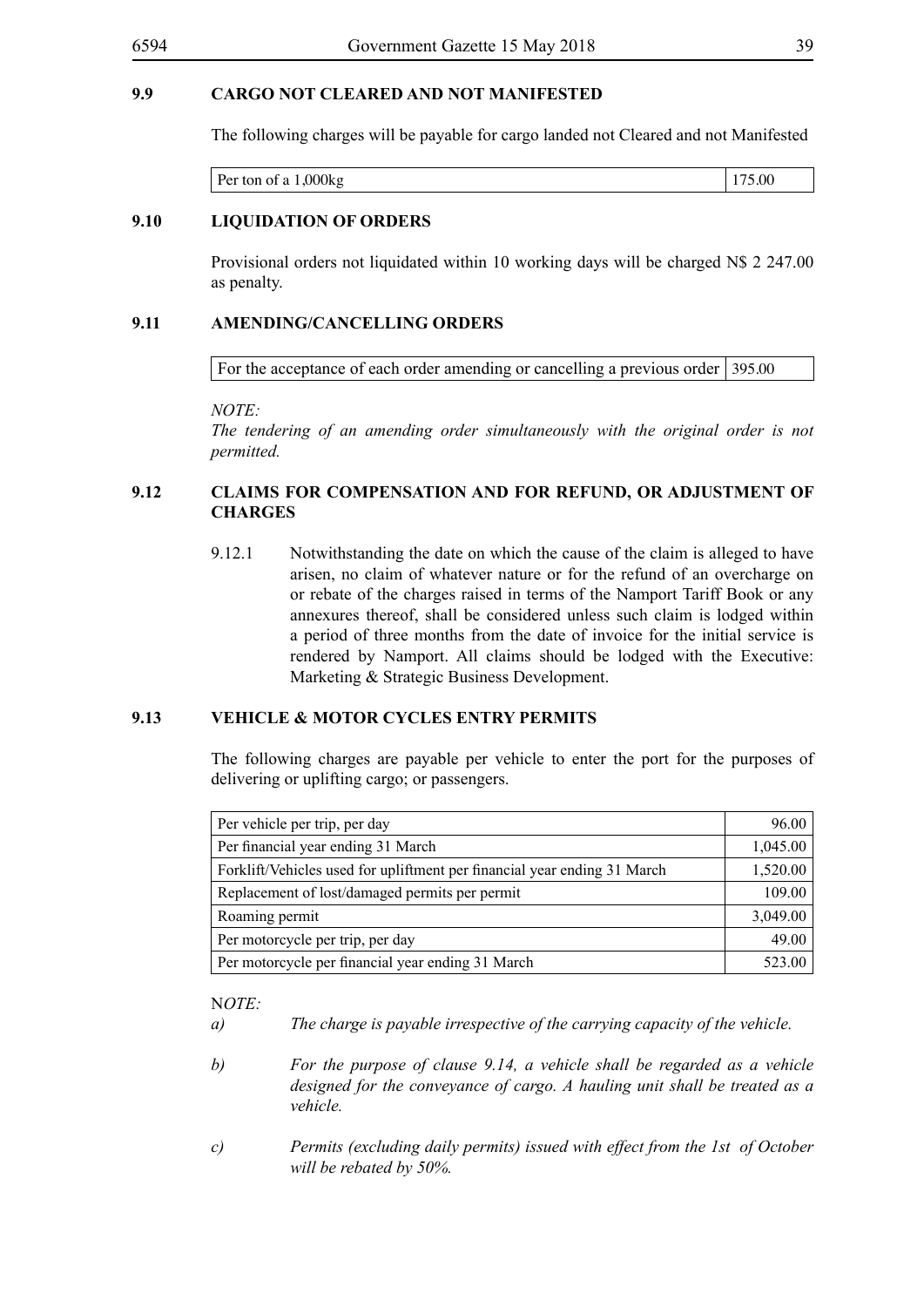### 9.9 CARGO NOT CLEARED AND NOT MANIFESTED

The following charges will be payable for cargo landed not Cleared and not Manifested

| | |
|---|---|
| Per ton of a 1,000kg | 175.00 |

### 9.10 LIQUIDATION OF ORDERS

Provisional orders not liquidated within 10 working days will be charged N$ 2 247.00 as penalty.

### 9.11 AMENDING/CANCELLING ORDERS

| | |
|---|---|
| For the acceptance of each order amending or cancelling a previous order | 395.00 |

*NOTE:*
*The tendering of an amending order simultaneously with the original order is not permitted.*

### 9.12 CLAIMS FOR COMPENSATION AND FOR REFUND, OR ADJUSTMENT OF CHARGES

9.12.1 Notwithstanding the date on which the cause of the claim is alleged to have arisen, no claim of whatever nature or for the refund of an overcharge on or rebate of the charges raised in terms of the Namport Tariff Book or any annexures thereof, shall be considered unless such claim is lodged within a period of three months from the date of invoice for the initial service is rendered by Namport. All claims should be lodged with the Executive: Marketing & Strategic Business Development.

### 9.13 VEHICLE & MOTOR CYCLES ENTRY PERMITS

The following charges are payable per vehicle to enter the port for the purposes of delivering or uplifting cargo; or passengers.

| | |
|---|---:|
| Per vehicle per trip, per day | 96.00 |
| Per financial year ending 31 March | 1,045.00 |
| Forklift/Vehicles used for upliftment per financial year ending 31 March | 1,520.00 |
| Replacement of lost/damaged permits per permit | 109.00 |
| Roaming permit | 3,049.00 |
| Per motorcycle per trip, per day | 49.00 |
| Per motorcycle per financial year ending 31 March | 523.00 |

N*OTE:*

*a) The charge is payable irrespective of the carrying capacity of the vehicle.*

*b) For the purpose of clause 9.14, a vehicle shall be regarded as a vehicle designed for the conveyance of cargo. A hauling unit shall be treated as a vehicle.*

*c) Permits (excluding daily permits) issued with effect from the 1st of October will be rebated by 50%.*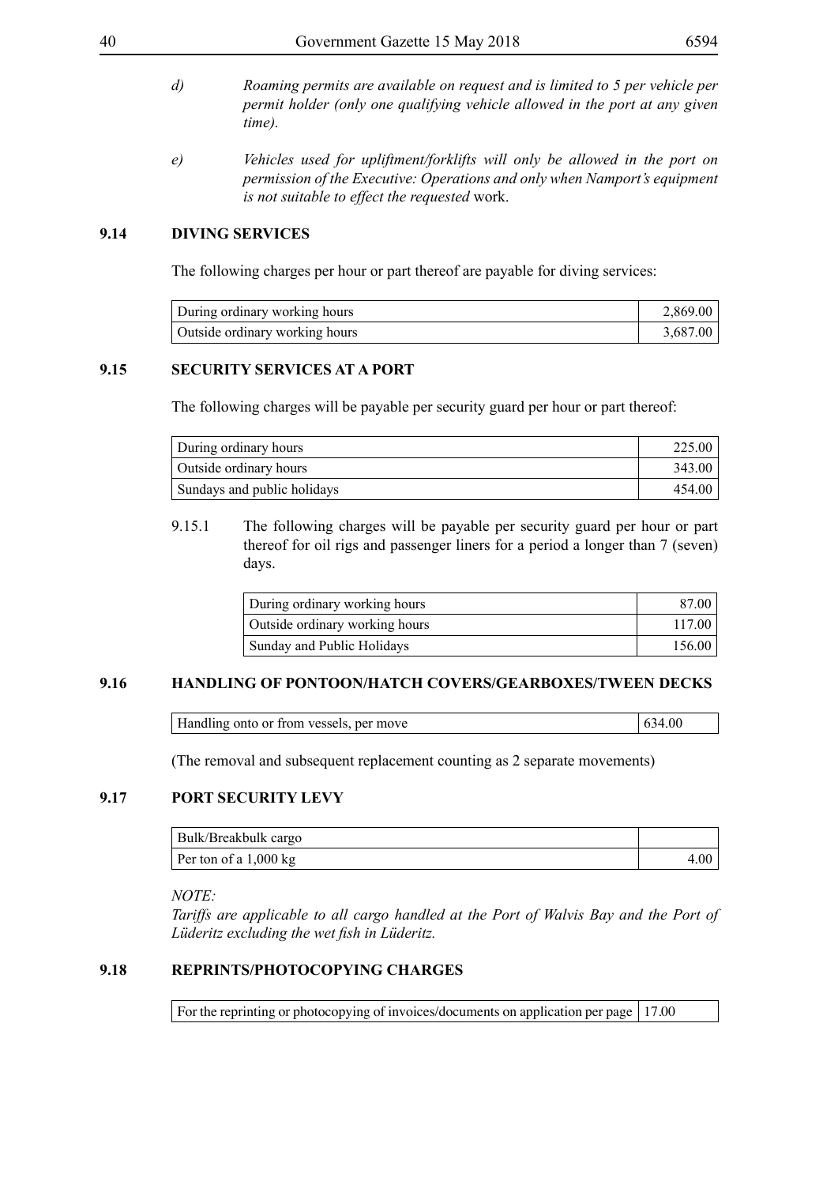d) *Roaming permits are available on request and is limited to 5 per vehicle per permit holder (only one qualifying vehicle allowed in the port at any given time).*

e) *Vehicles used for upliftment/forklifts will only be allowed in the port on permission of the Executive: Operations and only when Namport's equipment is not suitable to effect the requested* work.

### 9.14 DIVING SERVICES

The following charges per hour or part thereof are payable for diving services:

| | |
|---|---|
| During ordinary working hours | 2,869.00 |
| Outside ordinary working hours | 3,687.00 |

### 9.15 SECURITY SERVICES AT A PORT

The following charges will be payable per security guard per hour or part thereof:

| | |
|---|---|
| During ordinary hours | 225.00 |
| Outside ordinary hours | 343.00 |
| Sundays and public holidays | 454.00 |

9.15.1 The following charges will be payable per security guard per hour or part thereof for oil rigs and passenger liners for a period a longer than 7 (seven) days.

| | |
|---|---|
| During ordinary working hours | 87.00 |
| Outside ordinary working hours | 117.00 |
| Sunday and Public Holidays | 156.00 |

### 9.16 HANDLING OF PONTOON/HATCH COVERS/GEARBOXES/TWEEN DECKS

| | |
|---|---|
| Handling onto or from vessels, per move | 634.00 |

(The removal and subsequent replacement counting as 2 separate movements)

### 9.17 PORT SECURITY LEVY

| | |
|---|---|
| Bulk/Breakbulk cargo | |
| Per ton of a 1,000 kg | 4.00 |

*NOTE:*

*Tariffs are applicable to all cargo handled at the Port of Walvis Bay and the Port of Lüderitz excluding the wet fish in Lüderitz.*

### 9.18 REPRINTS/PHOTOCOPYING CHARGES

| | |
|---|---|
| For the reprinting or photocopying of invoices/documents on application per page | 17.00 |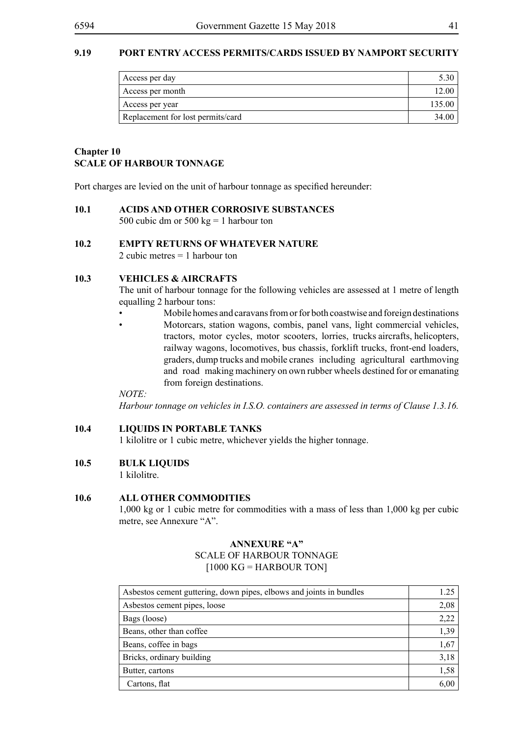### 9.19 PORT ENTRY ACCESS PERMITS/CARDS ISSUED BY NAMPORT SECURITY

| | |
|---|---|
| Access per day | 5.30 |
| Access per month | 12.00 |
| Access per year | 135.00 |
| Replacement for lost permits/card | 34.00 |

## Chapter 10
## SCALE OF HARBOUR TONNAGE

Port charges are levied on the unit of harbour tonnage as specified hereunder:

**10.1 ACIDS AND OTHER CORROSIVE SUBSTANCES**

500 cubic dm or 500 kg = 1 harbour ton

**10.2 EMPTY RETURNS OF WHATEVER NATURE**

2 cubic metres = 1 harbour ton

**10.3 VEHICLES & AIRCRAFTS**

The unit of harbour tonnage for the following vehicles are assessed at 1 metre of length equalling 2 harbour tons:

- Mobile homes and caravans from or for both coastwise and foreign destinations
- Motorcars, station wagons, combis, panel vans, light commercial vehicles, tractors, motor cycles, motor scooters, lorries, trucks aircrafts, helicopters, railway wagons, locomotives, bus chassis, forklift trucks, front-end loaders, graders, dump trucks and mobile cranes including agricultural earthmoving and road making machinery on own rubber wheels destined for or emanating from foreign destinations.

*NOTE:*

*Harbour tonnage on vehicles in I.S.O. containers are assessed in terms of Clause 1.3.16.*

**10.4 LIQUIDS IN PORTABLE TANKS**

1 kilolitre or 1 cubic metre, whichever yields the higher tonnage.

**10.5 BULK LIQUIDS**

1 kilolitre.

**10.6 ALL OTHER COMMODITIES**

1,000 kg or 1 cubic metre for commodities with a mass of less than 1,000 kg per cubic metre, see Annexure "A".

**ANNEXURE "A"**
SCALE OF HARBOUR TONNAGE
[1000 KG = HARBOUR TON]

| | |
|---|---|
| Asbestos cement guttering, down pipes, elbows and joints in bundles | 1.25 |
| Asbestos cement pipes, loose | 2,08 |
| Bags (loose) | 2,22 |
| Beans, other than coffee | 1,39 |
| Beans, coffee in bags | 1,67 |
| Bricks, ordinary building | 3,18 |
| Butter, cartons | 1,58 |
| Cartons, flat | 6,00 |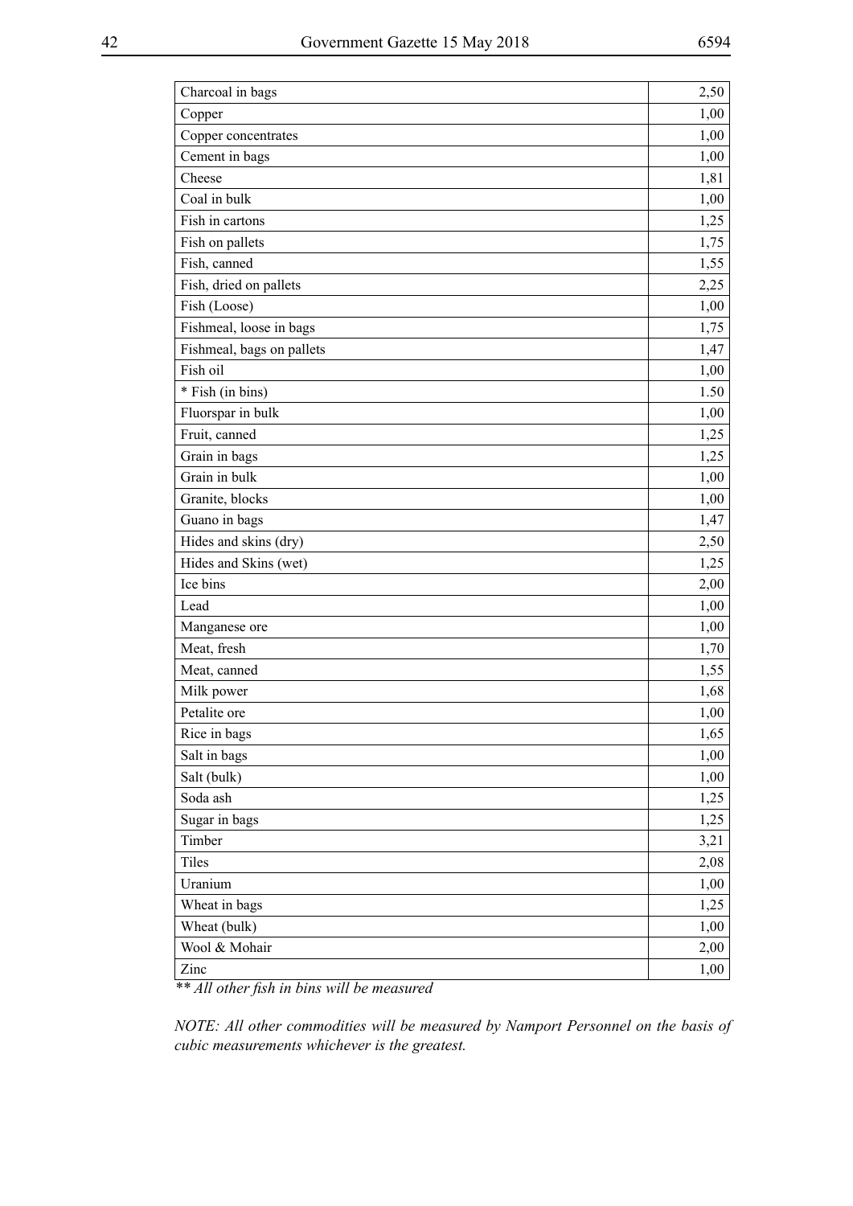| | |
|---|---|
| Charcoal in bags | 2,50 |
| Copper | 1,00 |
| Copper concentrates | 1,00 |
| Cement in bags | 1,00 |
| Cheese | 1,81 |
| Coal in bulk | 1,00 |
| Fish in cartons | 1,25 |
| Fish on pallets | 1,75 |
| Fish, canned | 1,55 |
| Fish, dried on pallets | 2,25 |
| Fish (Loose) | 1,00 |
| Fishmeal, loose in bags | 1,75 |
| Fishmeal, bags on pallets | 1,47 |
| Fish oil | 1,00 |
| * Fish (in bins) | 1.50 |
| Fluorspar in bulk | 1,00 |
| Fruit, canned | 1,25 |
| Grain in bags | 1,25 |
| Grain in bulk | 1,00 |
| Granite, blocks | 1,00 |
| Guano in bags | 1,47 |
| Hides and skins (dry) | 2,50 |
| Hides and Skins (wet) | 1,25 |
| Ice bins | 2,00 |
| Lead | 1,00 |
| Manganese ore | 1,00 |
| Meat, fresh | 1,70 |
| Meat, canned | 1,55 |
| Milk power | 1,68 |
| Petalite ore | 1,00 |
| Rice in bags | 1,65 |
| Salt in bags | 1,00 |
| Salt (bulk) | 1,00 |
| Soda ash | 1,25 |
| Sugar in bags | 1,25 |
| Timber | 3,21 |
| Tiles | 2,08 |
| Uranium | 1,00 |
| Wheat in bags | 1,25 |
| Wheat (bulk) | 1,00 |
| Wool & Mohair | 2,00 |
| Zinc | 1,00 |

*** All other fish in bins will be measured*

*NOTE: All other commodities will be measured by Namport Personnel on the basis of cubic measurements whichever is the greatest.*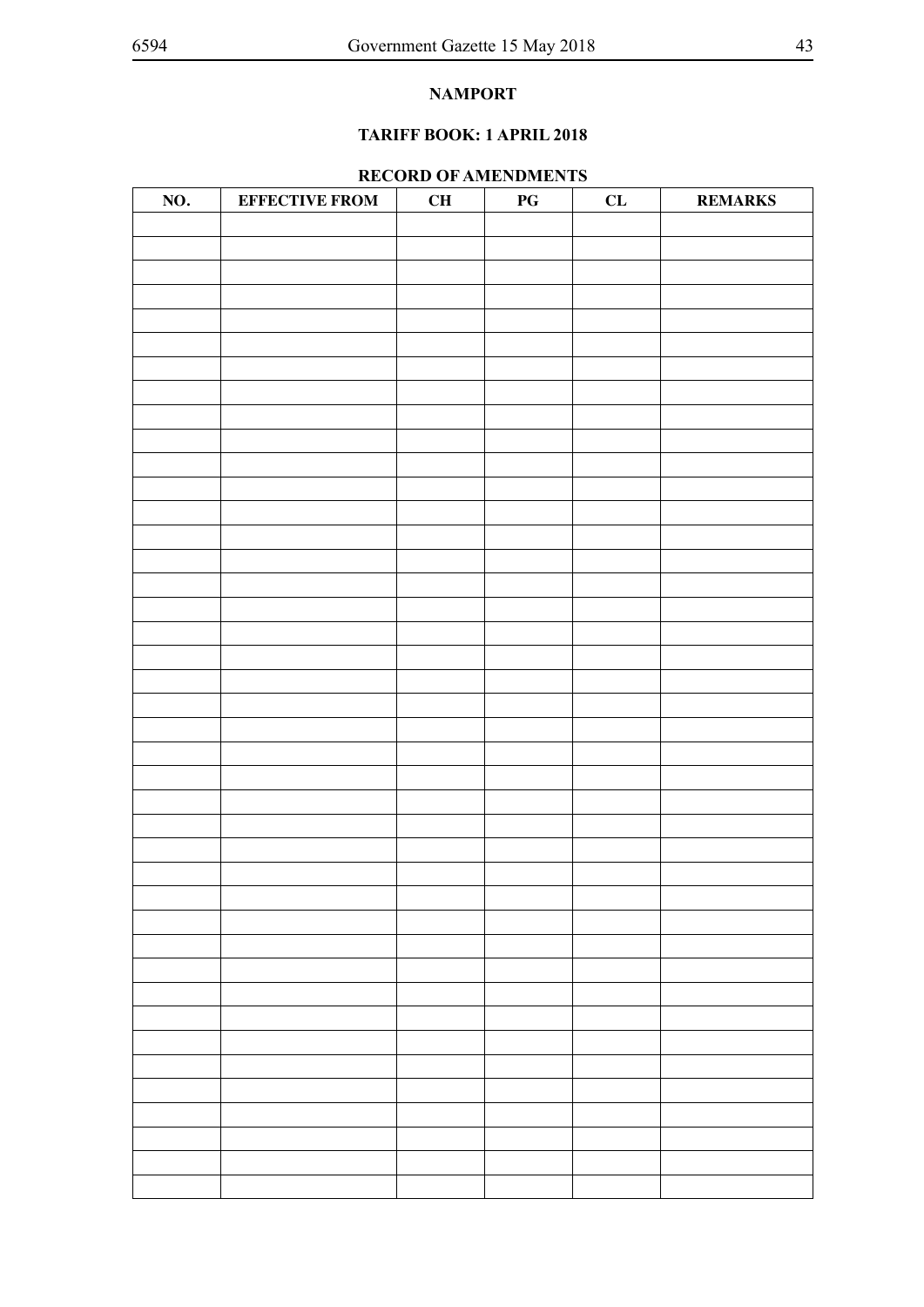**NAMPORT**

**TARIFF BOOK: 1 APRIL 2018**

**RECORD OF AMENDMENTS**

| NO. | EFFECTIVE FROM | CH | PG | CL | REMARKS |
|---|---|---|---|---|---|
| | | | | | |
| | | | | | |
| | | | | | |
| | | | | | |
| | | | | | |
| | | | | | |
| | | | | | |
| | | | | | |
| | | | | | |
| | | | | | |
| | | | | | |
| | | | | | |
| | | | | | |
| | | | | | |
| | | | | | |
| | | | | | |
| | | | | | |
| | | | | | |
| | | | | | |
| | | | | | |
| | | | | | |
| | | | | | |
| | | | | | |
| | | | | | |
| | | | | | |
| | | | | | |
| | | | | | |
| | | | | | |
| | | | | | |
| | | | | | |
| | | | | | |
| | | | | | |
| | | | | | |
| | | | | | |
| | | | | | |
| | | | | | |
| | | | | | |
| | | | | | |
| | | | | | |
| | | | | | |
| | | | | | |
| | | | | | |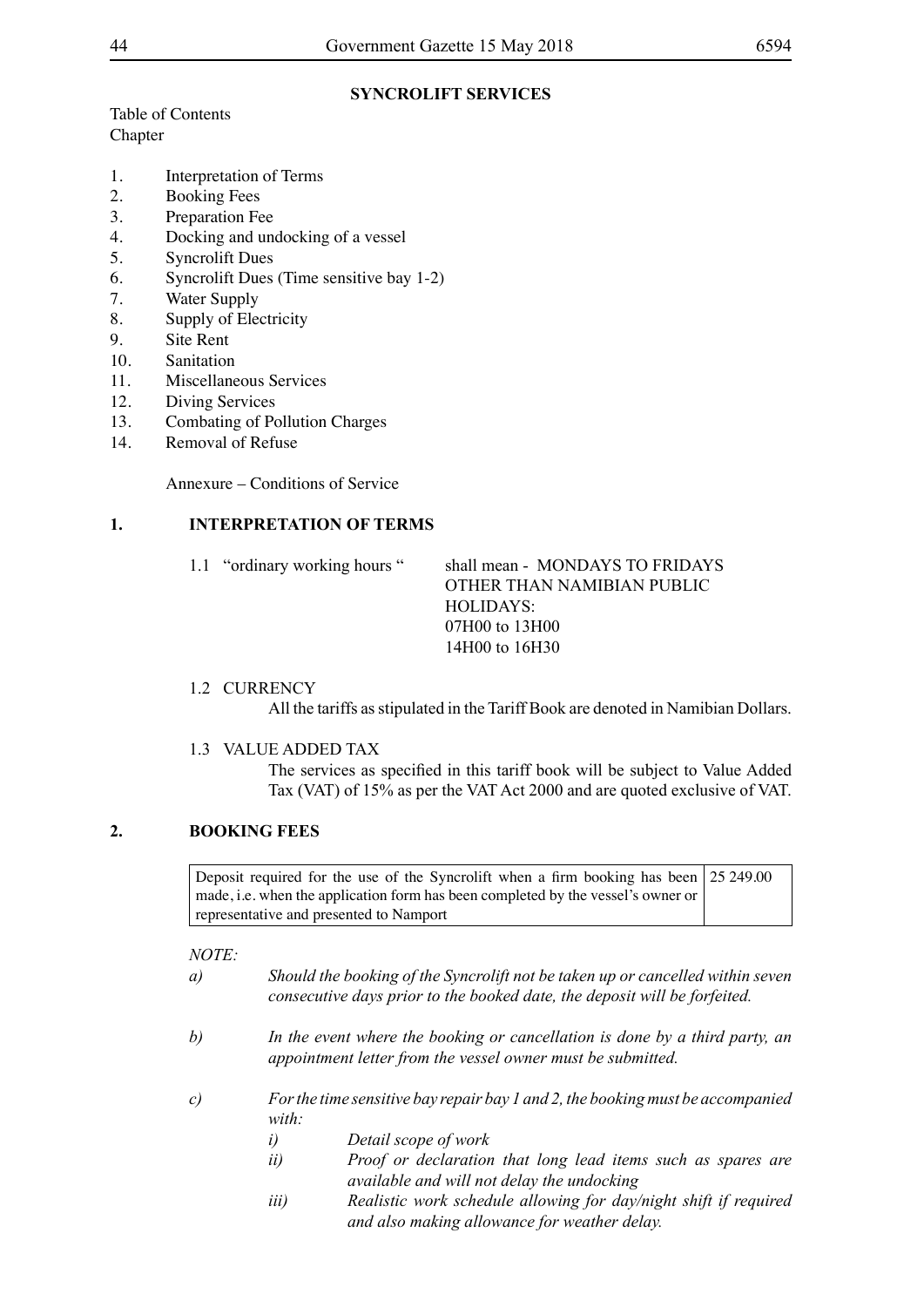## SYNCROLIFT SERVICES

Table of Contents
Chapter

1. Interpretation of Terms
2. Booking Fees
3. Preparation Fee
4. Docking and undocking of a vessel
5. Syncrolift Dues
6. Syncrolift Dues (Time sensitive bay 1-2)
7. Water Supply
8. Supply of Electricity
9. Site Rent
10. Sanitation
11. Miscellaneous Services
12. Diving Services
13. Combating of Pollution Charges
14. Removal of Refuse

Annexure – Conditions of Service

## 1. INTERPRETATION OF TERMS

1.1 "ordinary working hours " shall mean - MONDAYS TO FRIDAYS OTHER THAN NAMIBIAN PUBLIC HOLIDAYS:
07H00 to 13H00
14H00 to 16H30

1.2 CURRENCY

All the tariffs as stipulated in the Tariff Book are denoted in Namibian Dollars.

1.3 VALUE ADDED TAX

The services as specified in this tariff book will be subject to Value Added Tax (VAT) of 15% as per the VAT Act 2000 and are quoted exclusive of VAT.

## 2. BOOKING FEES

| | |
|---|---|
| Deposit required for the use of the Syncrolift when a firm booking has been made, i.e. when the application form has been completed by the vessel's owner or representative and presented to Namport | 25 249.00 |

*NOTE:*

*a) Should the booking of the Syncrolift not be taken up or cancelled within seven consecutive days prior to the booked date, the deposit will be forfeited.*

*b) In the event where the booking or cancellation is done by a third party, an appointment letter from the vessel owner must be submitted.*

*c) For the time sensitive bay repair bay 1 and 2, the booking must be accompanied with:*

*i) Detail scope of work*

*ii) Proof or declaration that long lead items such as spares are available and will not delay the undocking*

*iii) Realistic work schedule allowing for day/night shift if required and also making allowance for weather delay.*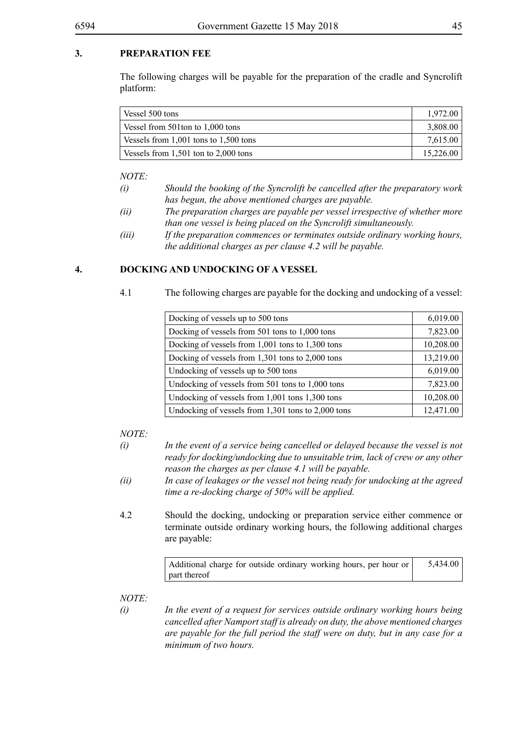## 3. PREPARATION FEE

The following charges will be payable for the preparation of the cradle and Syncrolift platform:

| | |
|---|---|
| Vessel 500 tons | 1,972.00 |
| Vessel from 501ton to 1,000 tons | 3,808.00 |
| Vessels from 1,001 tons to 1,500 tons | 7,615.00 |
| Vessels from 1,501 ton to 2,000 tons | 15,226.00 |

*NOTE:*

*(i) Should the booking of the Syncrolift be cancelled after the preparatory work has begun, the above mentioned charges are payable.*

*(ii) The preparation charges are payable per vessel irrespective of whether more than one vessel is being placed on the Syncrolift simultaneously.*

*(iii) If the preparation commences or terminates outside ordinary working hours, the additional charges as per clause 4.2 will be payable.*

## 4. DOCKING AND UNDOCKING OF A VESSEL

4.1 The following charges are payable for the docking and undocking of a vessel:

| | |
|---|---|
| Docking of vessels up to 500 tons | 6,019.00 |
| Docking of vessels from 501 tons to 1,000 tons | 7,823.00 |
| Docking of vessels from 1,001 tons to 1,300 tons | 10,208.00 |
| Docking of vessels from 1,301 tons to 2,000 tons | 13,219.00 |
| Undocking of vessels up to 500 tons | 6,019.00 |
| Undocking of vessels from 501 tons to 1,000 tons | 7,823.00 |
| Undocking of vessels from 1,001 tons 1,300 tons | 10,208.00 |
| Undocking of vessels from 1,301 tons to 2,000 tons | 12,471.00 |

*NOTE:*

*(i) In the event of a service being cancelled or delayed because the vessel is not ready for docking/undocking due to unsuitable trim, lack of crew or any other reason the charges as per clause 4.1 will be payable.*

*(ii) In case of leakages or the vessel not being ready for undocking at the agreed time a re-docking charge of 50% will be applied.*

4.2 Should the docking, undocking or preparation service either commence or terminate outside ordinary working hours, the following additional charges are payable:

| | |
|---|---|
| Additional charge for outside ordinary working hours, per hour or part thereof | 5,434.00 |

*NOTE:*

*(i) In the event of a request for services outside ordinary working hours being cancelled after Namport staff is already on duty, the above mentioned charges are payable for the full period the staff were on duty, but in any case for a minimum of two hours.*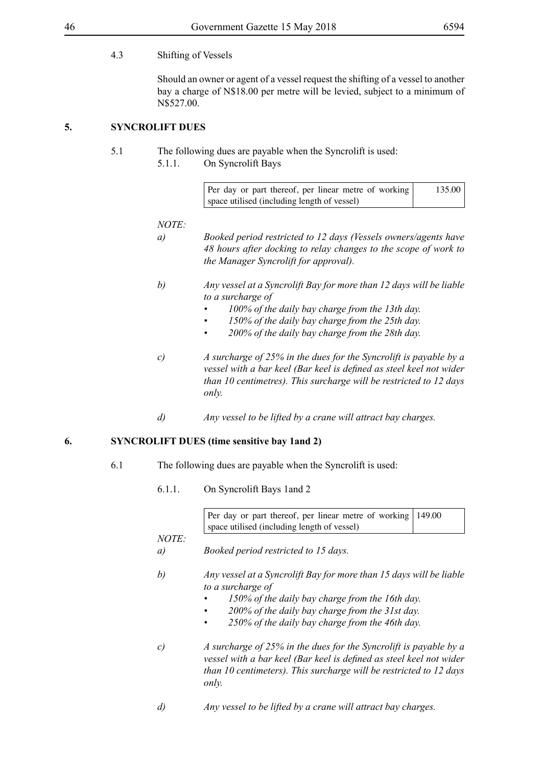4.3 Shifting of Vessels

Should an owner or agent of a vessel request the shifting of a vessel to another bay a charge of N$18.00 per metre will be levied, subject to a minimum of N$527.00.

## 5. SYNCROLIFT DUES

5.1 The following dues are payable when the Syncrolift is used:

5.1.1. On Syncrolift Bays

| Per day or part thereof, per linear metre of working space utilised (including length of vessel) | 135.00 |
|---|---|

*NOTE:*

*a) Booked period restricted to 12 days (Vessels owners/agents have 48 hours after docking to relay changes to the scope of work to the Manager Syncrolift for approval).*

*b) Any vessel at a Syncrolift Bay for more than 12 days will be liable to a surcharge of*

- *100% of the daily bay charge from the 13th day.*
- *150% of the daily bay charge from the 25th day.*
- *200% of the daily bay charge from the 28th day.*

*c) A surcharge of 25% in the dues for the Syncrolift is payable by a vessel with a bar keel (Bar keel is defined as steel keel not wider than 10 centimetres). This surcharge will be restricted to 12 days only.*

*d) Any vessel to be lifted by a crane will attract bay charges.*

## 6. SYNCROLIFT DUES (time sensitive bay 1and 2)

6.1 The following dues are payable when the Syncrolift is used:

6.1.1. On Syncrolift Bays 1and 2

| Per day or part thereof, per linear metre of working space utilised (including length of vessel) | 149.00 |
|---|---|

*NOTE:*

*a) Booked period restricted to 15 days.*

*b) Any vessel at a Syncrolift Bay for more than 15 days will be liable to a surcharge of*

- *150% of the daily bay charge from the 16th day.*
- *200% of the daily bay charge from the 31st day.*
- *250% of the daily bay charge from the 46th day.*

*c) A surcharge of 25% in the dues for the Syncrolift is payable by a vessel with a bar keel (Bar keel is defined as steel keel not wider than 10 centimeters). This surcharge will be restricted to 12 days only.*

*d) Any vessel to be lifted by a crane will attract bay charges.*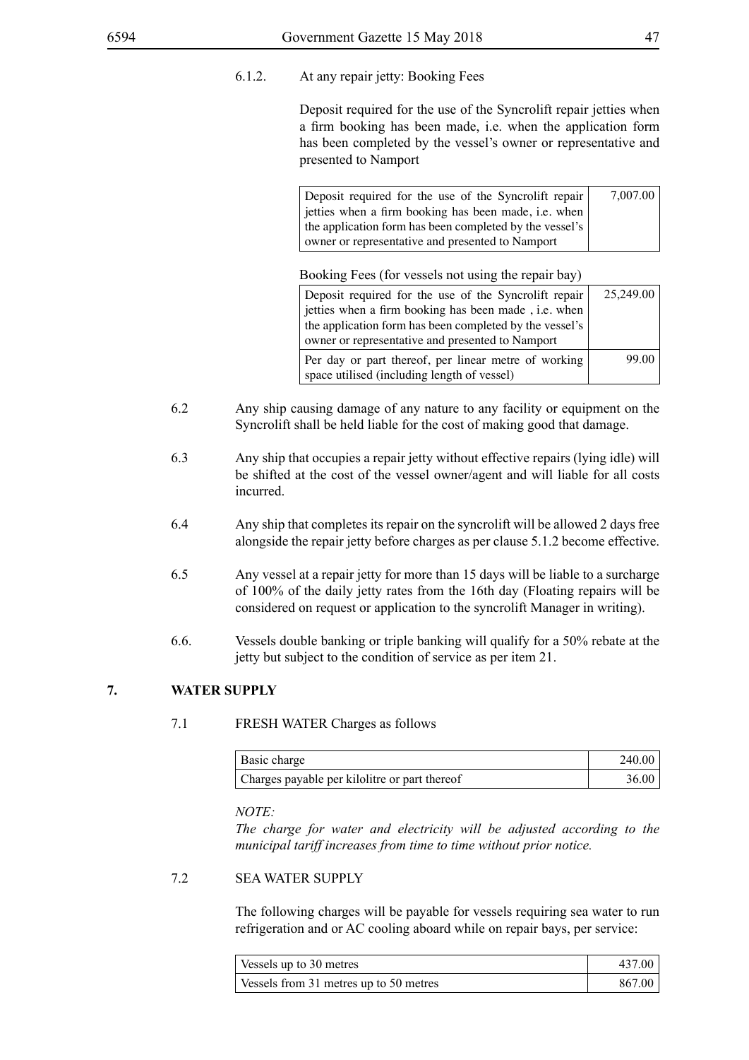6.1.2. At any repair jetty: Booking Fees

Deposit required for the use of the Syncrolift repair jetties when a firm booking has been made, i.e. when the application form has been completed by the vessel's owner or representative and presented to Namport

| | |
|---|---|
| Deposit required for the use of the Syncrolift repair jetties when a firm booking has been made, i.e. when the application form has been completed by the vessel's owner or representative and presented to Namport | 7,007.00 |

Booking Fees (for vessels not using the repair bay)

| | |
|---|---|
| Deposit required for the use of the Syncrolift repair jetties when a firm booking has been made , i.e. when the application form has been completed by the vessel's owner or representative and presented to Namport | 25,249.00 |
| Per day or part thereof, per linear metre of working space utilised (including length of vessel) | 99.00 |

6.2 Any ship causing damage of any nature to any facility or equipment on the Syncrolift shall be held liable for the cost of making good that damage.

6.3 Any ship that occupies a repair jetty without effective repairs (lying idle) will be shifted at the cost of the vessel owner/agent and will liable for all costs incurred.

6.4 Any ship that completes its repair on the syncrolift will be allowed 2 days free alongside the repair jetty before charges as per clause 5.1.2 become effective.

6.5 Any vessel at a repair jetty for more than 15 days will be liable to a surcharge of 100% of the daily jetty rates from the 16th day (Floating repairs will be considered on request or application to the syncrolift Manager in writing).

6.6. Vessels double banking or triple banking will qualify for a 50% rebate at the jetty but subject to the condition of service as per item 21.

## 7. WATER SUPPLY

7.1 FRESH WATER Charges as follows

| | |
|---|---|
| Basic charge | 240.00 |
| Charges payable per kilolitre or part thereof | 36.00 |

*NOTE:*
*The charge for water and electricity will be adjusted according to the municipal tariff increases from time to time without prior notice.*

7.2 SEA WATER SUPPLY

The following charges will be payable for vessels requiring sea water to run refrigeration and or AC cooling aboard while on repair bays, per service:

| | |
|---|---|
| Vessels up to 30 metres | 437.00 |
| Vessels from 31 metres up to 50 metres | 867.00 |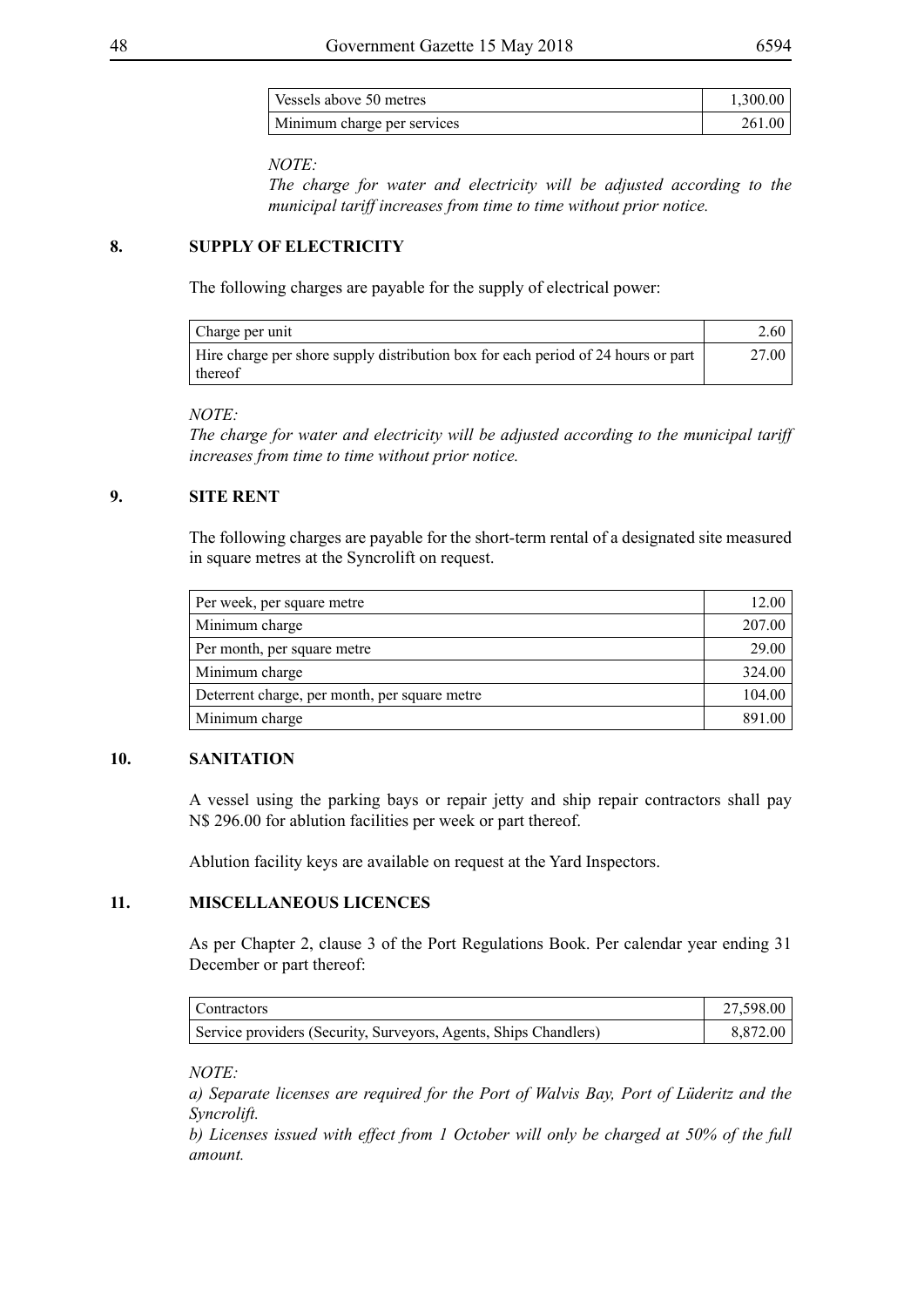| | |
|---|---|
| Vessels above 50 metres | 1,300.00 |
| Minimum charge per services | 261.00 |

*NOTE:*
*The charge for water and electricity will be adjusted according to the municipal tariff increases from time to time without prior notice.*

## 8. SUPPLY OF ELECTRICITY

The following charges are payable for the supply of electrical power:

| | |
|---|---|
| Charge per unit | 2.60 |
| Hire charge per shore supply distribution box for each period of 24 hours or part thereof | 27.00 |

*NOTE:*
*The charge for water and electricity will be adjusted according to the municipal tariff increases from time to time without prior notice.*

## 9. SITE RENT

The following charges are payable for the short-term rental of a designated site measured in square metres at the Syncrolift on request.

| | |
|---|---|
| Per week, per square metre | 12.00 |
| Minimum charge | 207.00 |
| Per month, per square metre | 29.00 |
| Minimum charge | 324.00 |
| Deterrent charge, per month, per square metre | 104.00 |
| Minimum charge | 891.00 |

## 10. SANITATION

A vessel using the parking bays or repair jetty and ship repair contractors shall pay N$ 296.00 for ablution facilities per week or part thereof.

Ablution facility keys are available on request at the Yard Inspectors.

## 11. MISCELLANEOUS LICENCES

As per Chapter 2, clause 3 of the Port Regulations Book. Per calendar year ending 31 December or part thereof:

| | |
|---|---|
| Contractors | 27,598.00 |
| Service providers (Security, Surveyors, Agents, Ships Chandlers) | 8,872.00 |

*NOTE:*
*a) Separate licenses are required for the Port of Walvis Bay, Port of Lüderitz and the Syncrolift.*
*b) Licenses issued with effect from 1 October will only be charged at 50% of the full amount.*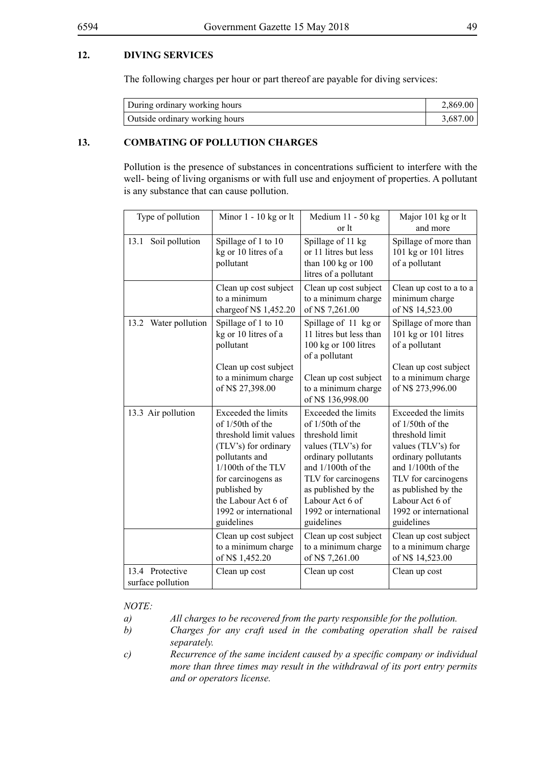## 12. DIVING SERVICES

The following charges per hour or part thereof are payable for diving services:

| | |
|---|---|
| During ordinary working hours | 2,869.00 |
| Outside ordinary working hours | 3,687.00 |

## 13. COMBATING OF POLLUTION CHARGES

Pollution is the presence of substances in concentrations sufficient to interfere with the well- being of living organisms or with full use and enjoyment of properties. A pollutant is any substance that can cause pollution.

| Type of pollution | Minor 1 - 10 kg or lt | Medium 11 - 50 kg or lt | Major 101 kg or lt and more |
|---|---|---|---|
| 13.1 Soil pollution | Spillage of 1 to 10 kg or 10 litres of a pollutant | Spillage of 11 kg or 11 litres but less than 100 kg or 100 litres of a pollutant | Spillage of more than 101 kg or 101 litres of a pollutant |
| | Clean up cost subject to a minimum chargeof N$ 1,452.20 | Clean up cost subject to a minimum charge of N$ 7,261.00 | Clean up cost to a to a minimum charge of N$ 14,523.00 |
| 13.2 Water pollution | Spillage of 1 to 10 kg or 10 litres of a pollutant<br><br>Clean up cost subject to a minimum charge of N$ 27,398.00 | Spillage of 11 kg or 11 litres but less than 100 kg or 100 litres of a pollutant<br><br>Clean up cost subject to a minimum charge of N$ 136,998.00 | Spillage of more than 101 kg or 101 litres of a pollutant<br><br>Clean up cost subject to a minimum charge of N$ 273,996.00 |
| 13.3 Air pollution | Exceeded the limits of 1/50th of the threshold limit values (TLV's) for ordinary pollutants and 1/100th of the TLV for carcinogens as published by the Labour Act 6 of 1992 or international guidelines | Exceeded the limits of 1/50th of the threshold limit values (TLV's) for ordinary pollutants and 1/100th of the TLV for carcinogens as published by the Labour Act 6 of 1992 or international guidelines | Exceeded the limits of 1/50th of the threshold limit values (TLV's) for ordinary pollutants and 1/100th of the TLV for carcinogens as published by the Labour Act 6 of 1992 or international guidelines |
| | Clean up cost subject to a minimum charge of N$ 1,452.20 | Clean up cost subject to a minimum charge of N$ 7,261.00 | Clean up cost subject to a minimum charge of N$ 14,523.00 |
| 13.4 Protective surface pollution | Clean up cost | Clean up cost | Clean up cost |

*NOTE:*

*a) All charges to be recovered from the party responsible for the pollution.*

*b) Charges for any craft used in the combating operation shall be raised separately.*

*c) Recurrence of the same incident caused by a specific company or individual more than three times may result in the withdrawal of its port entry permits and or operators license.*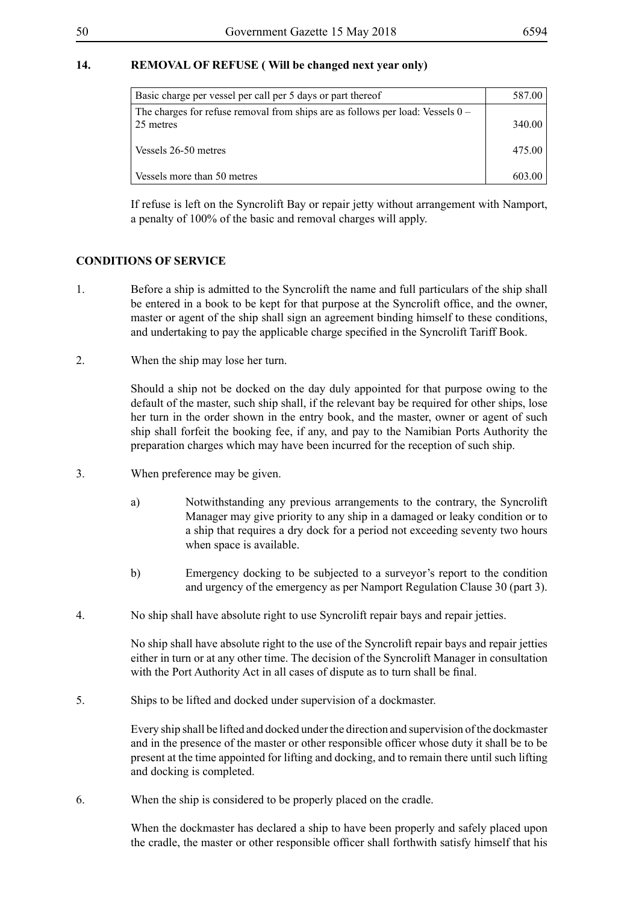## 14. REMOVAL OF REFUSE ( Will be changed next year only)

| | |
|---|---|
| Basic charge per vessel per call per 5 days or part thereof | 587.00 |
| The charges for refuse removal from ships are as follows per load: Vessels 0 – 25 metres | 340.00 |
| Vessels 26-50 metres | 475.00 |
| Vessels more than 50 metres | 603.00 |

If refuse is left on the Syncrolift Bay or repair jetty without arrangement with Namport, a penalty of 100% of the basic and removal charges will apply.

## CONDITIONS OF SERVICE

1. Before a ship is admitted to the Syncrolift the name and full particulars of the ship shall be entered in a book to be kept for that purpose at the Syncrolift office, and the owner, master or agent of the ship shall sign an agreement binding himself to these conditions, and undertaking to pay the applicable charge specified in the Syncrolift Tariff Book.

2. When the ship may lose her turn.

   Should a ship not be docked on the day duly appointed for that purpose owing to the default of the master, such ship shall, if the relevant bay be required for other ships, lose her turn in the order shown in the entry book, and the master, owner or agent of such ship shall forfeit the booking fee, if any, and pay to the Namibian Ports Authority the preparation charges which may have been incurred for the reception of such ship.

3. When preference may be given.

   a) Notwithstanding any previous arrangements to the contrary, the Syncrolift Manager may give priority to any ship in a damaged or leaky condition or to a ship that requires a dry dock for a period not exceeding seventy two hours when space is available.

   b) Emergency docking to be subjected to a surveyor's report to the condition and urgency of the emergency as per Namport Regulation Clause 30 (part 3).

4. No ship shall have absolute right to use Syncrolift repair bays and repair jetties.

   No ship shall have absolute right to the use of the Syncrolift repair bays and repair jetties either in turn or at any other time. The decision of the Syncrolift Manager in consultation with the Port Authority Act in all cases of dispute as to turn shall be final.

5. Ships to be lifted and docked under supervision of a dockmaster.

   Every ship shall be lifted and docked under the direction and supervision of the dockmaster and in the presence of the master or other responsible officer whose duty it shall be to be present at the time appointed for lifting and docking, and to remain there until such lifting and docking is completed.

6. When the ship is considered to be properly placed on the cradle.

   When the dockmaster has declared a ship to have been properly and safely placed upon the cradle, the master or other responsible officer shall forthwith satisfy himself that his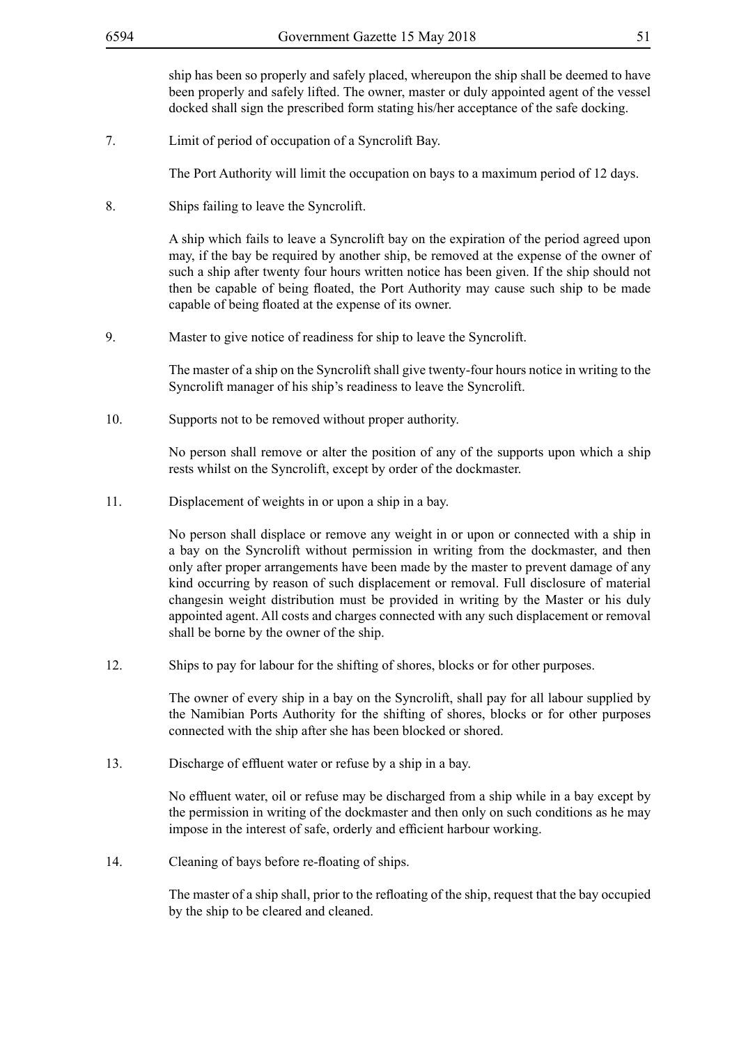ship has been so properly and safely placed, whereupon the ship shall be deemed to have been properly and safely lifted. The owner, master or duly appointed agent of the vessel docked shall sign the prescribed form stating his/her acceptance of the safe docking.

7. Limit of period of occupation of a Syncrolift Bay.

The Port Authority will limit the occupation on bays to a maximum period of 12 days.

8. Ships failing to leave the Syncrolift.

A ship which fails to leave a Syncrolift bay on the expiration of the period agreed upon may, if the bay be required by another ship, be removed at the expense of the owner of such a ship after twenty four hours written notice has been given. If the ship should not then be capable of being floated, the Port Authority may cause such ship to be made capable of being floated at the expense of its owner.

9. Master to give notice of readiness for ship to leave the Syncrolift.

The master of a ship on the Syncrolift shall give twenty-four hours notice in writing to the Syncrolift manager of his ship's readiness to leave the Syncrolift.

10. Supports not to be removed without proper authority.

No person shall remove or alter the position of any of the supports upon which a ship rests whilst on the Syncrolift, except by order of the dockmaster.

11. Displacement of weights in or upon a ship in a bay.

No person shall displace or remove any weight in or upon or connected with a ship in a bay on the Syncrolift without permission in writing from the dockmaster, and then only after proper arrangements have been made by the master to prevent damage of any kind occurring by reason of such displacement or removal. Full disclosure of material changesin weight distribution must be provided in writing by the Master or his duly appointed agent. All costs and charges connected with any such displacement or removal shall be borne by the owner of the ship.

12. Ships to pay for labour for the shifting of shores, blocks or for other purposes.

The owner of every ship in a bay on the Syncrolift, shall pay for all labour supplied by the Namibian Ports Authority for the shifting of shores, blocks or for other purposes connected with the ship after she has been blocked or shored.

13. Discharge of effluent water or refuse by a ship in a bay.

No effluent water, oil or refuse may be discharged from a ship while in a bay except by the permission in writing of the dockmaster and then only on such conditions as he may impose in the interest of safe, orderly and efficient harbour working.

14. Cleaning of bays before re-floating of ships.

The master of a ship shall, prior to the refloating of the ship, request that the bay occupied by the ship to be cleared and cleaned.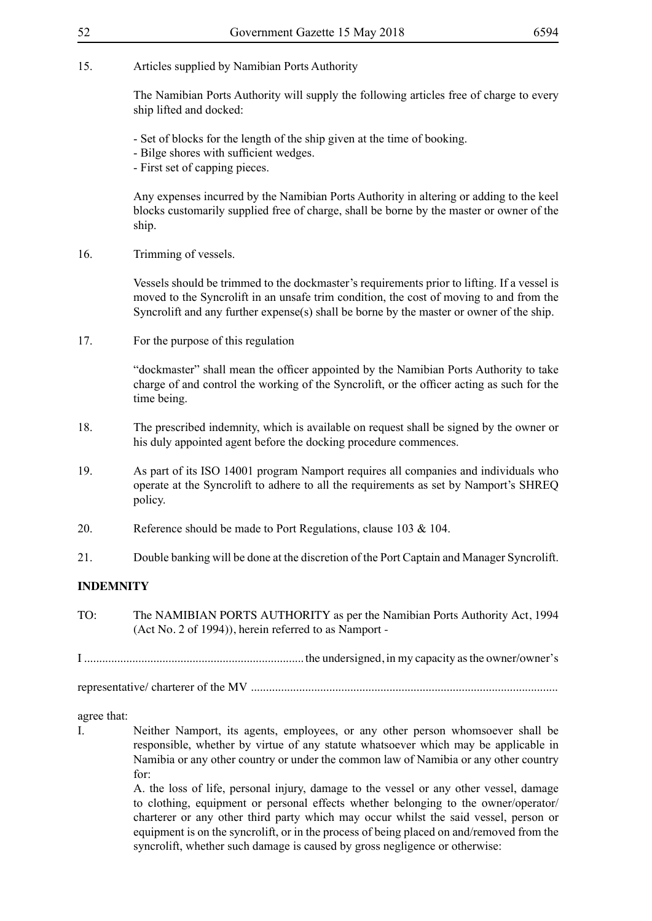15. Articles supplied by Namibian Ports Authority

The Namibian Ports Authority will supply the following articles free of charge to every ship lifted and docked:

- Set of blocks for the length of the ship given at the time of booking.
- Bilge shores with sufficient wedges.
- First set of capping pieces.

Any expenses incurred by the Namibian Ports Authority in altering or adding to the keel blocks customarily supplied free of charge, shall be borne by the master or owner of the ship.

16. Trimming of vessels.

Vessels should be trimmed to the dockmaster's requirements prior to lifting. If a vessel is moved to the Syncrolift in an unsafe trim condition, the cost of moving to and from the Syncrolift and any further expense(s) shall be borne by the master or owner of the ship.

17. For the purpose of this regulation

"dockmaster" shall mean the officer appointed by the Namibian Ports Authority to take charge of and control the working of the Syncrolift, or the officer acting as such for the time being.

18. The prescribed indemnity, which is available on request shall be signed by the owner or his duly appointed agent before the docking procedure commences.

19. As part of its ISO 14001 program Namport requires all companies and individuals who operate at the Syncrolift to adhere to all the requirements as set by Namport's SHREQ policy.

20. Reference should be made to Port Regulations, clause 103 & 104.

21. Double banking will be done at the discretion of the Port Captain and Manager Syncrolift.

**INDEMNITY**

TO: The NAMIBIAN PORTS AUTHORITY as per the Namibian Ports Authority Act, 1994 (Act No. 2 of 1994)), herein referred to as Namport -

I ........................................................................ the undersigned, in my capacity as the owner/owner's

representative/ charterer of the MV .....................................................................................................

agree that:

I. Neither Namport, its agents, employees, or any other person whomsoever shall be responsible, whether by virtue of any statute whatsoever which may be applicable in Namibia or any other country or under the common law of Namibia or any other country for:

A. the loss of life, personal injury, damage to the vessel or any other vessel, damage to clothing, equipment or personal effects whether belonging to the owner/operator/ charterer or any other third party which may occur whilst the said vessel, person or equipment is on the syncrolift, or in the process of being placed on and/removed from the syncrolift, whether such damage is caused by gross negligence or otherwise: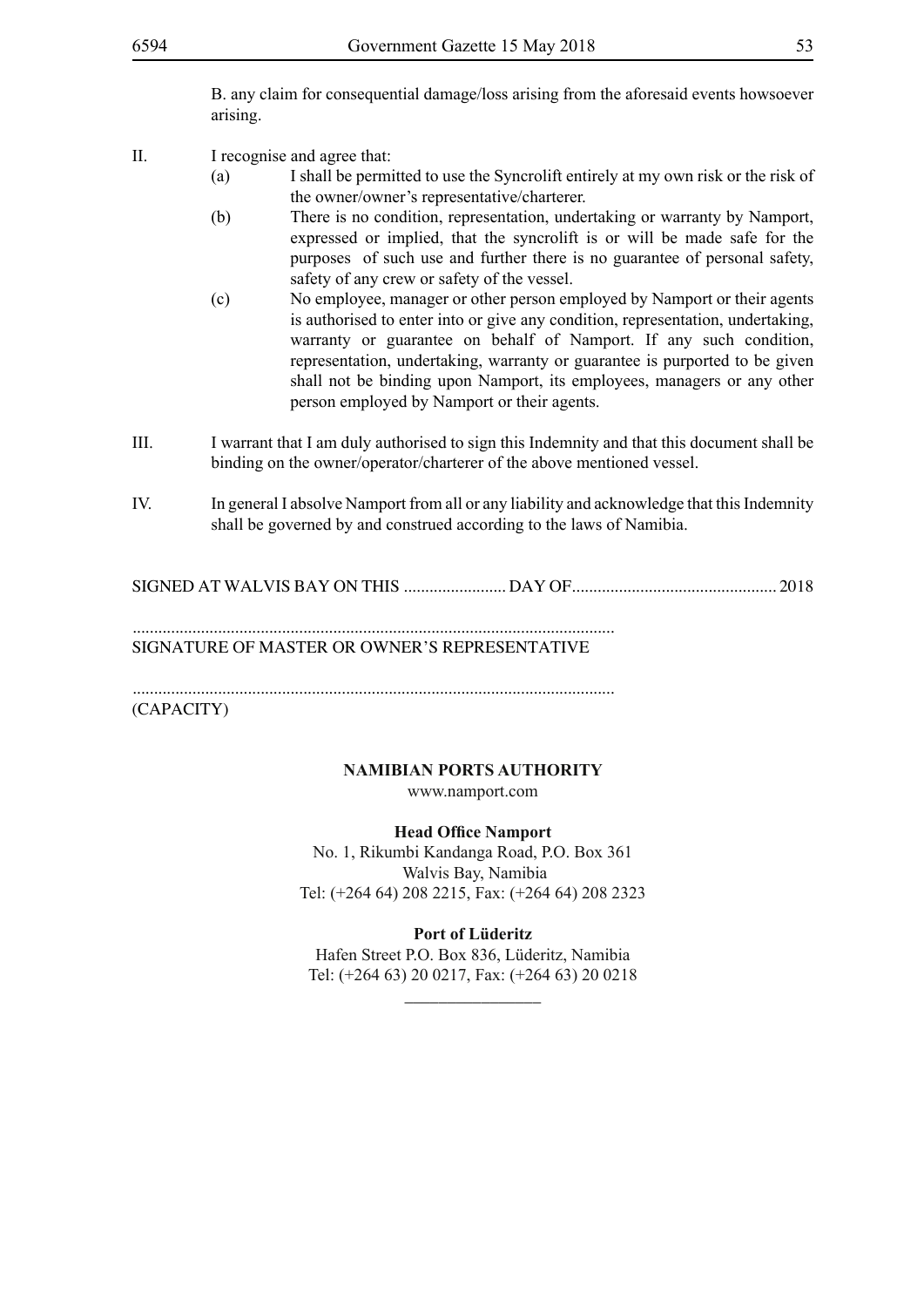B. any claim for consequential damage/loss arising from the aforesaid events howsoever arising.

II. I recognise and agree that:

(a) I shall be permitted to use the Syncrolift entirely at my own risk or the risk of the owner/owner's representative/charterer.

(b) There is no condition, representation, undertaking or warranty by Namport, expressed or implied, that the syncrolift is or will be made safe for the purposes of such use and further there is no guarantee of personal safety, safety of any crew or safety of the vessel.

(c) No employee, manager or other person employed by Namport or their agents is authorised to enter into or give any condition, representation, undertaking, warranty or guarantee on behalf of Namport. If any such condition, representation, undertaking, warranty or guarantee is purported to be given shall not be binding upon Namport, its employees, managers or any other person employed by Namport or their agents.

III. I warrant that I am duly authorised to sign this Indemnity and that this document shall be binding on the owner/operator/charterer of the above mentioned vessel.

IV. In general I absolve Namport from all or any liability and acknowledge that this Indemnity shall be governed by and construed according to the laws of Namibia.

SIGNED AT WALVIS BAY ON THIS ........................ DAY OF................................................ 2018

.................................................................................................................
SIGNATURE OF MASTER OR OWNER'S REPRESENTATIVE

.................................................................................................................
(CAPACITY)

**NAMIBIAN PORTS AUTHORITY**
www.namport.com

**Head Office Namport**
No. 1, Rikumbi Kandanga Road, P.O. Box 361
Walvis Bay, Namibia
Tel: (+264 64) 208 2215, Fax: (+264 64) 208 2323

**Port of Lüderitz**
Hafen Street P.O. Box 836, Lüderitz, Namibia
Tel: (+264 63) 20 0217, Fax: (+264 63) 20 0218

________________